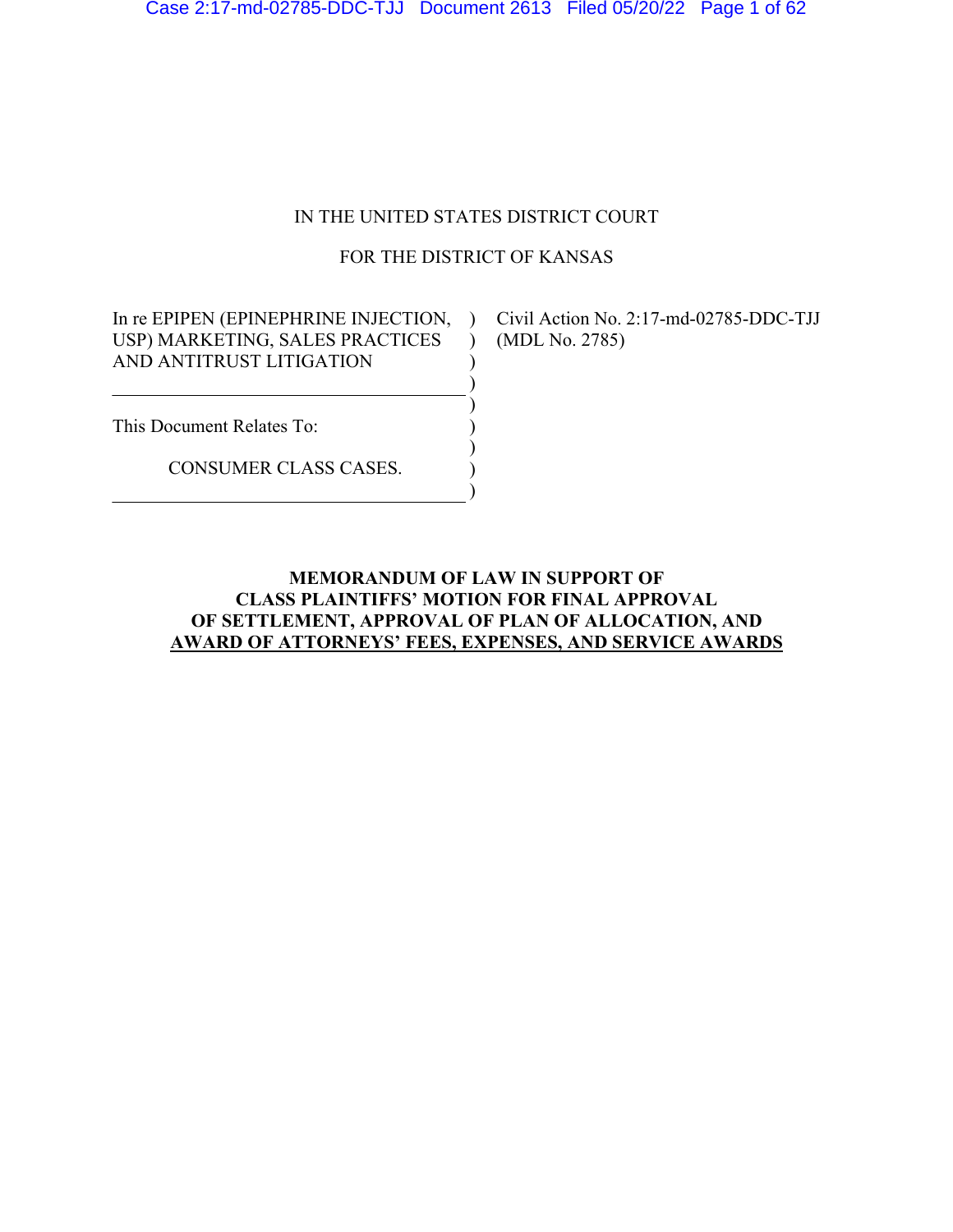IN THE UNITED STATES DISTRICT COURT

FOR THE DISTRICT OF KANSAS

| | | |
|---|---|---|
| In re EPIPEN (EPINEPHRINE INJECTION, USP) MARKETING, SALES PRACTICES AND ANTITRUST LITIGATION | ) | Civil Action No. 2:17-md-02785-DDC-TJJ (MDL No. 2785) |
| This Document Relates To: | ) | |
| CONSUMER CLASS CASES. | ) | |

**MEMORANDUM OF LAW IN SUPPORT OF CLASS PLAINTIFFS' MOTION FOR FINAL APPROVAL OF SETTLEMENT, APPROVAL OF PLAN OF ALLOCATION, AND AWARD OF ATTORNEYS' FEES, EXPENSES, AND SERVICE AWARDS**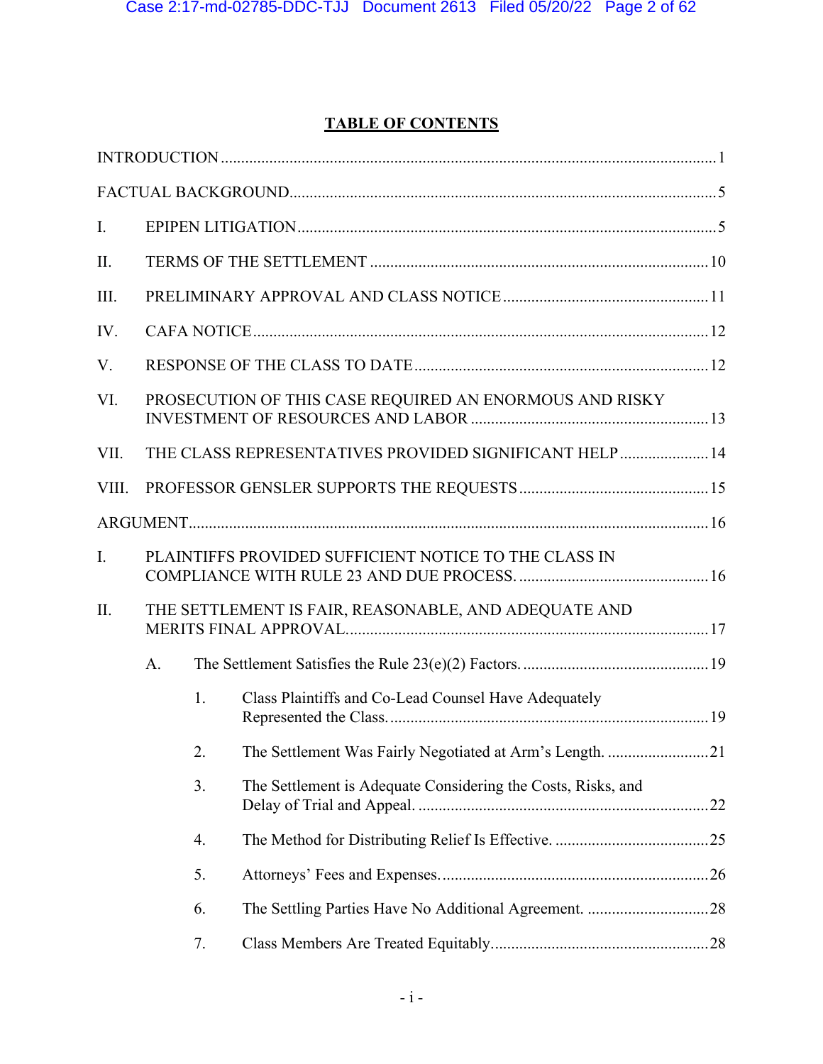# TABLE OF CONTENTS

INTRODUCTION .......... 1

FACTUAL BACKGROUND .......... 5

I. EPIPEN LITIGATION .......... 5

II. TERMS OF THE SETTLEMENT .......... 10

III. PRELIMINARY APPROVAL AND CLASS NOTICE .......... 11

IV. CAFA NOTICE .......... 12

V. RESPONSE OF THE CLASS TO DATE .......... 12

VI. PROSECUTION OF THIS CASE REQUIRED AN ENORMOUS AND RISKY INVESTMENT OF RESOURCES AND LABOR .......... 13

VII. THE CLASS REPRESENTATIVES PROVIDED SIGNIFICANT HELP .......... 14

VIII. PROFESSOR GENSLER SUPPORTS THE REQUESTS .......... 15

ARGUMENT .......... 16

I. PLAINTIFFS PROVIDED SUFFICIENT NOTICE TO THE CLASS IN COMPLIANCE WITH RULE 23 AND DUE PROCESS. .......... 16

II. THE SETTLEMENT IS FAIR, REASONABLE, AND ADEQUATE AND MERITS FINAL APPROVAL. .......... 17

- A. The Settlement Satisfies the Rule 23(e)(2) Factors. .......... 19
  - 1. Class Plaintiffs and Co-Lead Counsel Have Adequately Represented the Class. .......... 19
  - 2. The Settlement Was Fairly Negotiated at Arm's Length. .......... 21
  - 3. The Settlement is Adequate Considering the Costs, Risks, and Delay of Trial and Appeal. .......... 22
  - 4. The Method for Distributing Relief Is Effective. .......... 25
  - 5. Attorneys' Fees and Expenses. .......... 26
  - 6. The Settling Parties Have No Additional Agreement. .......... 28
  - 7. Class Members Are Treated Equitably. .......... 28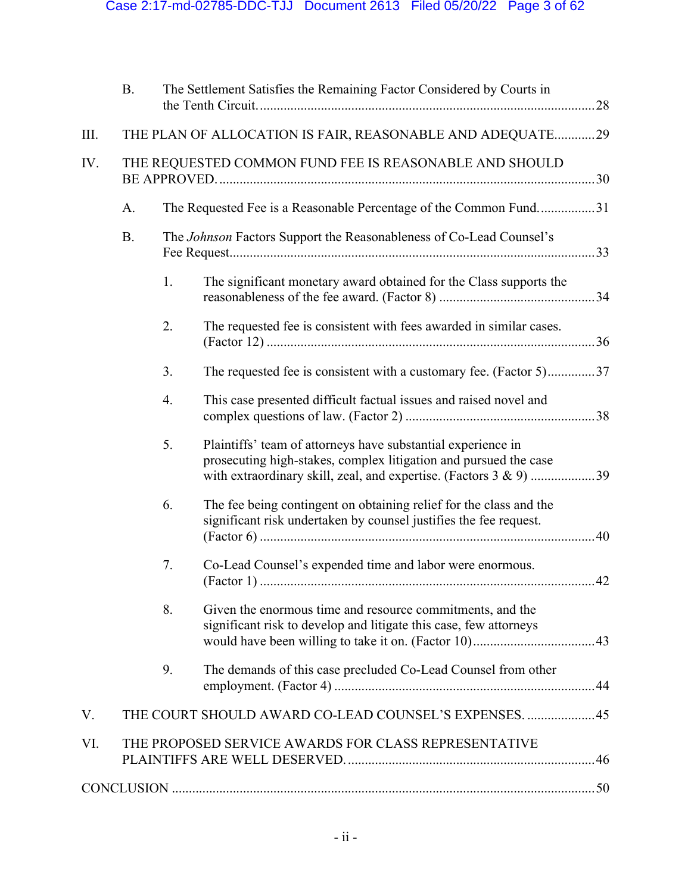B. The Settlement Satisfies the Remaining Factor Considered by Courts in the Tenth Circuit. .......... 28

III. THE PLAN OF ALLOCATION IS FAIR, REASONABLE AND ADEQUATE .......... 29

IV. THE REQUESTED COMMON FUND FEE IS REASONABLE AND SHOULD BE APPROVED. .......... 30

A. The Requested Fee is a Reasonable Percentage of the Common Fund. .......... 31

B. The *Johnson* Factors Support the Reasonableness of Co-Lead Counsel's Fee Request .......... 33

1. The significant monetary award obtained for the Class supports the reasonableness of the fee award. (Factor 8) .......... 34

2. The requested fee is consistent with fees awarded in similar cases. (Factor 12) .......... 36

3. The requested fee is consistent with a customary fee. (Factor 5) .......... 37

4. This case presented difficult factual issues and raised novel and complex questions of law. (Factor 2) .......... 38

5. Plaintiffs' team of attorneys have substantial experience in prosecuting high-stakes, complex litigation and pursued the case with extraordinary skill, zeal, and expertise. (Factors 3 & 9) .......... 39

6. The fee being contingent on obtaining relief for the class and the significant risk undertaken by counsel justifies the fee request. (Factor 6) .......... 40

7. Co-Lead Counsel's expended time and labor were enormous. (Factor 1) .......... 42

8. Given the enormous time and resource commitments, and the significant risk to develop and litigate this case, few attorneys would have been willing to take it on. (Factor 10) .......... 43

9. The demands of this case precluded Co-Lead Counsel from other employment. (Factor 4) .......... 44

V. THE COURT SHOULD AWARD CO-LEAD COUNSEL'S EXPENSES. .......... 45

VI. THE PROPOSED SERVICE AWARDS FOR CLASS REPRESENTATIVE PLAINTIFFS ARE WELL DESERVED. .......... 46

CONCLUSION .......... 50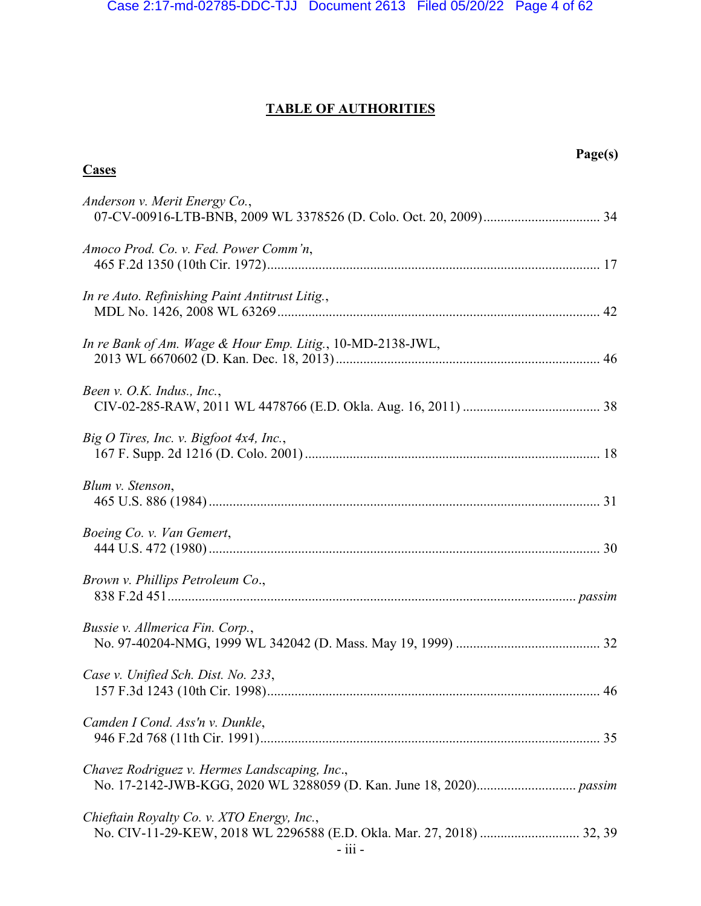## TABLE OF AUTHORITIES

**Page(s)**

**Cases**

*Anderson v. Merit Energy Co.*,
07-CV-00916-LTB-BNB, 2009 WL 3378526 (D. Colo. Oct. 20, 2009) .................................. 34

*Amoco Prod. Co. v. Fed. Power Comm'n*,
465 F.2d 1350 (10th Cir. 1972) ................................................................................................ 17

*In re Auto. Refinishing Paint Antitrust Litig.*,
MDL No. 1426, 2008 WL 63269 ............................................................................................. 42

*In re Bank of Am. Wage & Hour Emp. Litig.*, 10-MD-2138-JWL,
2013 WL 6670602 (D. Kan. Dec. 18, 2013) ............................................................................ 46

*Been v. O.K. Indus., Inc.*,
CIV-02-285-RAW, 2011 WL 4478766 (E.D. Okla. Aug. 16, 2011) ........................................ 38

*Big O Tires, Inc. v. Bigfoot 4x4, Inc.*,
167 F. Supp. 2d 1216 (D. Colo. 2001) ..................................................................................... 18

*Blum v. Stenson*,
465 U.S. 886 (1984) ................................................................................................................. 31

*Boeing Co. v. Van Gemert*,
444 U.S. 472 (1980) ................................................................................................................. 30

*Brown v. Phillips Petroleum Co.*,
838 F.2d 451 ...................................................................................................................... *passim*

*Bussie v. Allmerica Fin. Corp.*,
No. 97-40204-NMG, 1999 WL 342042 (D. Mass. May 19, 1999) .......................................... 32

*Case v. Unified Sch. Dist. No. 233*,
157 F.3d 1243 (10th Cir. 1998) ................................................................................................ 46

*Camden I Cond. Ass'n v. Dunkle*,
946 F.2d 768 (11th Cir. 1991) .................................................................................................. 35

*Chavez Rodriguez v. Hermes Landscaping, Inc.*,
No. 17-2142-JWB-KGG, 2020 WL 3288059 (D. Kan. June 18, 2020) ............................ *passim*

*Chieftain Royalty Co. v. XTO Energy, Inc.*,
No. CIV-11-29-KEW, 2018 WL 2296588 (E.D. Okla. Mar. 27, 2018) ............................ 32, 39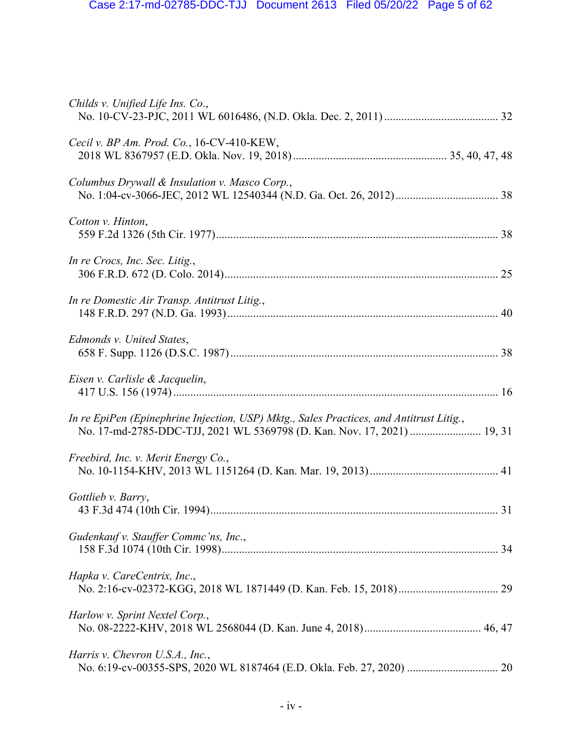*Childs v. Unified Life Ins. Co.*,
No. 10-CV-23-PJC, 2011 WL 6016486, (N.D. Okla. Dec. 2, 2011) ........................................ 32

*Cecil v. BP Am. Prod. Co.*, 16-CV-410-KEW,
2018 WL 8367957 (E.D. Okla. Nov. 19, 2018) ...................................................... 35, 40, 47, 48

*Columbus Drywall & Insulation v. Masco Corp.*,
No. 1:04-cv-3066-JEC, 2012 WL 12540344 (N.D. Ga. Oct. 26, 2012) ................................... 38

*Cotton v. Hinton*,
559 F.2d 1326 (5th Cir. 1977) ................................................................................................... 38

*In re Crocs, Inc. Sec. Litig.*,
306 F.R.D. 672 (D. Colo. 2014) ................................................................................................ 25

*In re Domestic Air Transp. Antitrust Litig.*,
148 F.R.D. 297 (N.D. Ga. 1993) ............................................................................................... 40

*Edmonds v. United States*,
658 F. Supp. 1126 (D.S.C. 1987) ............................................................................................. 38

*Eisen v. Carlisle & Jacquelin*,
417 U.S. 156 (1974) ................................................................................................................. 16

*In re EpiPen (Epinephrine Injection, USP) Mktg., Sales Practices, and Antitrust Litig.*,
No. 17-md-2785-DDC-TJJ, 2021 WL 5369798 (D. Kan. Nov. 17, 2021) ......................... 19, 31

*Freebird, Inc. v. Merit Energy Co.*,
No. 10-1154-KHV, 2013 WL 1151264 (D. Kan. Mar. 19, 2013) ............................................. 41

*Gottlieb v. Barry*,
43 F.3d 474 (10th Cir. 1994) ..................................................................................................... 31

*Gudenkauf v. Stauffer Commc'ns, Inc.*,
158 F.3d 1074 (10th Cir. 1998) ................................................................................................. 34

*Hapka v. CareCentrix, Inc.*,
No. 2:16-cv-02372-KGG, 2018 WL 1871449 (D. Kan. Feb. 15, 2018) ................................... 29

*Harlow v. Sprint Nextel Corp.*,
No. 08-2222-KHV, 2018 WL 2568044 (D. Kan. June 4, 2018) ......................................... 46, 47

*Harris v. Chevron U.S.A., Inc.*,
No. 6:19-cv-00355-SPS, 2020 WL 8187464 (E.D. Okla. Feb. 27, 2020) ................................ 20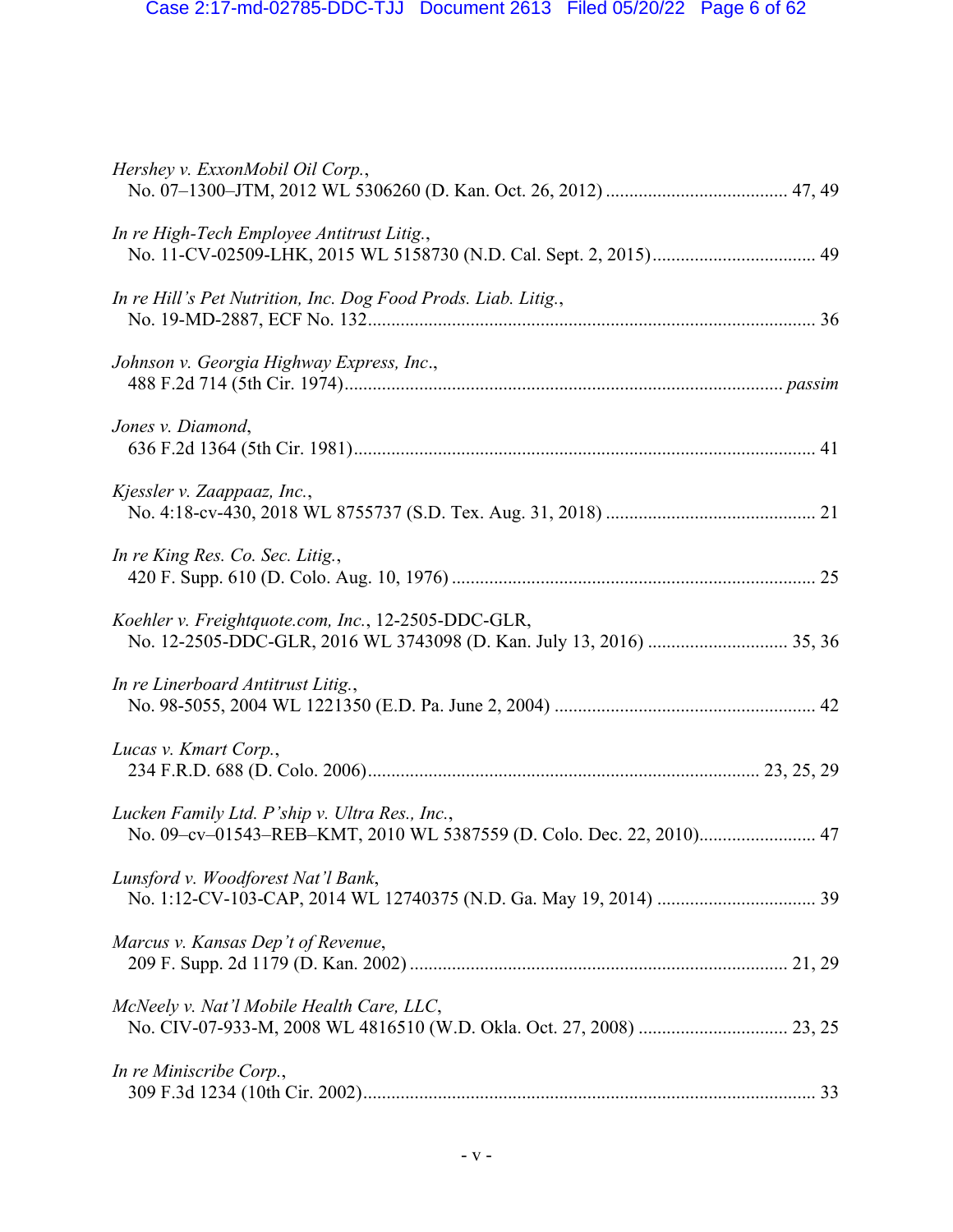*Hershey v. ExxonMobil Oil Corp.*,
No. 07–1300–JTM, 2012 WL 5306260 (D. Kan. Oct. 26, 2012) ....................................... 47, 49

*In re High-Tech Employee Antitrust Litig.*,
No. 11-CV-02509-LHK, 2015 WL 5158730 (N.D. Cal. Sept. 2, 2015).................................. 49

*In re Hill's Pet Nutrition, Inc. Dog Food Prods. Liab. Litig.*,
No. 19-MD-2887, ECF No. 132.............................................................................................. 36

*Johnson v. Georgia Highway Express, Inc.*,
488 F.2d 714 (5th Cir. 1974)............................................................................................ *passim*

*Jones v. Diamond*,
636 F.2d 1364 (5th Cir. 1981)................................................................................................. 41

*Kjessler v. Zaappaaz, Inc.*,
No. 4:18-cv-430, 2018 WL 8755737 (S.D. Tex. Aug. 31, 2018) ............................................ 21

*In re King Res. Co. Sec. Litig.*,
420 F. Supp. 610 (D. Colo. Aug. 10, 1976) ............................................................................ 25

*Koehler v. Freightquote.com, Inc.*, 12-2505-DDC-GLR,
No. 12-2505-DDC-GLR, 2016 WL 3743098 (D. Kan. July 13, 2016) ............................. 35, 36

*In re Linerboard Antitrust Litig.*,
No. 98-5055, 2004 WL 1221350 (E.D. Pa. June 2, 2004) ....................................................... 42

*Lucas v. Kmart Corp.*,
234 F.R.D. 688 (D. Colo. 2006).................................................................................. 23, 25, 29

*Lucken Family Ltd. P'ship v. Ultra Res., Inc.*,
No. 09–cv–01543–REB–KMT, 2010 WL 5387559 (D. Colo. Dec. 22, 2010)......................... 47

*Lunsford v. Woodforest Nat'l Bank*,
No. 1:12-CV-103-CAP, 2014 WL 12740375 (N.D. Ga. May 19, 2014) ................................. 39

*Marcus v. Kansas Dep't of Revenue*,
209 F. Supp. 2d 1179 (D. Kan. 2002) ................................................................................ 21, 29

*McNeely v. Nat'l Mobile Health Care, LLC*,
No. CIV-07-933-M, 2008 WL 4816510 (W.D. Okla. Oct. 27, 2008) ................................ 23, 25

*In re Miniscribe Corp.*,
309 F.3d 1234 (10th Cir. 2002)................................................................................................ 33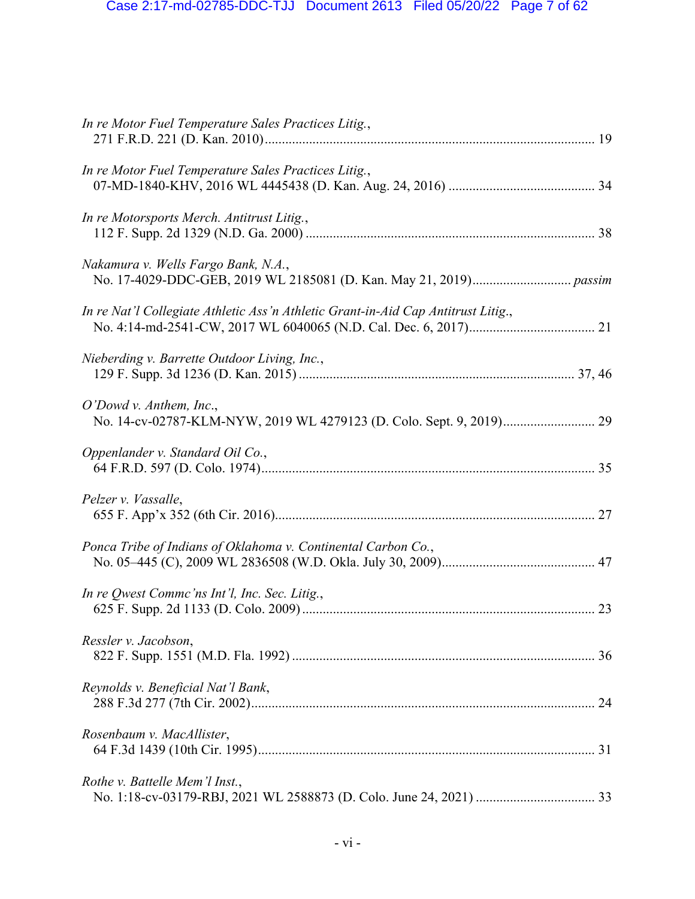*In re Motor Fuel Temperature Sales Practices Litig.*,
271 F.R.D. 221 (D. Kan. 2010) ................................................................................................ 19

*In re Motor Fuel Temperature Sales Practices Litig.*,
07-MD-1840-KHV, 2016 WL 4445438 (D. Kan. Aug. 24, 2016) ........................................... 34

*In re Motorsports Merch. Antitrust Litig.*,
112 F. Supp. 2d 1329 (N.D. Ga. 2000) .................................................................................... 38

*Nakamura v. Wells Fargo Bank, N.A.*,
No. 17-4029-DDC-GEB, 2019 WL 2185081 (D. Kan. May 21, 2019)............................. *passim*

*In re Nat'l Collegiate Athletic Ass'n Athletic Grant-in-Aid Cap Antitrust Litig.*,
No. 4:14-md-2541-CW, 2017 WL 6040065 (N.D. Cal. Dec. 6, 2017)..................................... 21

*Nieberding v. Barrette Outdoor Living, Inc.*,
129 F. Supp. 3d 1236 (D. Kan. 2015) ................................................................................ 37, 46

*O'Dowd v. Anthem, Inc.*,
No. 14-cv-02787-KLM-NYW, 2019 WL 4279123 (D. Colo. Sept. 9, 2019)........................... 29

*Oppenlander v. Standard Oil Co.*,
64 F.R.D. 597 (D. Colo. 1974)................................................................................................. 35

*Pelzer v. Vassalle*,
655 F. App'x 352 (6th Cir. 2016)............................................................................................. 27

*Ponca Tribe of Indians of Oklahoma v. Continental Carbon Co.*,
No. 05–445 (C), 2009 WL 2836508 (W.D. Okla. July 30, 2009)............................................ 47

*In re Qwest Commc'ns Int'l, Inc. Sec. Litig.*,
625 F. Supp. 2d 1133 (D. Colo. 2009) ..................................................................................... 23

*Ressler v. Jacobson*,
822 F. Supp. 1551 (M.D. Fla. 1992) ........................................................................................ 36

*Reynolds v. Beneficial Nat'l Bank*,
288 F.3d 277 (7th Cir. 2002).................................................................................................... 24

*Rosenbaum v. MacAllister*,
64 F.3d 1439 (10th Cir. 1995).................................................................................................. 31

*Rothe v. Battelle Mem'l Inst.*,
No. 1:18-cv-03179-RBJ, 2021 WL 2588873 (D. Colo. June 24, 2021) ................................... 33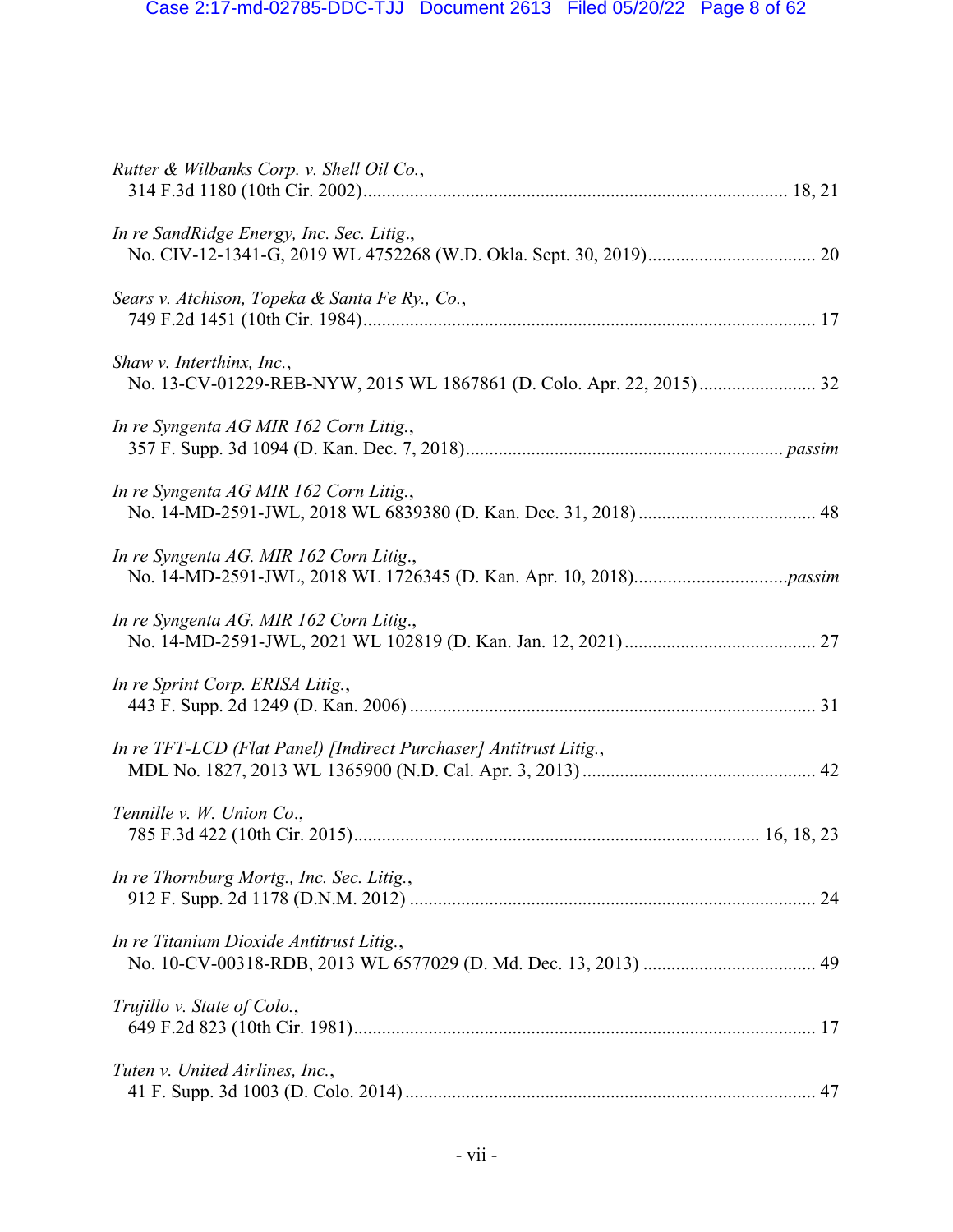*Rutter & Wilbanks Corp. v. Shell Oil Co.*,
314 F.3d 1180 (10th Cir. 2002) ........................................................................................... 18, 21

*In re SandRidge Energy, Inc. Sec. Litig.*,
No. CIV-12-1341-G, 2019 WL 4752268 (W.D. Okla. Sept. 30, 2019) .................................... 20

*Sears v. Atchison, Topeka & Santa Fe Ry., Co.*,
749 F.2d 1451 (10th Cir. 1984) ................................................................................................ 17

*Shaw v. Interthinx, Inc.*,
No. 13-CV-01229-REB-NYW, 2015 WL 1867861 (D. Colo. Apr. 22, 2015) ......................... 32

*In re Syngenta AG MIR 162 Corn Litig.*,
357 F. Supp. 3d 1094 (D. Kan. Dec. 7, 2018) .................................................................... *passim*

*In re Syngenta AG MIR 162 Corn Litig.*,
No. 14-MD-2591-JWL, 2018 WL 6839380 (D. Kan. Dec. 31, 2018) ...................................... 48

*In re Syngenta AG. MIR 162 Corn Litig.*,
No. 14-MD-2591-JWL, 2018 WL 1726345 (D. Kan. Apr. 10, 2018) ................................ *passim*

*In re Syngenta AG. MIR 162 Corn Litig.*,
No. 14-MD-2591-JWL, 2021 WL 102819 (D. Kan. Jan. 12, 2021) ......................................... 27

*In re Sprint Corp. ERISA Litig.*,
443 F. Supp. 2d 1249 (D. Kan. 2006) ....................................................................................... 31

*In re TFT-LCD (Flat Panel) [Indirect Purchaser] Antitrust Litig.*,
MDL No. 1827, 2013 WL 1365900 (N.D. Cal. Apr. 3, 2013) ................................................. 42

*Tennille v. W. Union Co.*,
785 F.3d 422 (10th Cir. 2015) ...................................................................................... 16, 18, 23

*In re Thornburg Mortg., Inc. Sec. Litig.*,
912 F. Supp. 2d 1178 (D.N.M. 2012) ....................................................................................... 24

*In re Titanium Dioxide Antitrust Litig.*,
No. 10-CV-00318-RDB, 2013 WL 6577029 (D. Md. Dec. 13, 2013) ..................................... 49

*Trujillo v. State of Colo.*,
649 F.2d 823 (10th Cir. 1981) ................................................................................................... 17

*Tuten v. United Airlines, Inc.*,
41 F. Supp. 3d 1003 (D. Colo. 2014) ....................................................................................... 47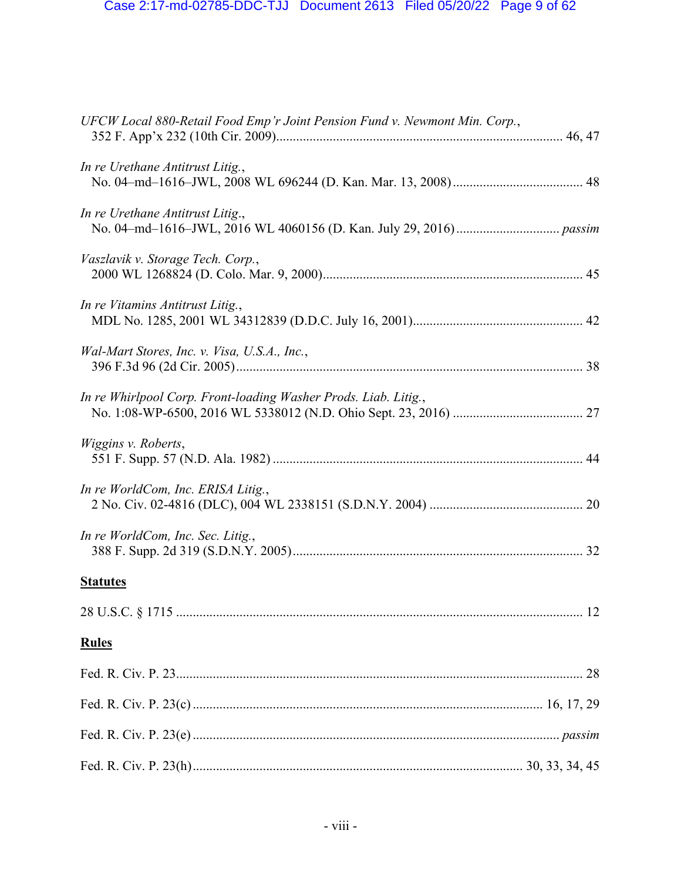*UFCW Local 880-Retail Food Emp'r Joint Pension Fund v. Newmont Min. Corp.*,
352 F. App'x 232 (10th Cir. 2009)....................................................................................... 46, 47

*In re Urethane Antitrust Litig.*,
No. 04–md–1616–JWL, 2008 WL 696244 (D. Kan. Mar. 13, 2008)....................................... 48

*In re Urethane Antitrust Litig.*,
No. 04–md–1616–JWL, 2016 WL 4060156 (D. Kan. July 29, 2016).............................. *passim*

*Vaszlavik v. Storage Tech. Corp.*,
2000 WL 1268824 (D. Colo. Mar. 9, 2000)............................................................................. 45

*In re Vitamins Antitrust Litig.*,
MDL No. 1285, 2001 WL 34312839 (D.D.C. July 16, 2001).................................................. 42

*Wal-Mart Stores, Inc. v. Visa, U.S.A., Inc.*,
396 F.3d 96 (2d Cir. 2005)........................................................................................................ 38

*In re Whirlpool Corp. Front-loading Washer Prods. Liab. Litig.*,
No. 1:08-WP-6500, 2016 WL 5338012 (N.D. Ohio Sept. 23, 2016) ....................................... 27

*Wiggins v. Roberts*,
551 F. Supp. 57 (N.D. Ala. 1982) ............................................................................................ 44

*In re WorldCom, Inc. ERISA Litig.*,
2 No. Civ. 02-4816 (DLC), 004 WL 2338151 (S.D.N.Y. 2004) ............................................. 20

*In re WorldCom, Inc. Sec. Litig.*,
388 F. Supp. 2d 319 (S.D.N.Y. 2005)...................................................................................... 32

**Statutes**

28 U.S.C. § 1715 ......................................................................................................................... 12

**Rules**

Fed. R. Civ. P. 23......................................................................................................................... 28

Fed. R. Civ. P. 23(c) ........................................................................................................ 16, 17, 29

Fed. R. Civ. P. 23(e) ............................................................................................................. *passim*

Fed. R. Civ. P. 23(h).................................................................................................. 30, 33, 34, 45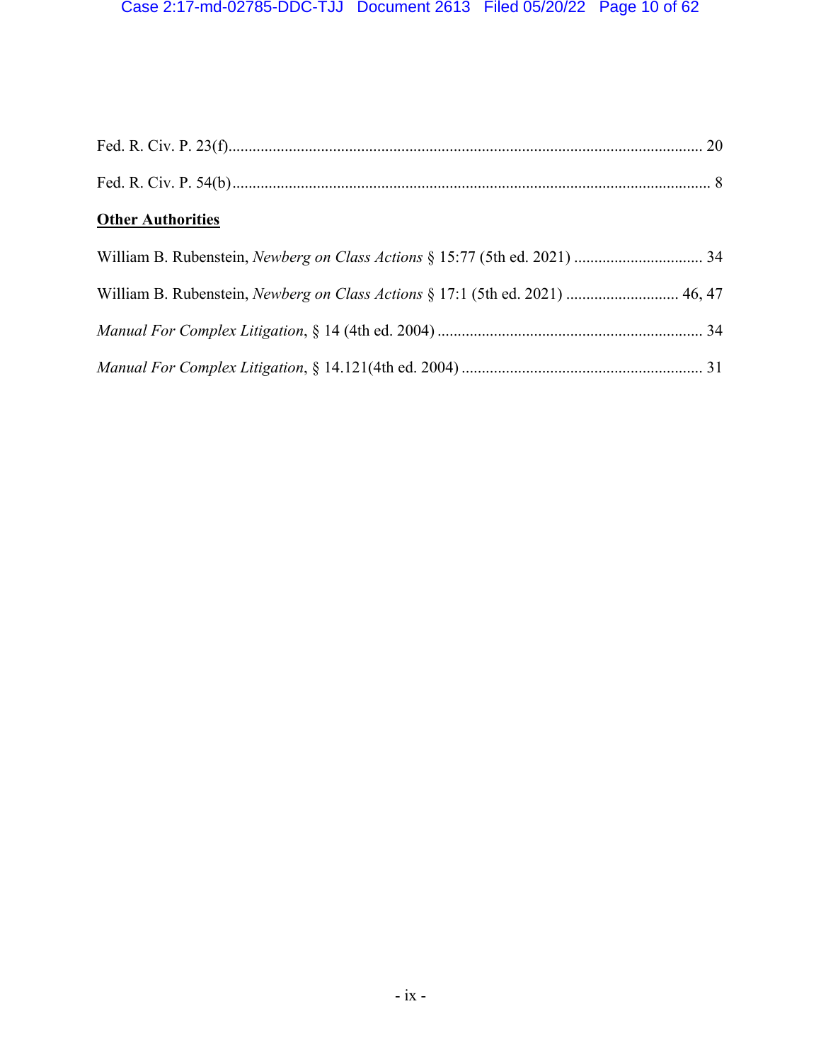Fed. R. Civ. P. 23(f)........................................................................................................................ 20

Fed. R. Civ. P. 54(b)........................................................................................................................ 8

**Other Authorities**

William B. Rubenstein, *Newberg on Class Actions* § 15:77 (5th ed. 2021) ................................ 34

William B. Rubenstein, *Newberg on Class Actions* § 17:1 (5th ed. 2021) ............................ 46, 47

*Manual For Complex Litigation*, § 14 (4th ed. 2004) .................................................................. 34

*Manual For Complex Litigation*, § 14.121(4th ed. 2004) ............................................................ 31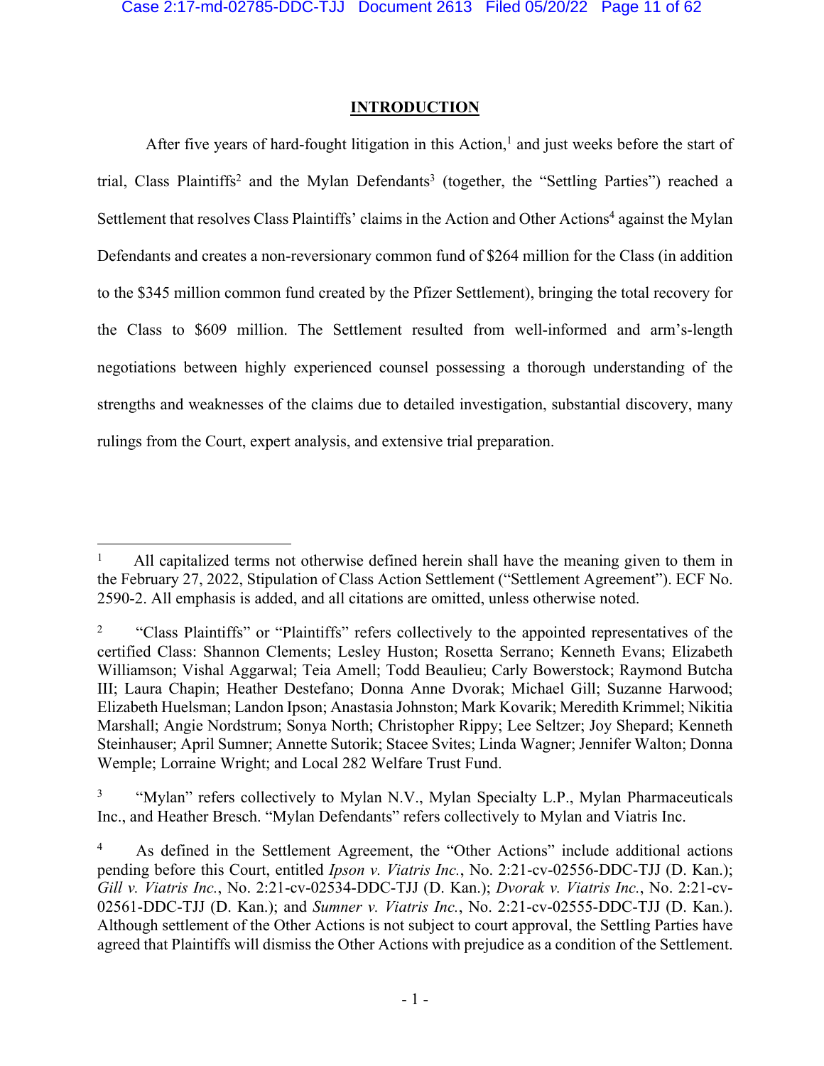## INTRODUCTION

After five years of hard-fought litigation in this Action,[1] and just weeks before the start of trial, Class Plaintiffs[2] and the Mylan Defendants[3] (together, the "Settling Parties") reached a Settlement that resolves Class Plaintiffs' claims in the Action and Other Actions[4] against the Mylan Defendants and creates a non-reversionary common fund of $264 million for the Class (in addition to the $345 million common fund created by the Pfizer Settlement), bringing the total recovery for the Class to $609 million. The Settlement resulted from well-informed and arm's-length negotiations between highly experienced counsel possessing a thorough understanding of the strengths and weaknesses of the claims due to detailed investigation, substantial discovery, many rulings from the Court, expert analysis, and extensive trial preparation.

---

[1] All capitalized terms not otherwise defined herein shall have the meaning given to them in the February 27, 2022, Stipulation of Class Action Settlement ("Settlement Agreement"). ECF No. 2590-2. All emphasis is added, and all citations are omitted, unless otherwise noted.

[2] "Class Plaintiffs" or "Plaintiffs" refers collectively to the appointed representatives of the certified Class: Shannon Clements; Lesley Huston; Rosetta Serrano; Kenneth Evans; Elizabeth Williamson; Vishal Aggarwal; Teia Amell; Todd Beaulieu; Carly Bowerstock; Raymond Butcha III; Laura Chapin; Heather Destefano; Donna Anne Dvorak; Michael Gill; Suzanne Harwood; Elizabeth Huelsman; Landon Ipson; Anastasia Johnston; Mark Kovarik; Meredith Krimmel; Nikitia Marshall; Angie Nordstrum; Sonya North; Christopher Rippy; Lee Seltzer; Joy Shepard; Kenneth Steinhauser; April Sumner; Annette Sutorik; Stacee Svites; Linda Wagner; Jennifer Walton; Donna Wemple; Lorraine Wright; and Local 282 Welfare Trust Fund.

[3] "Mylan" refers collectively to Mylan N.V., Mylan Specialty L.P., Mylan Pharmaceuticals Inc., and Heather Bresch. "Mylan Defendants" refers collectively to Mylan and Viatris Inc.

[4] As defined in the Settlement Agreement, the "Other Actions" include additional actions pending before this Court, entitled *Ipson v. Viatris Inc.*, No. 2:21-cv-02556-DDC-TJJ (D. Kan.); *Gill v. Viatris Inc.*, No. 2:21-cv-02534-DDC-TJJ (D. Kan.); *Dvorak v. Viatris Inc.*, No. 2:21-cv-02561-DDC-TJJ (D. Kan.); and *Sumner v. Viatris Inc.*, No. 2:21-cv-02555-DDC-TJJ (D. Kan.). Although settlement of the Other Actions is not subject to court approval, the Settling Parties have agreed that Plaintiffs will dismiss the Other Actions with prejudice as a condition of the Settlement.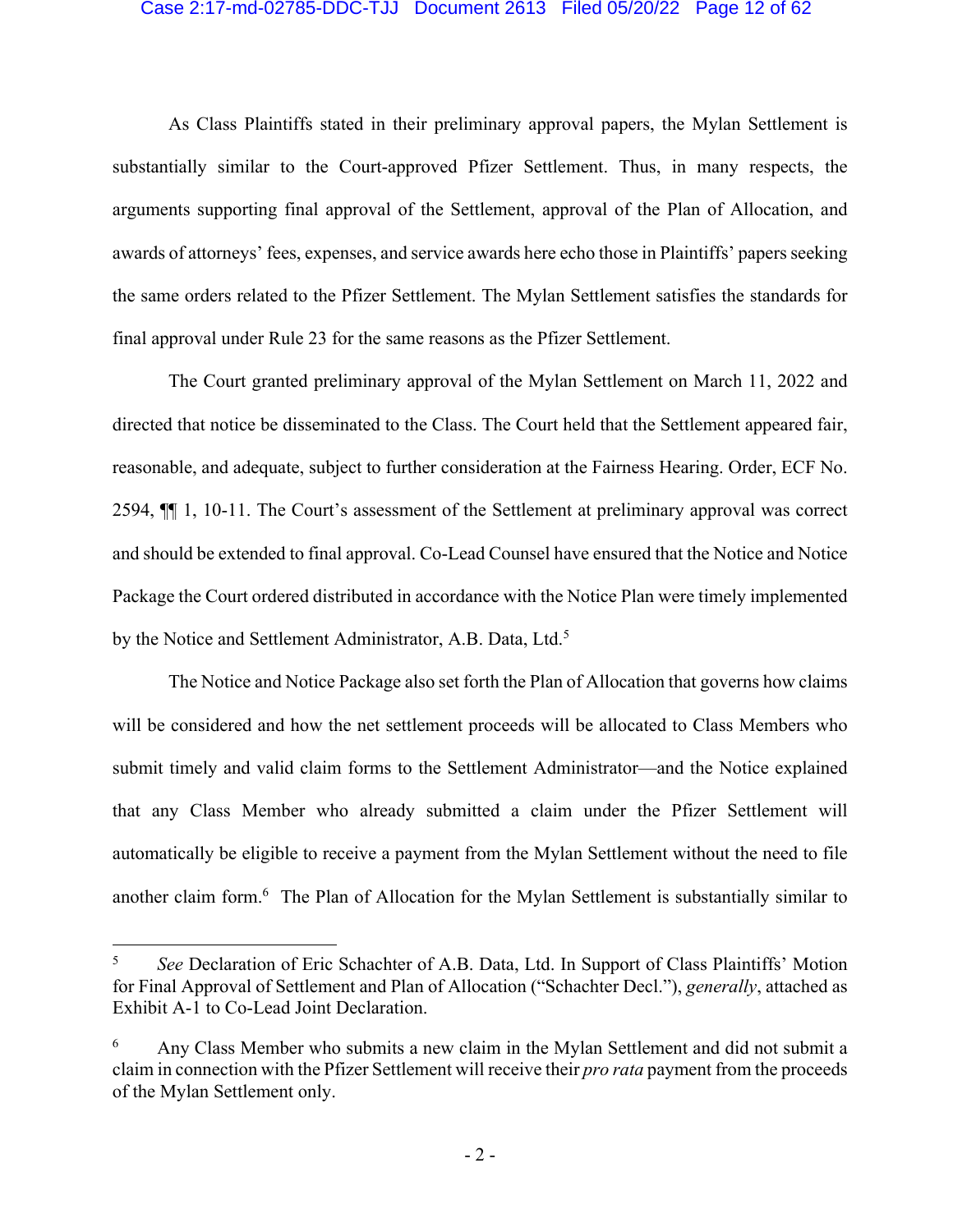As Class Plaintiffs stated in their preliminary approval papers, the Mylan Settlement is substantially similar to the Court-approved Pfizer Settlement. Thus, in many respects, the arguments supporting final approval of the Settlement, approval of the Plan of Allocation, and awards of attorneys' fees, expenses, and service awards here echo those in Plaintiffs' papers seeking the same orders related to the Pfizer Settlement. The Mylan Settlement satisfies the standards for final approval under Rule 23 for the same reasons as the Pfizer Settlement.

The Court granted preliminary approval of the Mylan Settlement on March 11, 2022 and directed that notice be disseminated to the Class. The Court held that the Settlement appeared fair, reasonable, and adequate, subject to further consideration at the Fairness Hearing. Order, ECF No. 2594, ¶¶ 1, 10-11. The Court's assessment of the Settlement at preliminary approval was correct and should be extended to final approval. Co-Lead Counsel have ensured that the Notice and Notice Package the Court ordered distributed in accordance with the Notice Plan were timely implemented by the Notice and Settlement Administrator, A.B. Data, Ltd.[5]

The Notice and Notice Package also set forth the Plan of Allocation that governs how claims will be considered and how the net settlement proceeds will be allocated to Class Members who submit timely and valid claim forms to the Settlement Administrator—and the Notice explained that any Class Member who already submitted a claim under the Pfizer Settlement will automatically be eligible to receive a payment from the Mylan Settlement without the need to file another claim form.[6] The Plan of Allocation for the Mylan Settlement is substantially similar to

---

[5] *See* Declaration of Eric Schachter of A.B. Data, Ltd. In Support of Class Plaintiffs' Motion for Final Approval of Settlement and Plan of Allocation ("Schachter Decl."), *generally*, attached as Exhibit A-1 to Co-Lead Joint Declaration.

[6] Any Class Member who submits a new claim in the Mylan Settlement and did not submit a claim in connection with the Pfizer Settlement will receive their *pro rata* payment from the proceeds of the Mylan Settlement only.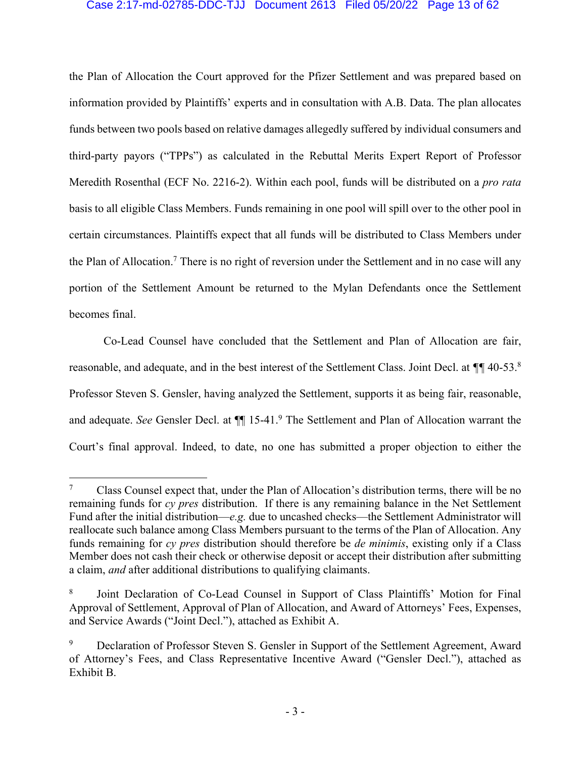the Plan of Allocation the Court approved for the Pfizer Settlement and was prepared based on information provided by Plaintiffs' experts and in consultation with A.B. Data. The plan allocates funds between two pools based on relative damages allegedly suffered by individual consumers and third-party payors ("TPPs") as calculated in the Rebuttal Merits Expert Report of Professor Meredith Rosenthal (ECF No. 2216-2). Within each pool, funds will be distributed on a *pro rata* basis to all eligible Class Members. Funds remaining in one pool will spill over to the other pool in certain circumstances. Plaintiffs expect that all funds will be distributed to Class Members under the Plan of Allocation.[7] There is no right of reversion under the Settlement and in no case will any portion of the Settlement Amount be returned to the Mylan Defendants once the Settlement becomes final.

Co-Lead Counsel have concluded that the Settlement and Plan of Allocation are fair, reasonable, and adequate, and in the best interest of the Settlement Class. Joint Decl. at ¶¶ 40-53.[8] Professor Steven S. Gensler, having analyzed the Settlement, supports it as being fair, reasonable, and adequate. *See* Gensler Decl. at ¶¶ 15-41.[9] The Settlement and Plan of Allocation warrant the Court's final approval. Indeed, to date, no one has submitted a proper objection to either the

---

[7] Class Counsel expect that, under the Plan of Allocation's distribution terms, there will be no remaining funds for *cy pres* distribution. If there is any remaining balance in the Net Settlement Fund after the initial distribution—*e.g.* due to uncashed checks—the Settlement Administrator will reallocate such balance among Class Members pursuant to the terms of the Plan of Allocation. Any funds remaining for *cy pres* distribution should therefore be *de minimis*, existing only if a Class Member does not cash their check or otherwise deposit or accept their distribution after submitting a claim, *and* after additional distributions to qualifying claimants.

[8] Joint Declaration of Co-Lead Counsel in Support of Class Plaintiffs' Motion for Final Approval of Settlement, Approval of Plan of Allocation, and Award of Attorneys' Fees, Expenses, and Service Awards ("Joint Decl."), attached as Exhibit A.

[9] Declaration of Professor Steven S. Gensler in Support of the Settlement Agreement, Award of Attorney's Fees, and Class Representative Incentive Award ("Gensler Decl."), attached as Exhibit B.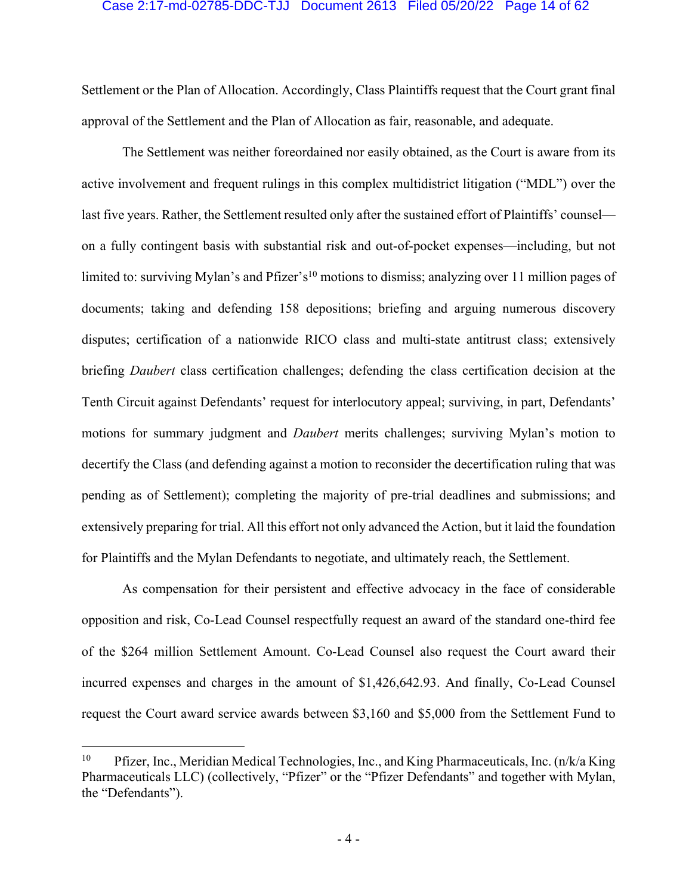Settlement or the Plan of Allocation. Accordingly, Class Plaintiffs request that the Court grant final approval of the Settlement and the Plan of Allocation as fair, reasonable, and adequate.

The Settlement was neither foreordained nor easily obtained, as the Court is aware from its active involvement and frequent rulings in this complex multidistrict litigation ("MDL") over the last five years. Rather, the Settlement resulted only after the sustained effort of Plaintiffs' counsel—on a fully contingent basis with substantial risk and out-of-pocket expenses—including, but not limited to: surviving Mylan's and Pfizer's[10] motions to dismiss; analyzing over 11 million pages of documents; taking and defending 158 depositions; briefing and arguing numerous discovery disputes; certification of a nationwide RICO class and multi-state antitrust class; extensively briefing *Daubert* class certification challenges; defending the class certification decision at the Tenth Circuit against Defendants' request for interlocutory appeal; surviving, in part, Defendants' motions for summary judgment and *Daubert* merits challenges; surviving Mylan's motion to decertify the Class (and defending against a motion to reconsider the decertification ruling that was pending as of Settlement); completing the majority of pre-trial deadlines and submissions; and extensively preparing for trial. All this effort not only advanced the Action, but it laid the foundation for Plaintiffs and the Mylan Defendants to negotiate, and ultimately reach, the Settlement.

As compensation for their persistent and effective advocacy in the face of considerable opposition and risk, Co-Lead Counsel respectfully request an award of the standard one-third fee of the $264 million Settlement Amount. Co-Lead Counsel also request the Court award their incurred expenses and charges in the amount of $1,426,642.93. And finally, Co-Lead Counsel request the Court award service awards between $3,160 and $5,000 from the Settlement Fund to

---

[10] Pfizer, Inc., Meridian Medical Technologies, Inc., and King Pharmaceuticals, Inc. (n/k/a King Pharmaceuticals LLC) (collectively, "Pfizer" or the "Pfizer Defendants" and together with Mylan, the "Defendants").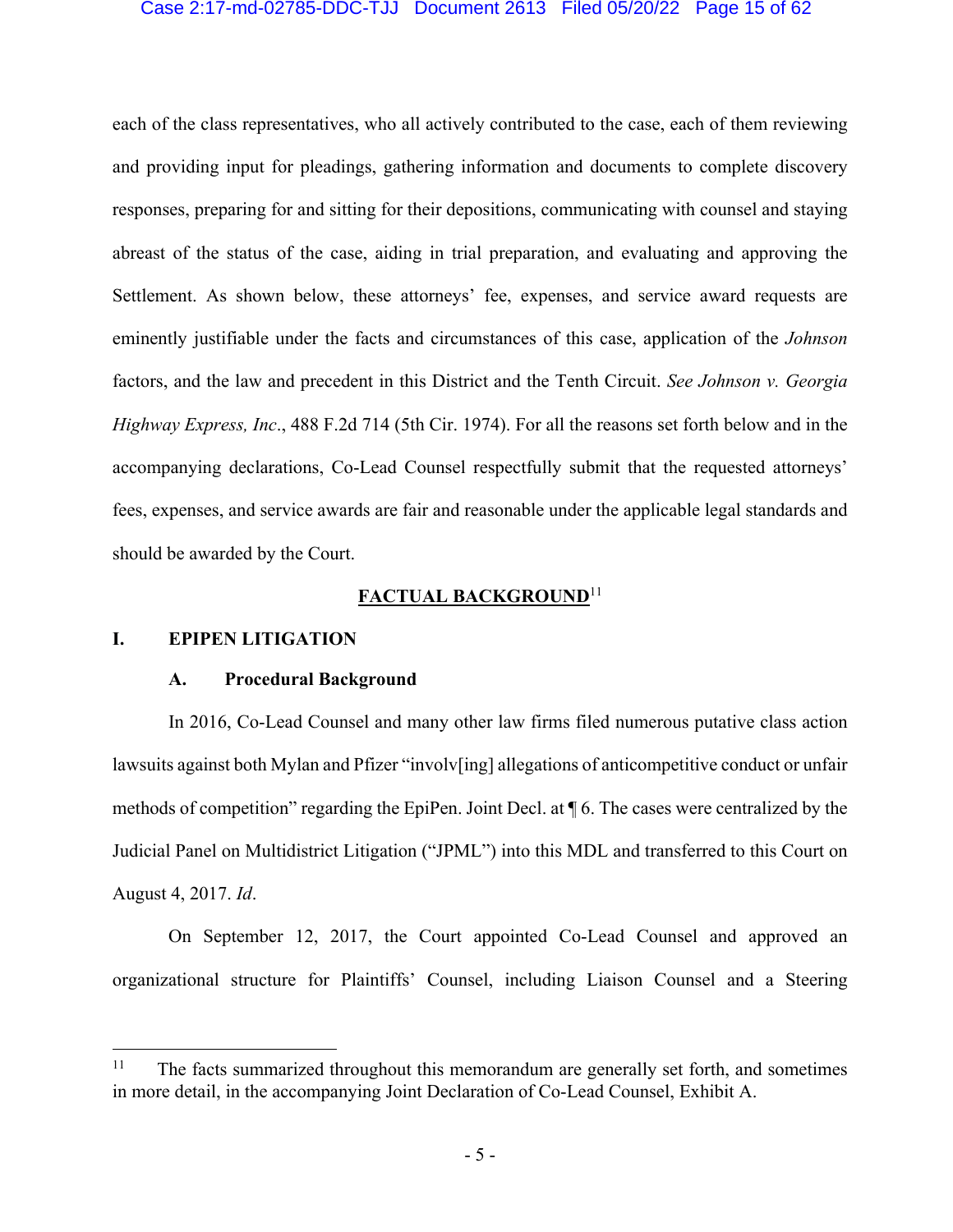each of the class representatives, who all actively contributed to the case, each of them reviewing and providing input for pleadings, gathering information and documents to complete discovery responses, preparing for and sitting for their depositions, communicating with counsel and staying abreast of the status of the case, aiding in trial preparation, and evaluating and approving the Settlement. As shown below, these attorneys' fee, expenses, and service award requests are eminently justifiable under the facts and circumstances of this case, application of the *Johnson* factors, and the law and precedent in this District and the Tenth Circuit. *See Johnson v. Georgia Highway Express, Inc*., 488 F.2d 714 (5th Cir. 1974). For all the reasons set forth below and in the accompanying declarations, Co-Lead Counsel respectfully submit that the requested attorneys' fees, expenses, and service awards are fair and reasonable under the applicable legal standards and should be awarded by the Court.

## FACTUAL BACKGROUND[11]

### I. EPIPEN LITIGATION

#### A. Procedural Background

In 2016, Co-Lead Counsel and many other law firms filed numerous putative class action lawsuits against both Mylan and Pfizer "involv[ing] allegations of anticompetitive conduct or unfair methods of competition" regarding the EpiPen. Joint Decl. at ¶ 6. The cases were centralized by the Judicial Panel on Multidistrict Litigation ("JPML") into this MDL and transferred to this Court on August 4, 2017. *Id*.

On September 12, 2017, the Court appointed Co-Lead Counsel and approved an organizational structure for Plaintiffs' Counsel, including Liaison Counsel and a Steering

---

[11] The facts summarized throughout this memorandum are generally set forth, and sometimes in more detail, in the accompanying Joint Declaration of Co-Lead Counsel, Exhibit A.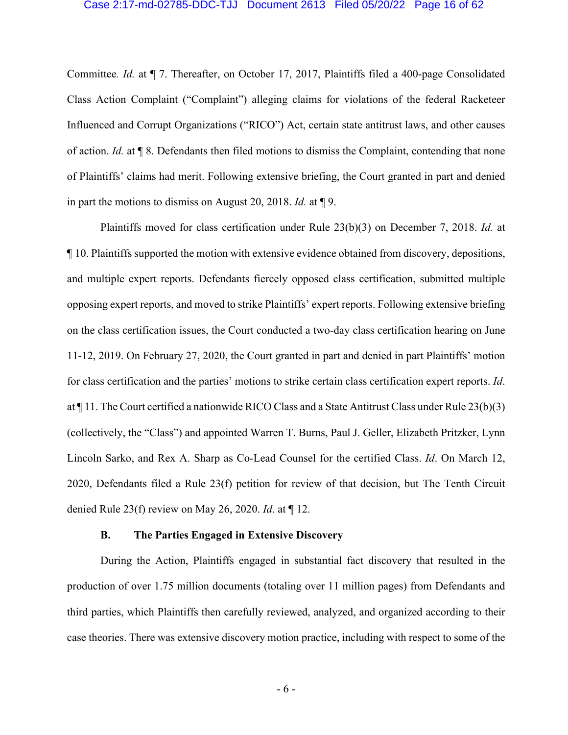Committee. *Id.* at ¶ 7. Thereafter, on October 17, 2017, Plaintiffs filed a 400-page Consolidated Class Action Complaint ("Complaint") alleging claims for violations of the federal Racketeer Influenced and Corrupt Organizations ("RICO") Act, certain state antitrust laws, and other causes of action. *Id.* at ¶ 8. Defendants then filed motions to dismiss the Complaint, contending that none of Plaintiffs' claims had merit. Following extensive briefing, the Court granted in part and denied in part the motions to dismiss on August 20, 2018. *Id.* at ¶ 9.

Plaintiffs moved for class certification under Rule 23(b)(3) on December 7, 2018. *Id.* at ¶ 10. Plaintiffs supported the motion with extensive evidence obtained from discovery, depositions, and multiple expert reports. Defendants fiercely opposed class certification, submitted multiple opposing expert reports, and moved to strike Plaintiffs' expert reports. Following extensive briefing on the class certification issues, the Court conducted a two-day class certification hearing on June 11-12, 2019. On February 27, 2020, the Court granted in part and denied in part Plaintiffs' motion for class certification and the parties' motions to strike certain class certification expert reports. *Id*. at ¶ 11. The Court certified a nationwide RICO Class and a State Antitrust Class under Rule 23(b)(3) (collectively, the "Class") and appointed Warren T. Burns, Paul J. Geller, Elizabeth Pritzker, Lynn Lincoln Sarko, and Rex A. Sharp as Co-Lead Counsel for the certified Class. *Id*. On March 12, 2020, Defendants filed a Rule 23(f) petition for review of that decision, but The Tenth Circuit denied Rule 23(f) review on May 26, 2020. *Id*. at ¶ 12.

### B. The Parties Engaged in Extensive Discovery

During the Action, Plaintiffs engaged in substantial fact discovery that resulted in the production of over 1.75 million documents (totaling over 11 million pages) from Defendants and third parties, which Plaintiffs then carefully reviewed, analyzed, and organized according to their case theories. There was extensive discovery motion practice, including with respect to some of the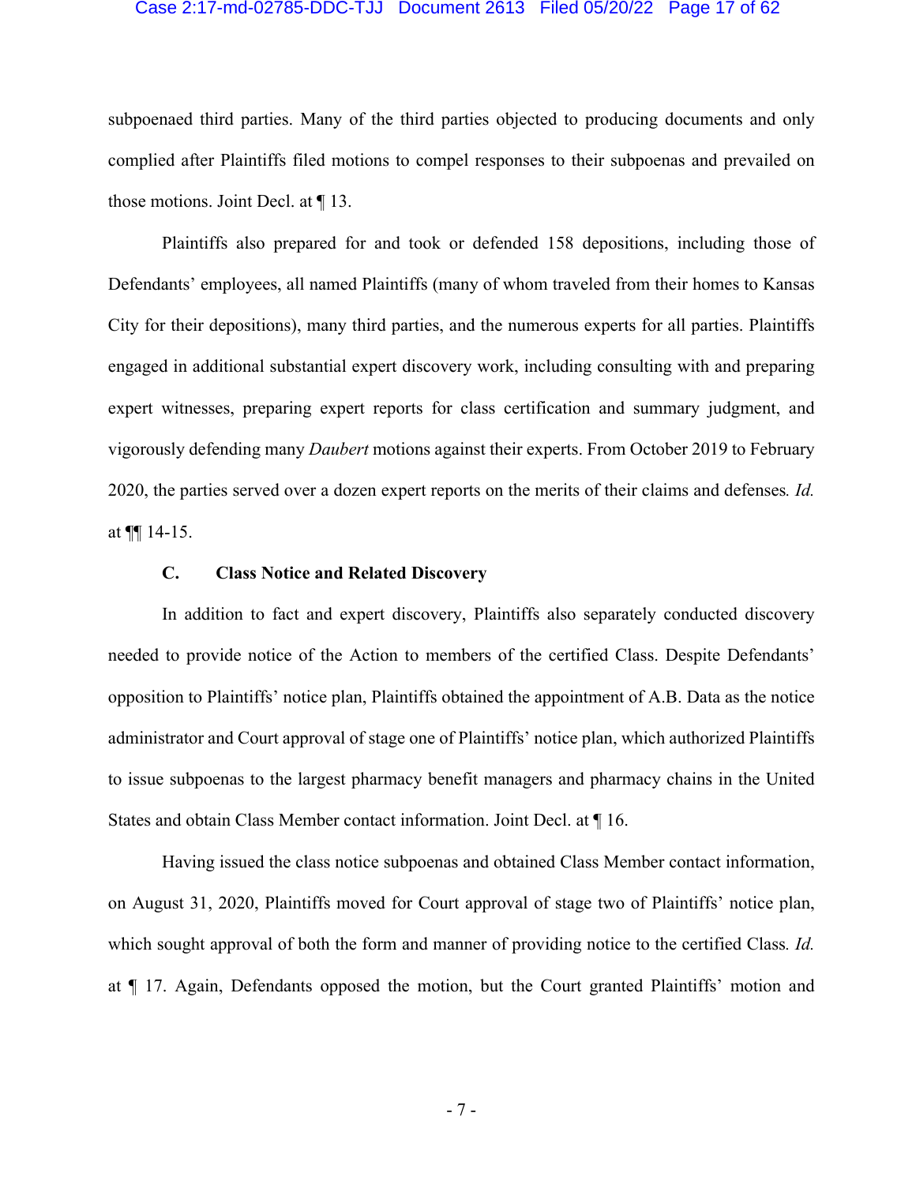subpoenaed third parties. Many of the third parties objected to producing documents and only complied after Plaintiffs filed motions to compel responses to their subpoenas and prevailed on those motions. Joint Decl. at ¶ 13.

Plaintiffs also prepared for and took or defended 158 depositions, including those of Defendants' employees, all named Plaintiffs (many of whom traveled from their homes to Kansas City for their depositions), many third parties, and the numerous experts for all parties. Plaintiffs engaged in additional substantial expert discovery work, including consulting with and preparing expert witnesses, preparing expert reports for class certification and summary judgment, and vigorously defending many *Daubert* motions against their experts. From October 2019 to February 2020, the parties served over a dozen expert reports on the merits of their claims and defenses. *Id.* at ¶¶ 14-15.

### C. Class Notice and Related Discovery

In addition to fact and expert discovery, Plaintiffs also separately conducted discovery needed to provide notice of the Action to members of the certified Class. Despite Defendants' opposition to Plaintiffs' notice plan, Plaintiffs obtained the appointment of A.B. Data as the notice administrator and Court approval of stage one of Plaintiffs' notice plan, which authorized Plaintiffs to issue subpoenas to the largest pharmacy benefit managers and pharmacy chains in the United States and obtain Class Member contact information. Joint Decl. at ¶ 16.

Having issued the class notice subpoenas and obtained Class Member contact information, on August 31, 2020, Plaintiffs moved for Court approval of stage two of Plaintiffs' notice plan, which sought approval of both the form and manner of providing notice to the certified Class. *Id.* at ¶ 17. Again, Defendants opposed the motion, but the Court granted Plaintiffs' motion and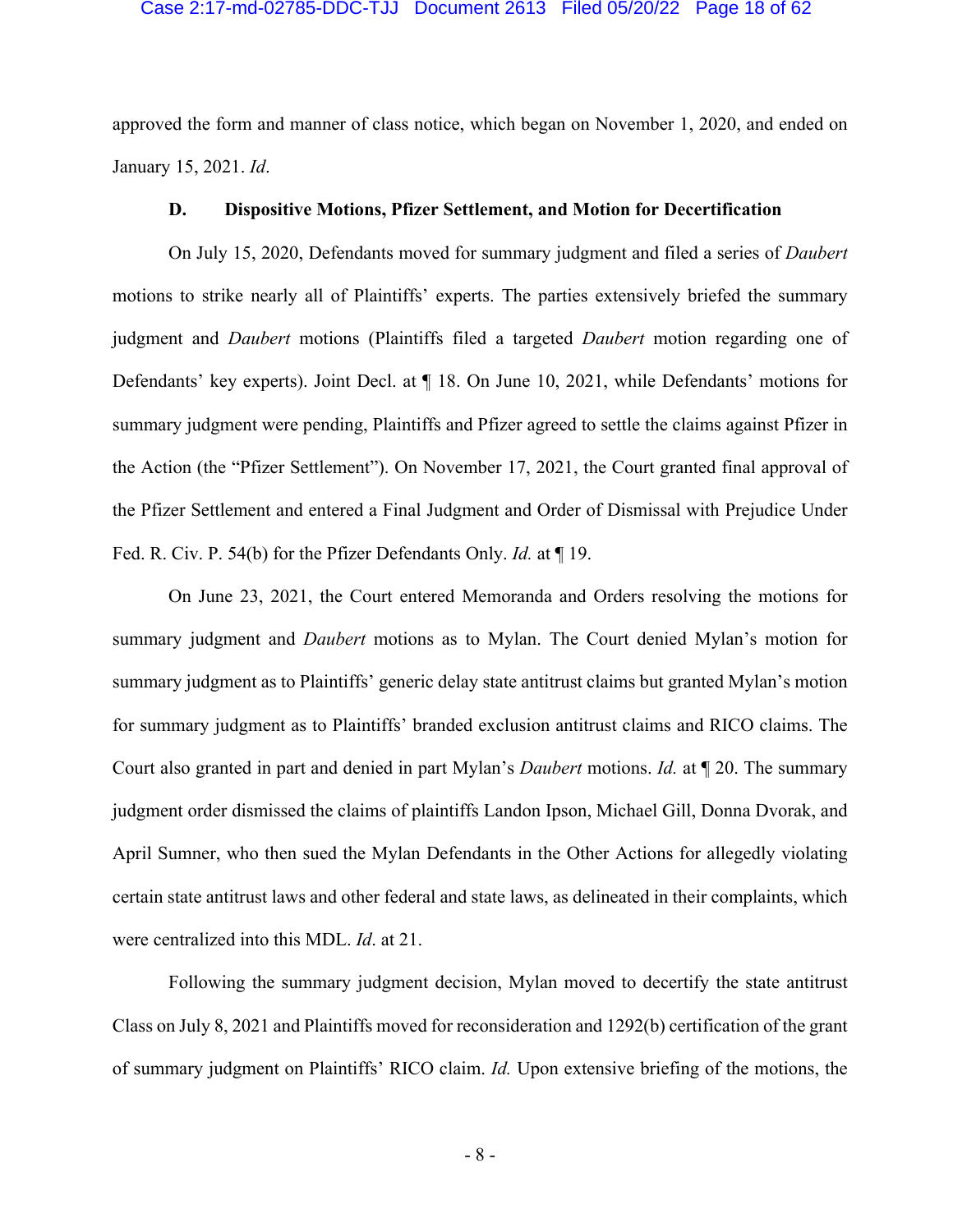approved the form and manner of class notice, which began on November 1, 2020, and ended on January 15, 2021. *Id*.

### D. Dispositive Motions, Pfizer Settlement, and Motion for Decertification

On July 15, 2020, Defendants moved for summary judgment and filed a series of *Daubert* motions to strike nearly all of Plaintiffs' experts. The parties extensively briefed the summary judgment and *Daubert* motions (Plaintiffs filed a targeted *Daubert* motion regarding one of Defendants' key experts). Joint Decl. at ¶ 18. On June 10, 2021, while Defendants' motions for summary judgment were pending, Plaintiffs and Pfizer agreed to settle the claims against Pfizer in the Action (the "Pfizer Settlement"). On November 17, 2021, the Court granted final approval of the Pfizer Settlement and entered a Final Judgment and Order of Dismissal with Prejudice Under Fed. R. Civ. P. 54(b) for the Pfizer Defendants Only. *Id.* at ¶ 19.

On June 23, 2021, the Court entered Memoranda and Orders resolving the motions for summary judgment and *Daubert* motions as to Mylan. The Court denied Mylan's motion for summary judgment as to Plaintiffs' generic delay state antitrust claims but granted Mylan's motion for summary judgment as to Plaintiffs' branded exclusion antitrust claims and RICO claims. The Court also granted in part and denied in part Mylan's *Daubert* motions. *Id.* at ¶ 20. The summary judgment order dismissed the claims of plaintiffs Landon Ipson, Michael Gill, Donna Dvorak, and April Sumner, who then sued the Mylan Defendants in the Other Actions for allegedly violating certain state antitrust laws and other federal and state laws, as delineated in their complaints, which were centralized into this MDL. *Id*. at 21.

Following the summary judgment decision, Mylan moved to decertify the state antitrust Class on July 8, 2021 and Plaintiffs moved for reconsideration and 1292(b) certification of the grant of summary judgment on Plaintiffs' RICO claim. *Id.* Upon extensive briefing of the motions, the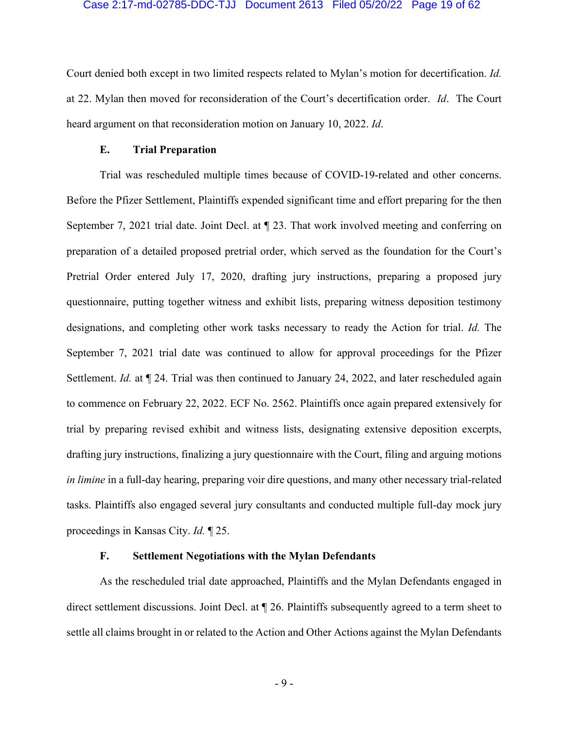Court denied both except in two limited respects related to Mylan's motion for decertification. *Id.* at 22. Mylan then moved for reconsideration of the Court's decertification order. *Id*. The Court heard argument on that reconsideration motion on January 10, 2022. *Id*.

### E. Trial Preparation

Trial was rescheduled multiple times because of COVID-19-related and other concerns. Before the Pfizer Settlement, Plaintiffs expended significant time and effort preparing for the then September 7, 2021 trial date. Joint Decl. at ¶ 23. That work involved meeting and conferring on preparation of a detailed proposed pretrial order, which served as the foundation for the Court's Pretrial Order entered July 17, 2020, drafting jury instructions, preparing a proposed jury questionnaire, putting together witness and exhibit lists, preparing witness deposition testimony designations, and completing other work tasks necessary to ready the Action for trial. *Id.* The September 7, 2021 trial date was continued to allow for approval proceedings for the Pfizer Settlement. *Id.* at ¶ 24. Trial was then continued to January 24, 2022, and later rescheduled again to commence on February 22, 2022. ECF No. 2562. Plaintiffs once again prepared extensively for trial by preparing revised exhibit and witness lists, designating extensive deposition excerpts, drafting jury instructions, finalizing a jury questionnaire with the Court, filing and arguing motions *in limine* in a full-day hearing, preparing voir dire questions, and many other necessary trial-related tasks. Plaintiffs also engaged several jury consultants and conducted multiple full-day mock jury proceedings in Kansas City. *Id.* ¶ 25.

### F. Settlement Negotiations with the Mylan Defendants

As the rescheduled trial date approached, Plaintiffs and the Mylan Defendants engaged in direct settlement discussions. Joint Decl. at ¶ 26. Plaintiffs subsequently agreed to a term sheet to settle all claims brought in or related to the Action and Other Actions against the Mylan Defendants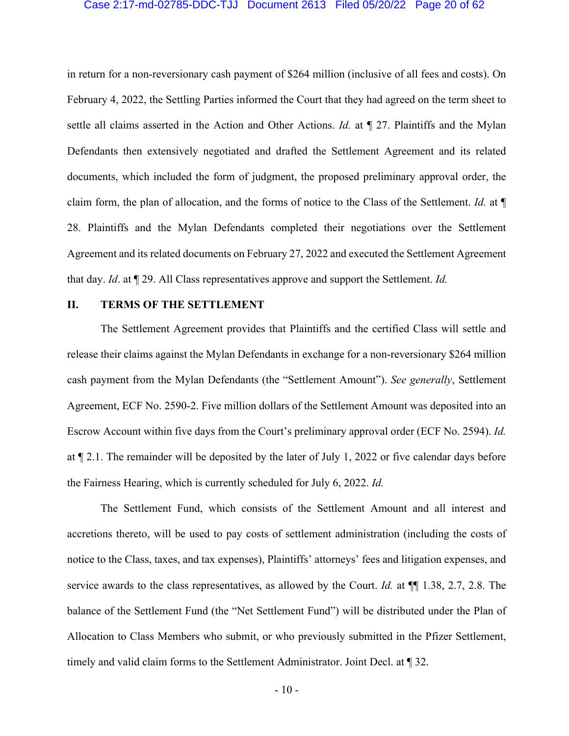in return for a non-reversionary cash payment of $264 million (inclusive of all fees and costs). On February 4, 2022, the Settling Parties informed the Court that they had agreed on the term sheet to settle all claims asserted in the Action and Other Actions. *Id.* at ¶ 27. Plaintiffs and the Mylan Defendants then extensively negotiated and drafted the Settlement Agreement and its related documents, which included the form of judgment, the proposed preliminary approval order, the claim form, the plan of allocation, and the forms of notice to the Class of the Settlement. *Id.* at ¶ 28. Plaintiffs and the Mylan Defendants completed their negotiations over the Settlement Agreement and its related documents on February 27, 2022 and executed the Settlement Agreement that day. *Id*. at ¶ 29. All Class representatives approve and support the Settlement. *Id.*

## II. TERMS OF THE SETTLEMENT

The Settlement Agreement provides that Plaintiffs and the certified Class will settle and release their claims against the Mylan Defendants in exchange for a non-reversionary $264 million cash payment from the Mylan Defendants (the "Settlement Amount"). *See generally*, Settlement Agreement, ECF No. 2590-2. Five million dollars of the Settlement Amount was deposited into an Escrow Account within five days from the Court's preliminary approval order (ECF No. 2594). *Id.* at ¶ 2.1. The remainder will be deposited by the later of July 1, 2022 or five calendar days before the Fairness Hearing, which is currently scheduled for July 6, 2022. *Id.*

The Settlement Fund, which consists of the Settlement Amount and all interest and accretions thereto, will be used to pay costs of settlement administration (including the costs of notice to the Class, taxes, and tax expenses), Plaintiffs' attorneys' fees and litigation expenses, and service awards to the class representatives, as allowed by the Court. *Id.* at ¶¶ 1.38, 2.7, 2.8. The balance of the Settlement Fund (the "Net Settlement Fund") will be distributed under the Plan of Allocation to Class Members who submit, or who previously submitted in the Pfizer Settlement, timely and valid claim forms to the Settlement Administrator. Joint Decl. at ¶ 32.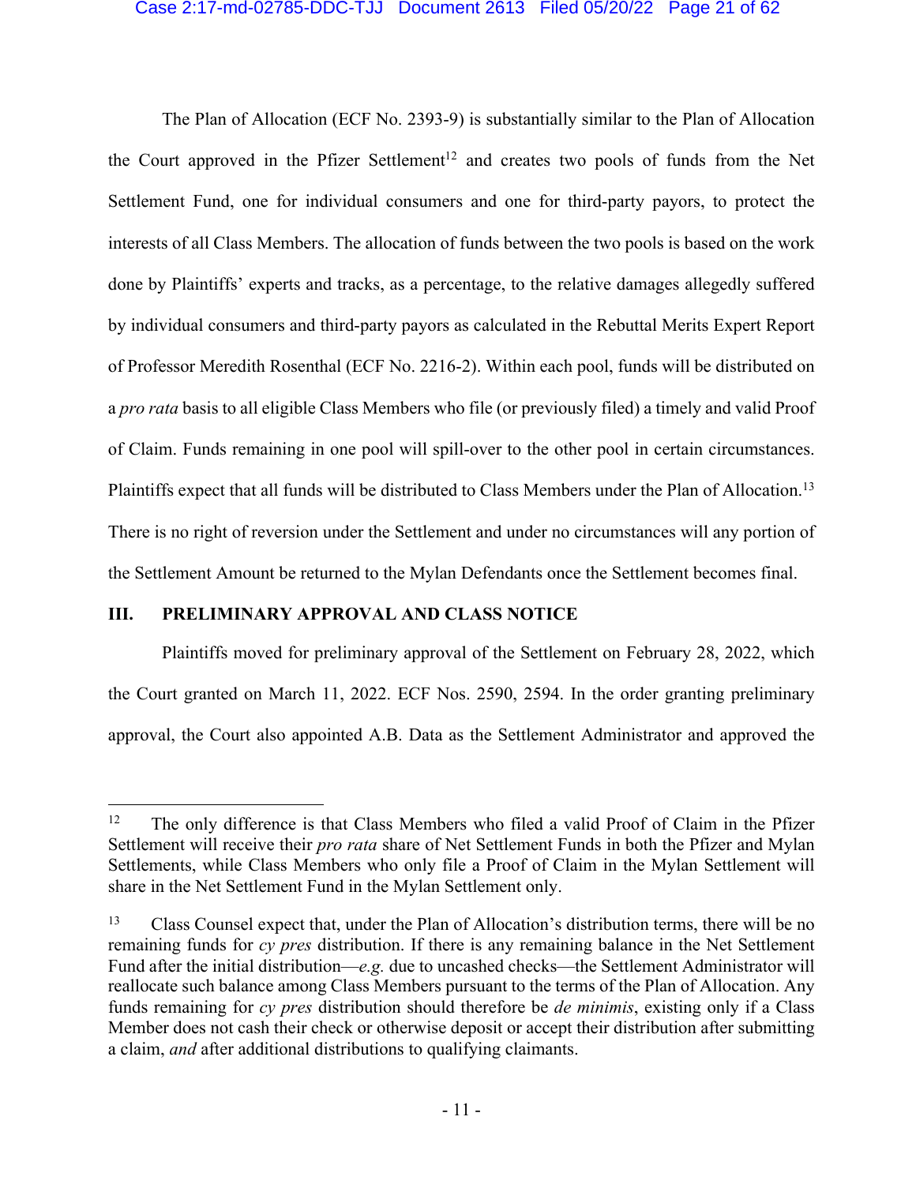The Plan of Allocation (ECF No. 2393-9) is substantially similar to the Plan of Allocation the Court approved in the Pfizer Settlement[12] and creates two pools of funds from the Net Settlement Fund, one for individual consumers and one for third-party payors, to protect the interests of all Class Members. The allocation of funds between the two pools is based on the work done by Plaintiffs' experts and tracks, as a percentage, to the relative damages allegedly suffered by individual consumers and third-party payors as calculated in the Rebuttal Merits Expert Report of Professor Meredith Rosenthal (ECF No. 2216-2). Within each pool, funds will be distributed on a *pro rata* basis to all eligible Class Members who file (or previously filed) a timely and valid Proof of Claim. Funds remaining in one pool will spill-over to the other pool in certain circumstances. Plaintiffs expect that all funds will be distributed to Class Members under the Plan of Allocation.[13] There is no right of reversion under the Settlement and under no circumstances will any portion of the Settlement Amount be returned to the Mylan Defendants once the Settlement becomes final.

## III. PRELIMINARY APPROVAL AND CLASS NOTICE

Plaintiffs moved for preliminary approval of the Settlement on February 28, 2022, which the Court granted on March 11, 2022. ECF Nos. 2590, 2594. In the order granting preliminary approval, the Court also appointed A.B. Data as the Settlement Administrator and approved the

---

[12] The only difference is that Class Members who filed a valid Proof of Claim in the Pfizer Settlement will receive their *pro rata* share of Net Settlement Funds in both the Pfizer and Mylan Settlements, while Class Members who only file a Proof of Claim in the Mylan Settlement will share in the Net Settlement Fund in the Mylan Settlement only.

[13] Class Counsel expect that, under the Plan of Allocation's distribution terms, there will be no remaining funds for *cy pres* distribution. If there is any remaining balance in the Net Settlement Fund after the initial distribution—*e.g.* due to uncashed checks—the Settlement Administrator will reallocate such balance among Class Members pursuant to the terms of the Plan of Allocation. Any funds remaining for *cy pres* distribution should therefore be *de minimis*, existing only if a Class Member does not cash their check or otherwise deposit or accept their distribution after submitting a claim, *and* after additional distributions to qualifying claimants.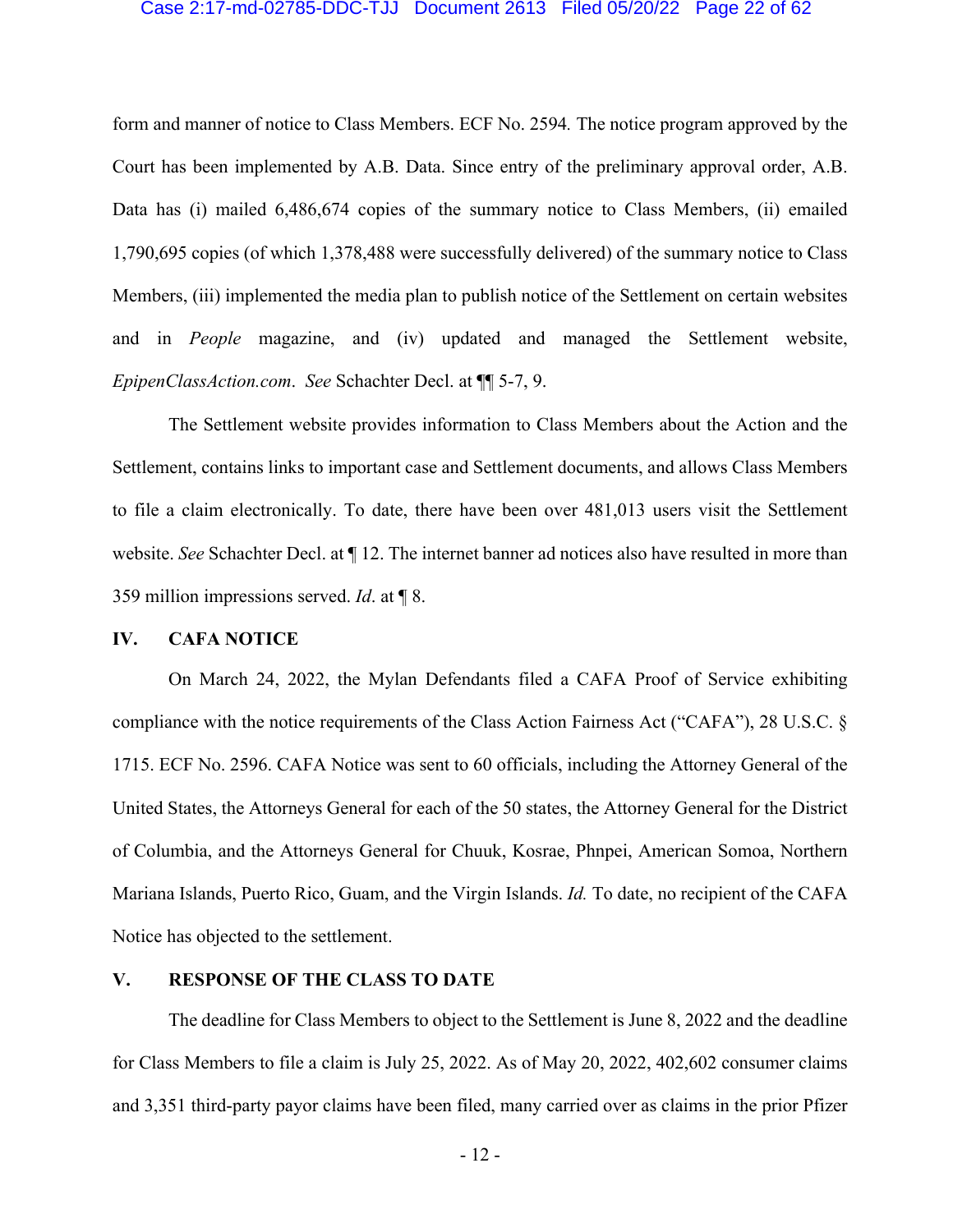form and manner of notice to Class Members. ECF No. 2594. The notice program approved by the Court has been implemented by A.B. Data. Since entry of the preliminary approval order, A.B. Data has (i) mailed 6,486,674 copies of the summary notice to Class Members, (ii) emailed 1,790,695 copies (of which 1,378,488 were successfully delivered) of the summary notice to Class Members, (iii) implemented the media plan to publish notice of the Settlement on certain websites and in *People* magazine, and (iv) updated and managed the Settlement website, *EpipenClassAction.com*. *See* Schachter Decl. at ¶¶ 5-7, 9.

The Settlement website provides information to Class Members about the Action and the Settlement, contains links to important case and Settlement documents, and allows Class Members to file a claim electronically. To date, there have been over 481,013 users visit the Settlement website. *See* Schachter Decl. at ¶ 12. The internet banner ad notices also have resulted in more than 359 million impressions served. *Id*. at ¶ 8.

## IV. CAFA NOTICE

On March 24, 2022, the Mylan Defendants filed a CAFA Proof of Service exhibiting compliance with the notice requirements of the Class Action Fairness Act ("CAFA"), 28 U.S.C. § 1715. ECF No. 2596. CAFA Notice was sent to 60 officials, including the Attorney General of the United States, the Attorneys General for each of the 50 states, the Attorney General for the District of Columbia, and the Attorneys General for Chuuk, Kosrae, Phnpei, American Somoa, Northern Mariana Islands, Puerto Rico, Guam, and the Virgin Islands. *Id.* To date, no recipient of the CAFA Notice has objected to the settlement.

## V. RESPONSE OF THE CLASS TO DATE

The deadline for Class Members to object to the Settlement is June 8, 2022 and the deadline for Class Members to file a claim is July 25, 2022. As of May 20, 2022, 402,602 consumer claims and 3,351 third-party payor claims have been filed, many carried over as claims in the prior Pfizer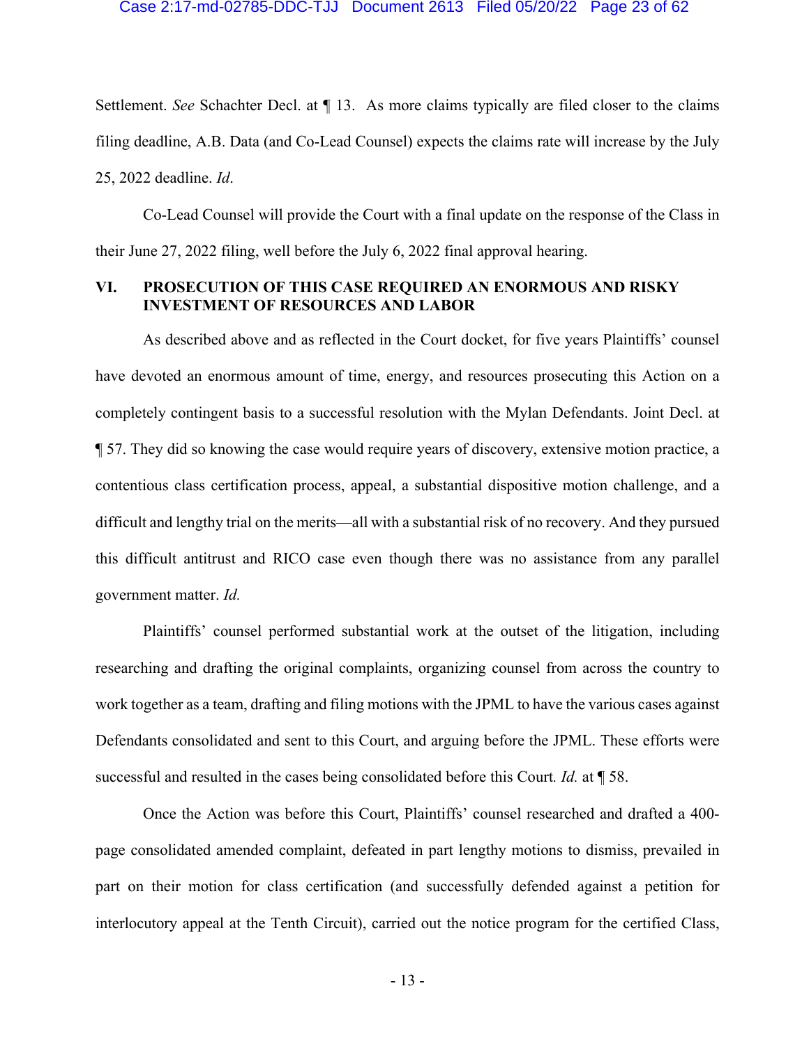Settlement. *See* Schachter Decl. at ¶ 13. As more claims typically are filed closer to the claims filing deadline, A.B. Data (and Co-Lead Counsel) expects the claims rate will increase by the July 25, 2022 deadline. *Id*.

Co-Lead Counsel will provide the Court with a final update on the response of the Class in their June 27, 2022 filing, well before the July 6, 2022 final approval hearing.

## VI. PROSECUTION OF THIS CASE REQUIRED AN ENORMOUS AND RISKY INVESTMENT OF RESOURCES AND LABOR

As described above and as reflected in the Court docket, for five years Plaintiffs' counsel have devoted an enormous amount of time, energy, and resources prosecuting this Action on a completely contingent basis to a successful resolution with the Mylan Defendants. Joint Decl. at ¶ 57. They did so knowing the case would require years of discovery, extensive motion practice, a contentious class certification process, appeal, a substantial dispositive motion challenge, and a difficult and lengthy trial on the merits—all with a substantial risk of no recovery. And they pursued this difficult antitrust and RICO case even though there was no assistance from any parallel government matter. *Id.*

Plaintiffs' counsel performed substantial work at the outset of the litigation, including researching and drafting the original complaints, organizing counsel from across the country to work together as a team, drafting and filing motions with the JPML to have the various cases against Defendants consolidated and sent to this Court, and arguing before the JPML. These efforts were successful and resulted in the cases being consolidated before this Court. *Id.* at ¶ 58.

Once the Action was before this Court, Plaintiffs' counsel researched and drafted a 400-page consolidated amended complaint, defeated in part lengthy motions to dismiss, prevailed in part on their motion for class certification (and successfully defended against a petition for interlocutory appeal at the Tenth Circuit), carried out the notice program for the certified Class,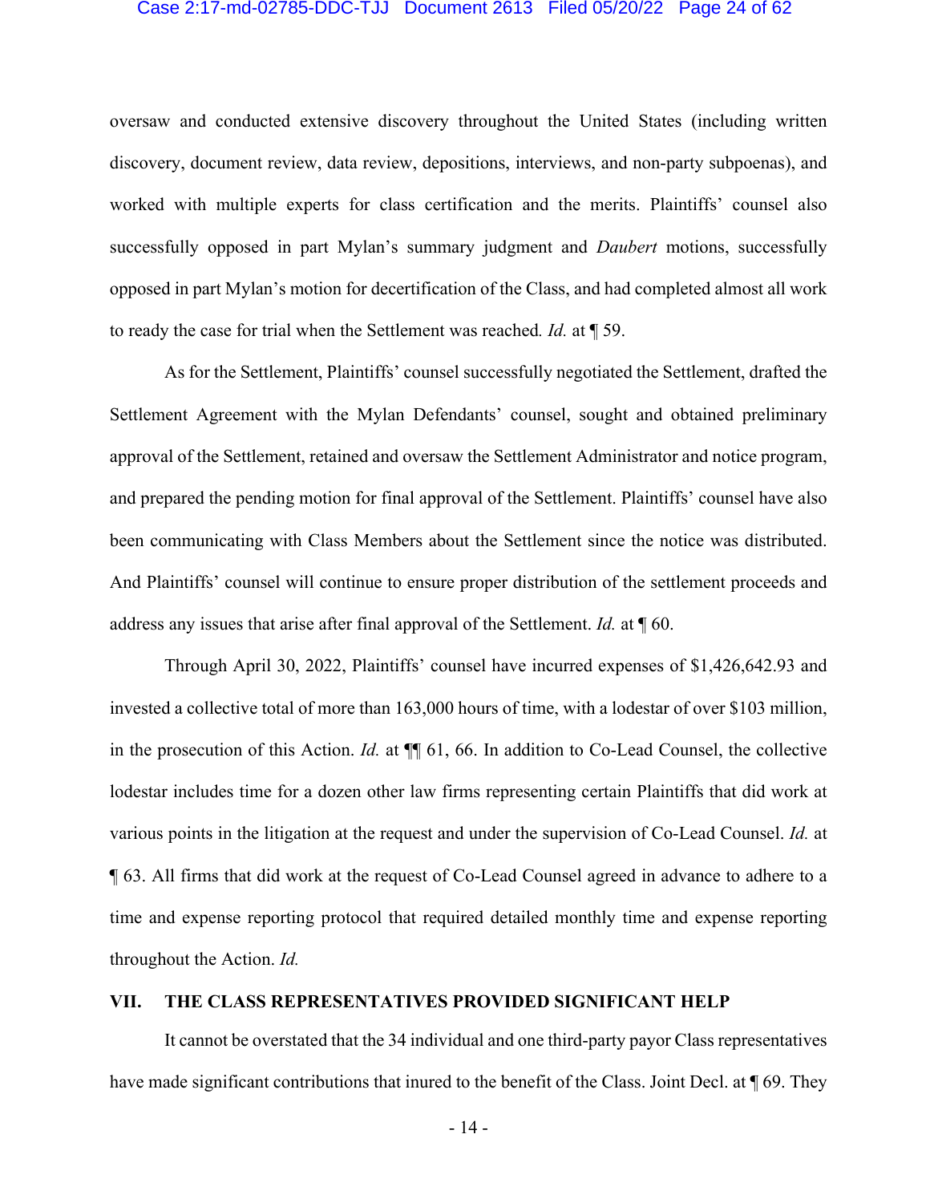oversaw and conducted extensive discovery throughout the United States (including written discovery, document review, data review, depositions, interviews, and non-party subpoenas), and worked with multiple experts for class certification and the merits. Plaintiffs' counsel also successfully opposed in part Mylan's summary judgment and *Daubert* motions, successfully opposed in part Mylan's motion for decertification of the Class, and had completed almost all work to ready the case for trial when the Settlement was reached. *Id.* at ¶ 59.

As for the Settlement, Plaintiffs' counsel successfully negotiated the Settlement, drafted the Settlement Agreement with the Mylan Defendants' counsel, sought and obtained preliminary approval of the Settlement, retained and oversaw the Settlement Administrator and notice program, and prepared the pending motion for final approval of the Settlement. Plaintiffs' counsel have also been communicating with Class Members about the Settlement since the notice was distributed. And Plaintiffs' counsel will continue to ensure proper distribution of the settlement proceeds and address any issues that arise after final approval of the Settlement. *Id.* at ¶ 60.

Through April 30, 2022, Plaintiffs' counsel have incurred expenses of $1,426,642.93 and invested a collective total of more than 163,000 hours of time, with a lodestar of over $103 million, in the prosecution of this Action. *Id.* at ¶¶ 61, 66. In addition to Co-Lead Counsel, the collective lodestar includes time for a dozen other law firms representing certain Plaintiffs that did work at various points in the litigation at the request and under the supervision of Co-Lead Counsel. *Id.* at ¶ 63. All firms that did work at the request of Co-Lead Counsel agreed in advance to adhere to a time and expense reporting protocol that required detailed monthly time and expense reporting throughout the Action. *Id.*

## VII. THE CLASS REPRESENTATIVES PROVIDED SIGNIFICANT HELP

It cannot be overstated that the 34 individual and one third-party payor Class representatives have made significant contributions that inured to the benefit of the Class. Joint Decl. at ¶ 69. They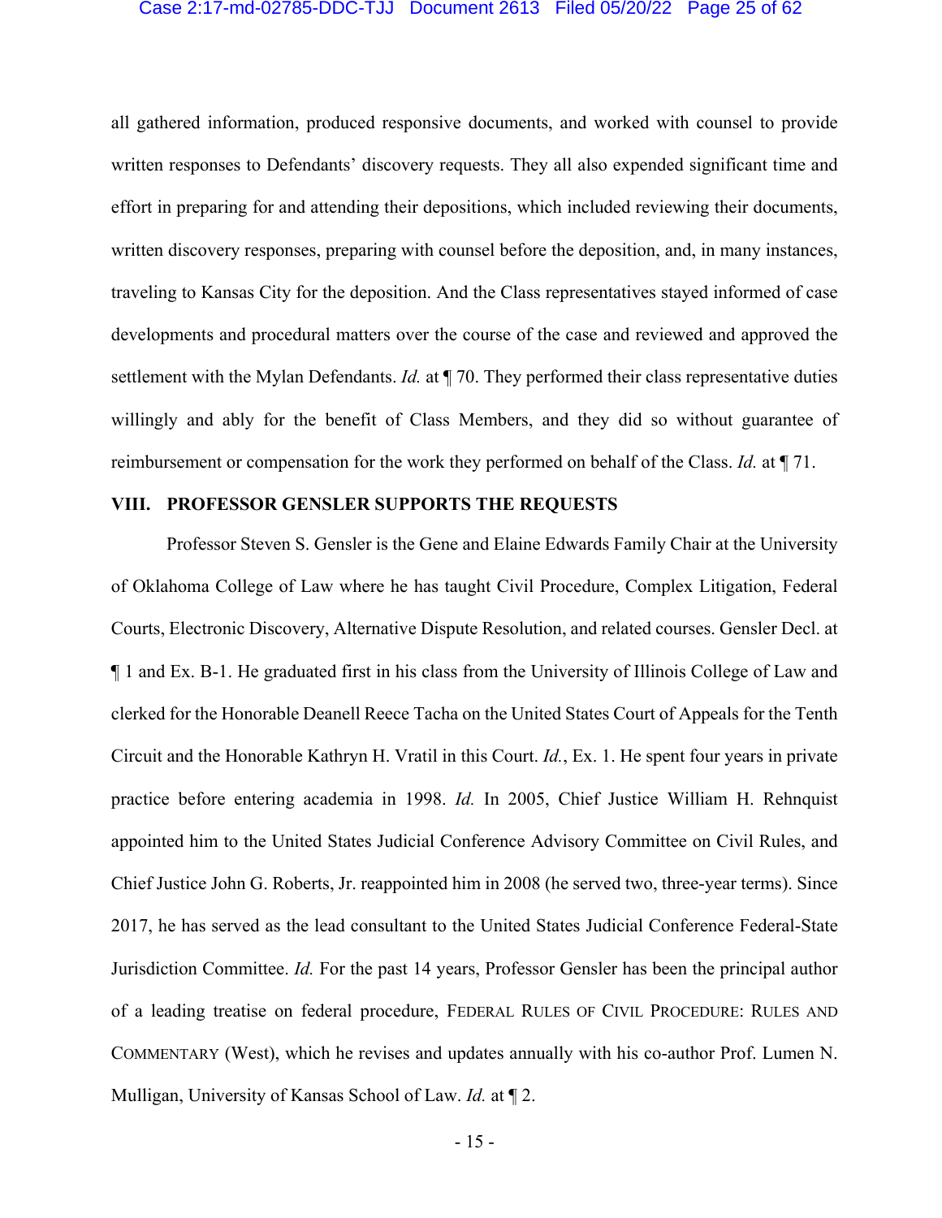all gathered information, produced responsive documents, and worked with counsel to provide written responses to Defendants' discovery requests. They all also expended significant time and effort in preparing for and attending their depositions, which included reviewing their documents, written discovery responses, preparing with counsel before the deposition, and, in many instances, traveling to Kansas City for the deposition. And the Class representatives stayed informed of case developments and procedural matters over the course of the case and reviewed and approved the settlement with the Mylan Defendants. *Id.* at ¶ 70. They performed their class representative duties willingly and ably for the benefit of Class Members, and they did so without guarantee of reimbursement or compensation for the work they performed on behalf of the Class. *Id.* at ¶ 71.

## VIII. PROFESSOR GENSLER SUPPORTS THE REQUESTS

Professor Steven S. Gensler is the Gene and Elaine Edwards Family Chair at the University of Oklahoma College of Law where he has taught Civil Procedure, Complex Litigation, Federal Courts, Electronic Discovery, Alternative Dispute Resolution, and related courses. Gensler Decl. at ¶ 1 and Ex. B-1. He graduated first in his class from the University of Illinois College of Law and clerked for the Honorable Deanell Reece Tacha on the United States Court of Appeals for the Tenth Circuit and the Honorable Kathryn H. Vratil in this Court. *Id.*, Ex. 1. He spent four years in private practice before entering academia in 1998. *Id.* In 2005, Chief Justice William H. Rehnquist appointed him to the United States Judicial Conference Advisory Committee on Civil Rules, and Chief Justice John G. Roberts, Jr. reappointed him in 2008 (he served two, three-year terms). Since 2017, he has served as the lead consultant to the United States Judicial Conference Federal-State Jurisdiction Committee. *Id.* For the past 14 years, Professor Gensler has been the principal author of a leading treatise on federal procedure, FEDERAL RULES OF CIVIL PROCEDURE: RULES AND COMMENTARY (West), which he revises and updates annually with his co-author Prof. Lumen N. Mulligan, University of Kansas School of Law. *Id.* at ¶ 2.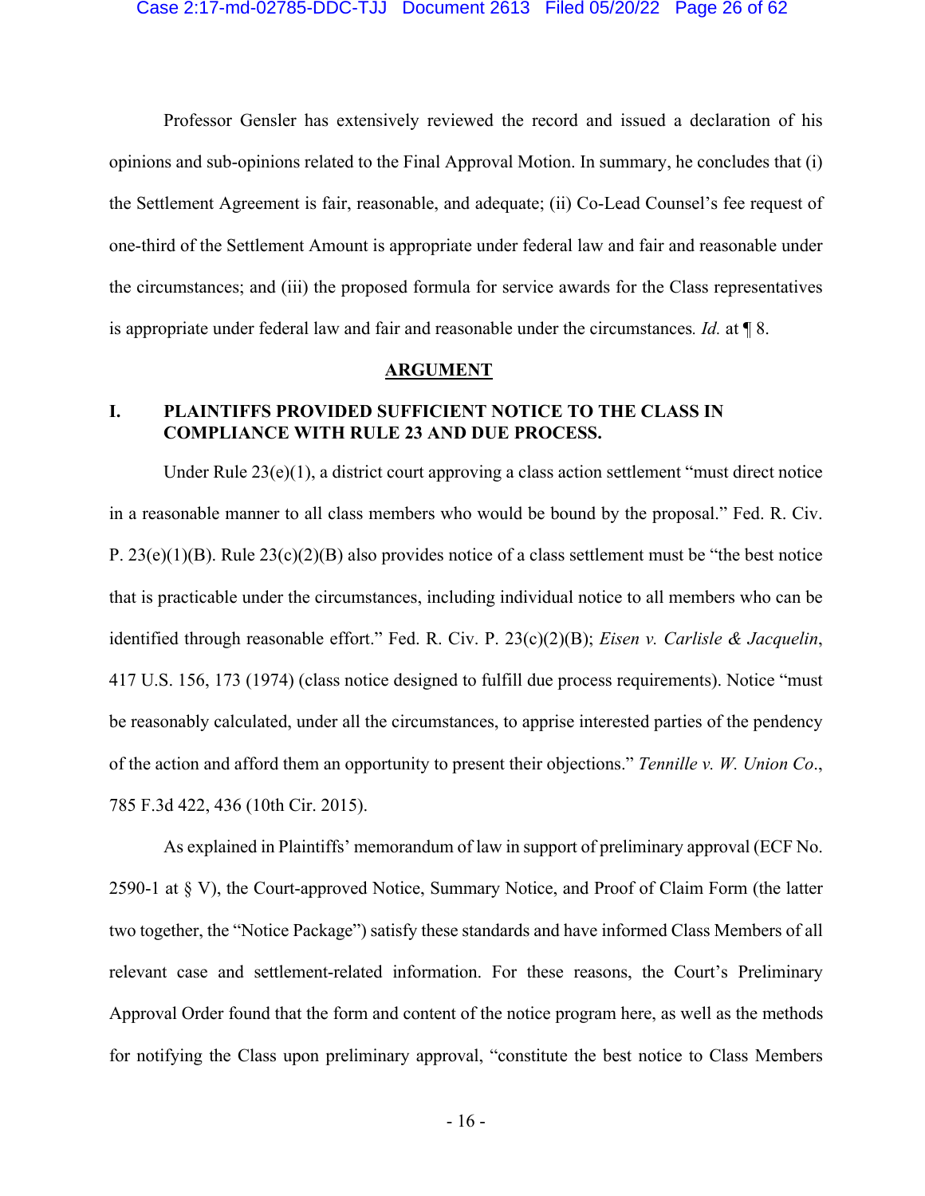Professor Gensler has extensively reviewed the record and issued a declaration of his opinions and sub-opinions related to the Final Approval Motion. In summary, he concludes that (i) the Settlement Agreement is fair, reasonable, and adequate; (ii) Co-Lead Counsel's fee request of one-third of the Settlement Amount is appropriate under federal law and fair and reasonable under the circumstances; and (iii) the proposed formula for service awards for the Class representatives is appropriate under federal law and fair and reasonable under the circumstances. *Id.* at ¶ 8.

## ARGUMENT

### I. PLAINTIFFS PROVIDED SUFFICIENT NOTICE TO THE CLASS IN COMPLIANCE WITH RULE 23 AND DUE PROCESS.

Under Rule 23(e)(1), a district court approving a class action settlement "must direct notice in a reasonable manner to all class members who would be bound by the proposal." Fed. R. Civ. P. 23(e)(1)(B). Rule 23(c)(2)(B) also provides notice of a class settlement must be "the best notice that is practicable under the circumstances, including individual notice to all members who can be identified through reasonable effort." Fed. R. Civ. P. 23(c)(2)(B); *Eisen v. Carlisle & Jacquelin*, 417 U.S. 156, 173 (1974) (class notice designed to fulfill due process requirements). Notice "must be reasonably calculated, under all the circumstances, to apprise interested parties of the pendency of the action and afford them an opportunity to present their objections." *Tennille v. W. Union Co*., 785 F.3d 422, 436 (10th Cir. 2015).

As explained in Plaintiffs' memorandum of law in support of preliminary approval (ECF No. 2590-1 at § V), the Court-approved Notice, Summary Notice, and Proof of Claim Form (the latter two together, the "Notice Package") satisfy these standards and have informed Class Members of all relevant case and settlement-related information. For these reasons, the Court's Preliminary Approval Order found that the form and content of the notice program here, as well as the methods for notifying the Class upon preliminary approval, "constitute the best notice to Class Members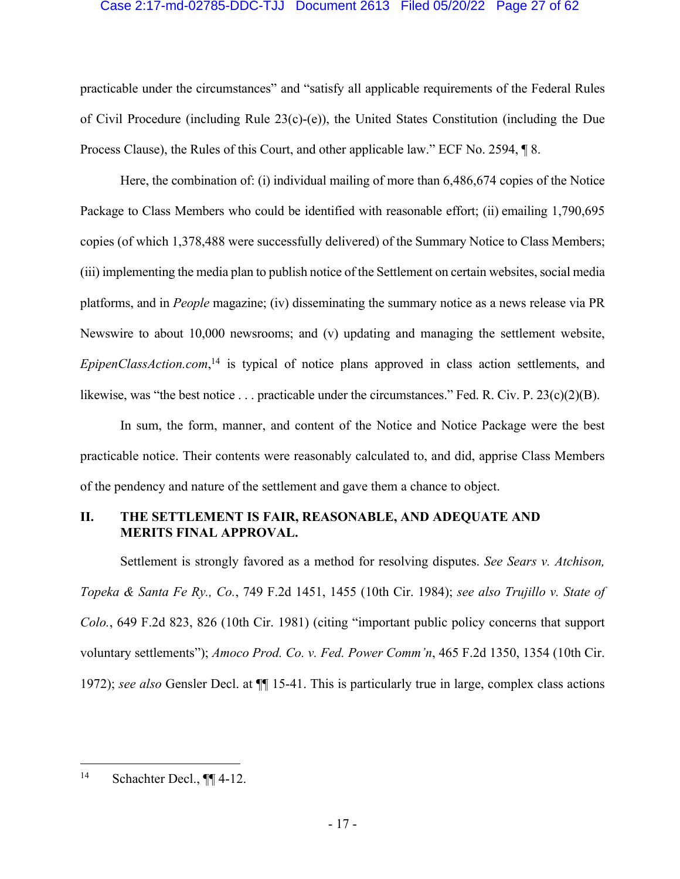practicable under the circumstances" and "satisfy all applicable requirements of the Federal Rules of Civil Procedure (including Rule 23(c)-(e)), the United States Constitution (including the Due Process Clause), the Rules of this Court, and other applicable law." ECF No. 2594, ¶ 8.

Here, the combination of: (i) individual mailing of more than 6,486,674 copies of the Notice Package to Class Members who could be identified with reasonable effort; (ii) emailing 1,790,695 copies (of which 1,378,488 were successfully delivered) of the Summary Notice to Class Members; (iii) implementing the media plan to publish notice of the Settlement on certain websites, social media platforms, and in *People* magazine; (iv) disseminating the summary notice as a news release via PR Newswire to about 10,000 newsrooms; and (v) updating and managing the settlement website, *EpipenClassAction.com*,[14] is typical of notice plans approved in class action settlements, and likewise, was "the best notice . . . practicable under the circumstances." Fed. R. Civ. P. 23(c)(2)(B).

In sum, the form, manner, and content of the Notice and Notice Package were the best practicable notice. Their contents were reasonably calculated to, and did, apprise Class Members of the pendency and nature of the settlement and gave them a chance to object.

## II. THE SETTLEMENT IS FAIR, REASONABLE, AND ADEQUATE AND MERITS FINAL APPROVAL.

Settlement is strongly favored as a method for resolving disputes. *See Sears v. Atchison, Topeka & Santa Fe Ry., Co.*, 749 F.2d 1451, 1455 (10th Cir. 1984); *see also Trujillo v. State of Colo.*, 649 F.2d 823, 826 (10th Cir. 1981) (citing "important public policy concerns that support voluntary settlements"); *Amoco Prod. Co. v. Fed. Power Comm'n*, 465 F.2d 1350, 1354 (10th Cir. 1972); *see also* Gensler Decl. at ¶¶ 15-41. This is particularly true in large, complex class actions

---

[14] Schachter Decl., ¶¶ 4-12.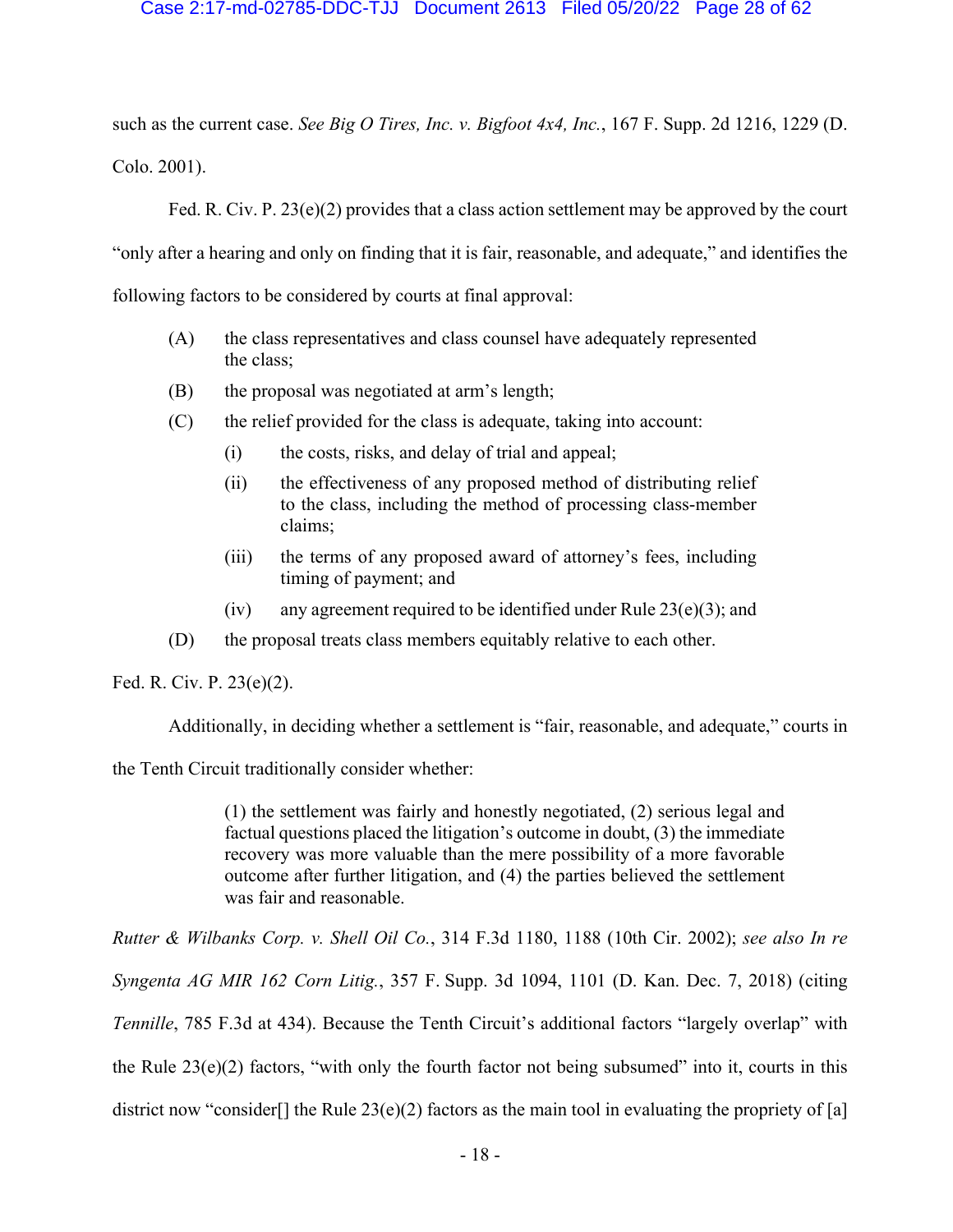such as the current case. *See Big O Tires, Inc. v. Bigfoot 4x4, Inc.*, 167 F. Supp. 2d 1216, 1229 (D. Colo. 2001).

Fed. R. Civ. P. 23(e)(2) provides that a class action settlement may be approved by the court "only after a hearing and only on finding that it is fair, reasonable, and adequate," and identifies the following factors to be considered by courts at final approval:

> (A) the class representatives and class counsel have adequately represented the class;
>
> (B) the proposal was negotiated at arm's length;
>
> (C) the relief provided for the class is adequate, taking into account:
>
> > (i) the costs, risks, and delay of trial and appeal;
> >
> > (ii) the effectiveness of any proposed method of distributing relief to the class, including the method of processing class-member claims;
> >
> > (iii) the terms of any proposed award of attorney's fees, including timing of payment; and
> >
> > (iv) any agreement required to be identified under Rule 23(e)(3); and
>
> (D) the proposal treats class members equitably relative to each other.

Fed. R. Civ. P. 23(e)(2).

Additionally, in deciding whether a settlement is "fair, reasonable, and adequate," courts in the Tenth Circuit traditionally consider whether:

> (1) the settlement was fairly and honestly negotiated, (2) serious legal and factual questions placed the litigation's outcome in doubt, (3) the immediate recovery was more valuable than the mere possibility of a more favorable outcome after further litigation, and (4) the parties believed the settlement was fair and reasonable.

*Rutter & Wilbanks Corp. v. Shell Oil Co.*, 314 F.3d 1180, 1188 (10th Cir. 2002); *see also In re Syngenta AG MIR 162 Corn Litig.*, 357 F. Supp. 3d 1094, 1101 (D. Kan. Dec. 7, 2018) (citing *Tennille*, 785 F.3d at 434). Because the Tenth Circuit's additional factors "largely overlap" with the Rule 23(e)(2) factors, "with only the fourth factor not being subsumed" into it, courts in this district now "consider[] the Rule 23(e)(2) factors as the main tool in evaluating the propriety of [a]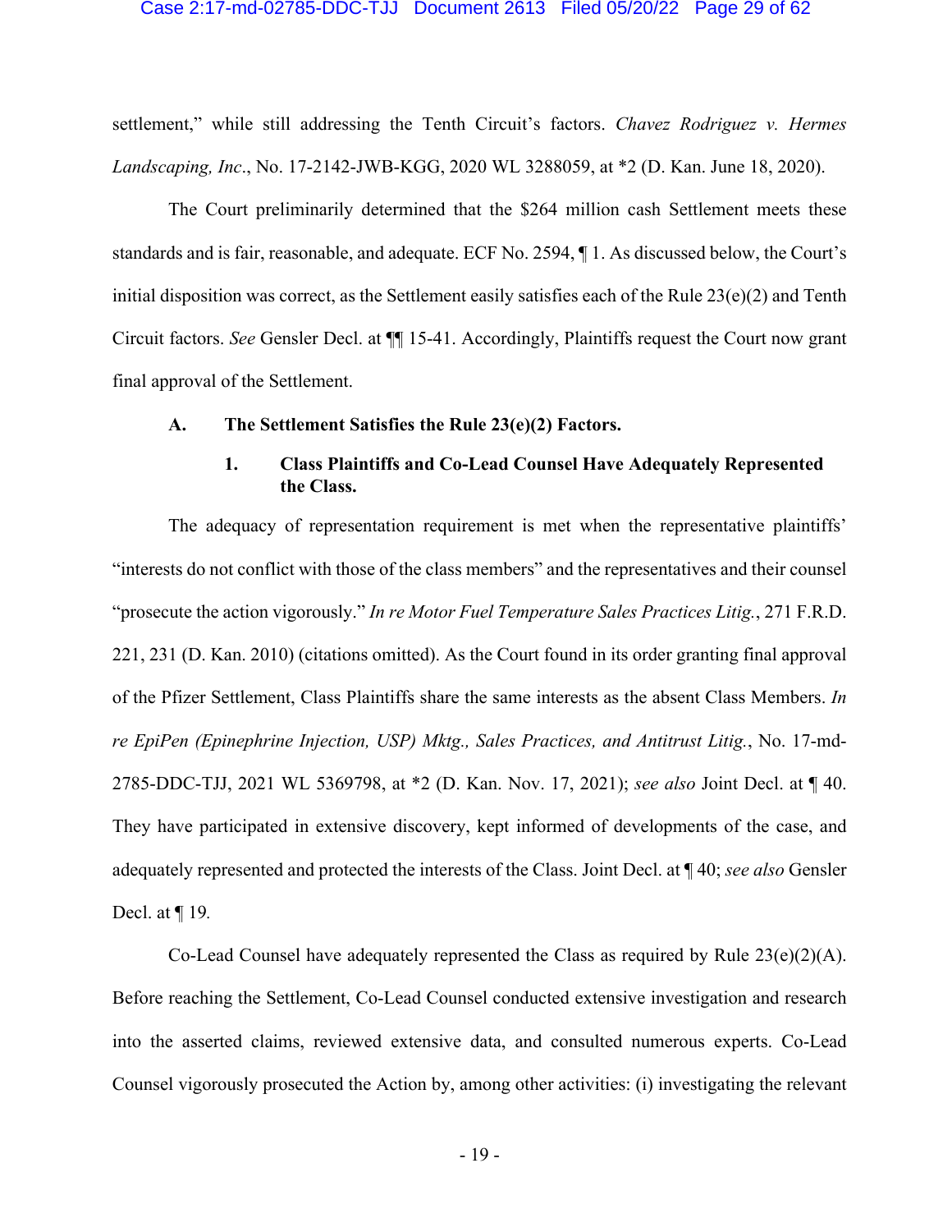settlement," while still addressing the Tenth Circuit's factors. *Chavez Rodriguez v. Hermes Landscaping, Inc*., No. 17-2142-JWB-KGG, 2020 WL 3288059, at *2 (D. Kan. June 18, 2020).

The Court preliminarily determined that the $264 million cash Settlement meets these standards and is fair, reasonable, and adequate. ECF No. 2594, ¶ 1. As discussed below, the Court's initial disposition was correct, as the Settlement easily satisfies each of the Rule 23(e)(2) and Tenth Circuit factors. *See* Gensler Decl. at ¶¶ 15-41. Accordingly, Plaintiffs request the Court now grant final approval of the Settlement.

### A. The Settlement Satisfies the Rule 23(e)(2) Factors.

#### 1. Class Plaintiffs and Co-Lead Counsel Have Adequately Represented the Class.

The adequacy of representation requirement is met when the representative plaintiffs' "interests do not conflict with those of the class members" and the representatives and their counsel "prosecute the action vigorously." *In re Motor Fuel Temperature Sales Practices Litig.*, 271 F.R.D. 221, 231 (D. Kan. 2010) (citations omitted). As the Court found in its order granting final approval of the Pfizer Settlement, Class Plaintiffs share the same interests as the absent Class Members. *In re EpiPen (Epinephrine Injection, USP) Mktg., Sales Practices, and Antitrust Litig.*, No. 17-md-2785-DDC-TJJ, 2021 WL 5369798, at *2 (D. Kan. Nov. 17, 2021); *see also* Joint Decl. at ¶ 40. They have participated in extensive discovery, kept informed of developments of the case, and adequately represented and protected the interests of the Class. Joint Decl. at ¶ 40; *see also* Gensler Decl. at ¶ 19.

Co-Lead Counsel have adequately represented the Class as required by Rule 23(e)(2)(A). Before reaching the Settlement, Co-Lead Counsel conducted extensive investigation and research into the asserted claims, reviewed extensive data, and consulted numerous experts. Co-Lead Counsel vigorously prosecuted the Action by, among other activities: (i) investigating the relevant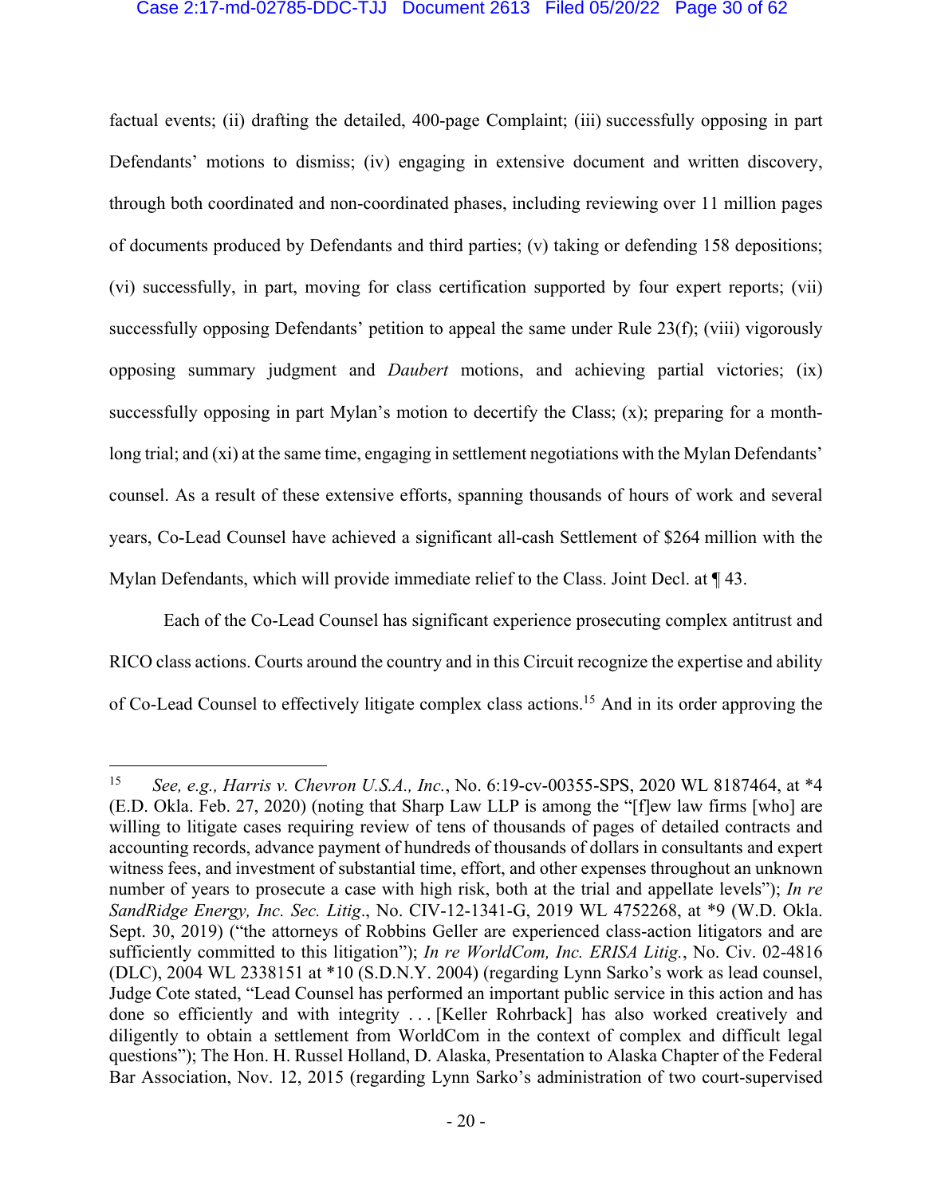factual events; (ii) drafting the detailed, 400-page Complaint; (iii) successfully opposing in part Defendants' motions to dismiss; (iv) engaging in extensive document and written discovery, through both coordinated and non-coordinated phases, including reviewing over 11 million pages of documents produced by Defendants and third parties; (v) taking or defending 158 depositions; (vi) successfully, in part, moving for class certification supported by four expert reports; (vii) successfully opposing Defendants' petition to appeal the same under Rule 23(f); (viii) vigorously opposing summary judgment and *Daubert* motions, and achieving partial victories; (ix) successfully opposing in part Mylan's motion to decertify the Class; (x); preparing for a month-long trial; and (xi) at the same time, engaging in settlement negotiations with the Mylan Defendants' counsel. As a result of these extensive efforts, spanning thousands of hours of work and several years, Co-Lead Counsel have achieved a significant all-cash Settlement of $264 million with the Mylan Defendants, which will provide immediate relief to the Class. Joint Decl. at ¶ 43.

Each of the Co-Lead Counsel has significant experience prosecuting complex antitrust and RICO class actions. Courts around the country and in this Circuit recognize the expertise and ability of Co-Lead Counsel to effectively litigate complex class actions.[15] And in its order approving the

---

[15] *See, e.g.*, *Harris v. Chevron U.S.A., Inc.*, No. 6:19-cv-00355-SPS, 2020 WL 8187464, at *4 (E.D. Okla. Feb. 27, 2020) (noting that Sharp Law LLP is among the "[f]ew law firms [who] are willing to litigate cases requiring review of tens of thousands of pages of detailed contracts and accounting records, advance payment of hundreds of thousands of dollars in consultants and expert witness fees, and investment of substantial time, effort, and other expenses throughout an unknown number of years to prosecute a case with high risk, both at the trial and appellate levels"); *In re SandRidge Energy, Inc. Sec. Litig*., No. CIV-12-1341-G, 2019 WL 4752268, at *9 (W.D. Okla. Sept. 30, 2019) ("the attorneys of Robbins Geller are experienced class-action litigators and are sufficiently committed to this litigation"); *In re WorldCom, Inc. ERISA Litig.*, No. Civ. 02-4816 (DLC), 2004 WL 2338151 at *10 (S.D.N.Y. 2004) (regarding Lynn Sarko's work as lead counsel, Judge Cote stated, "Lead Counsel has performed an important public service in this action and has done so efficiently and with integrity . . . [Keller Rohrback] has also worked creatively and diligently to obtain a settlement from WorldCom in the context of complex and difficult legal questions"); The Hon. H. Russel Holland, D. Alaska, Presentation to Alaska Chapter of the Federal Bar Association, Nov. 12, 2015 (regarding Lynn Sarko's administration of two court-supervised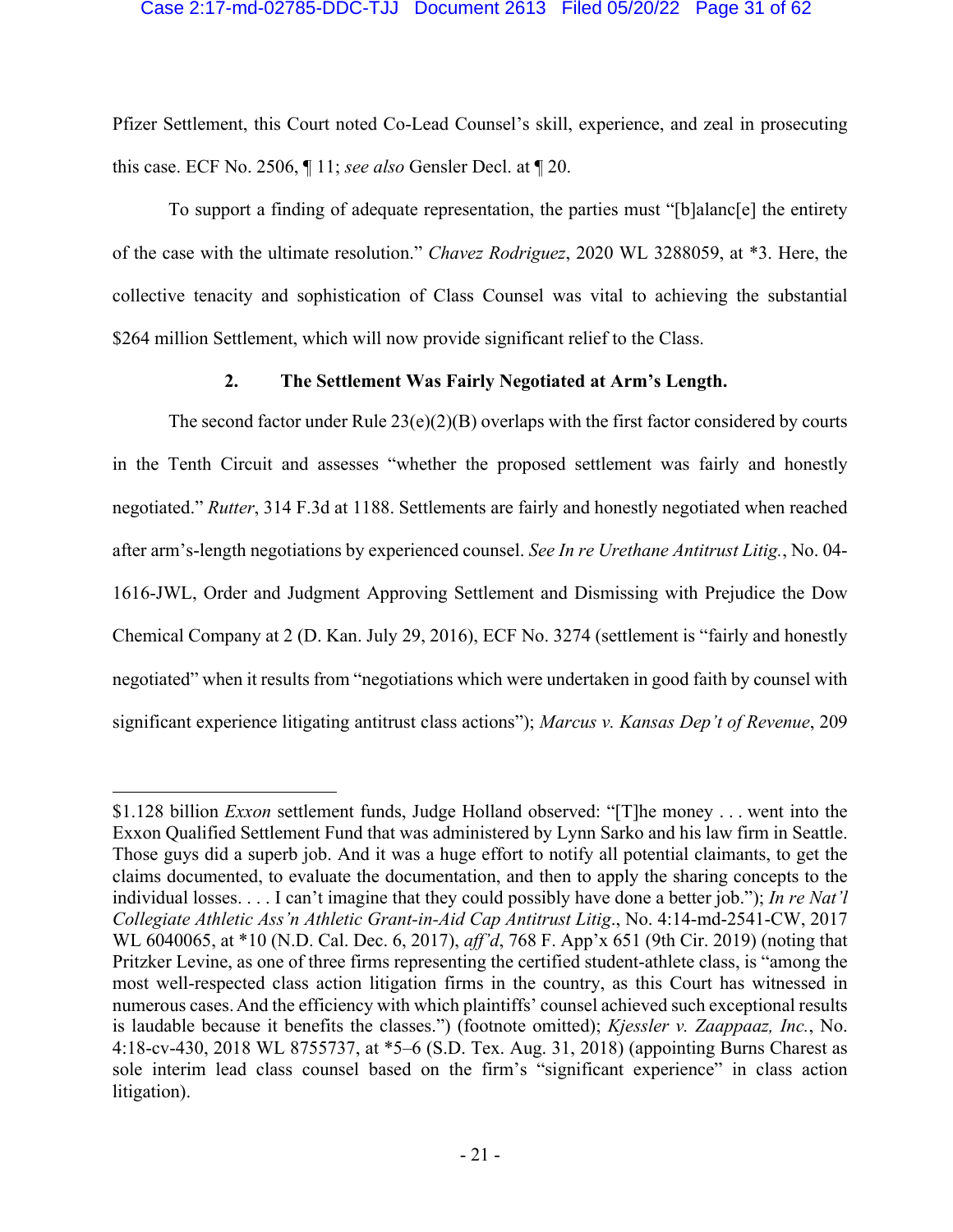Pfizer Settlement, this Court noted Co-Lead Counsel's skill, experience, and zeal in prosecuting this case. ECF No. 2506, ¶ 11; *see also* Gensler Decl. at ¶ 20.

To support a finding of adequate representation, the parties must "[b]alanc[e] the entirety of the case with the ultimate resolution." *Chavez Rodriguez*, 2020 WL 3288059, at *3. Here, the collective tenacity and sophistication of Class Counsel was vital to achieving the substantial $264 million Settlement, which will now provide significant relief to the Class.

### 2. The Settlement Was Fairly Negotiated at Arm's Length.

The second factor under Rule 23(e)(2)(B) overlaps with the first factor considered by courts in the Tenth Circuit and assesses "whether the proposed settlement was fairly and honestly negotiated." *Rutter*, 314 F.3d at 1188. Settlements are fairly and honestly negotiated when reached after arm's-length negotiations by experienced counsel. *See In re Urethane Antitrust Litig.*, No. 04-1616-JWL, Order and Judgment Approving Settlement and Dismissing with Prejudice the Dow Chemical Company at 2 (D. Kan. July 29, 2016), ECF No. 3274 (settlement is "fairly and honestly negotiated" when it results from "negotiations which were undertaken in good faith by counsel with significant experience litigating antitrust class actions"); *Marcus v. Kansas Dep't of Revenue*, 209

---

$1.128 billion *Exxon* settlement funds, Judge Holland observed: "[T]he money . . . went into the Exxon Qualified Settlement Fund that was administered by Lynn Sarko and his law firm in Seattle. Those guys did a superb job. And it was a huge effort to notify all potential claimants, to get the claims documented, to evaluate the documentation, and then to apply the sharing concepts to the individual losses. . . . I can't imagine that they could possibly have done a better job."); *In re Nat'l Collegiate Athletic Ass'n Athletic Grant-in-Aid Cap Antitrust Litig*., No. 4:14-md-2541-CW, 2017 WL 6040065, at *10 (N.D. Cal. Dec. 6, 2017), *aff'd*, 768 F. App'x 651 (9th Cir. 2019) (noting that Pritzker Levine, as one of three firms representing the certified student-athlete class, is "among the most well-respected class action litigation firms in the country, as this Court has witnessed in numerous cases. And the efficiency with which plaintiffs' counsel achieved such exceptional results is laudable because it benefits the classes.") (footnote omitted); *Kjessler v. Zaappaaz, Inc.*, No. 4:18-cv-430, 2018 WL 8755737, at *5–6 (S.D. Tex. Aug. 31, 2018) (appointing Burns Charest as sole interim lead class counsel based on the firm's "significant experience" in class action litigation).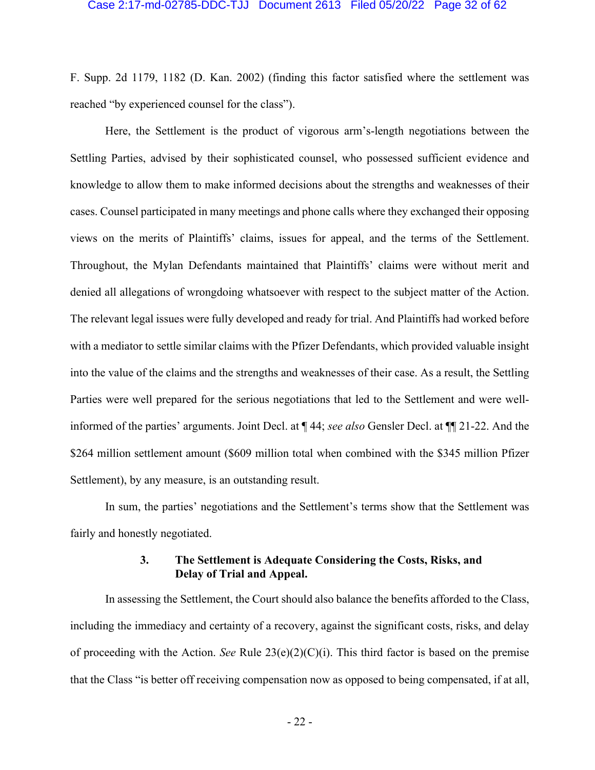F. Supp. 2d 1179, 1182 (D. Kan. 2002) (finding this factor satisfied where the settlement was reached "by experienced counsel for the class").

Here, the Settlement is the product of vigorous arm's-length negotiations between the Settling Parties, advised by their sophisticated counsel, who possessed sufficient evidence and knowledge to allow them to make informed decisions about the strengths and weaknesses of their cases. Counsel participated in many meetings and phone calls where they exchanged their opposing views on the merits of Plaintiffs' claims, issues for appeal, and the terms of the Settlement. Throughout, the Mylan Defendants maintained that Plaintiffs' claims were without merit and denied all allegations of wrongdoing whatsoever with respect to the subject matter of the Action. The relevant legal issues were fully developed and ready for trial. And Plaintiffs had worked before with a mediator to settle similar claims with the Pfizer Defendants, which provided valuable insight into the value of the claims and the strengths and weaknesses of their case. As a result, the Settling Parties were well prepared for the serious negotiations that led to the Settlement and were well-informed of the parties' arguments. Joint Decl. at ¶ 44; *see also* Gensler Decl. at ¶¶ 21-22. And the $264 million settlement amount ($609 million total when combined with the $345 million Pfizer Settlement), by any measure, is an outstanding result.

In sum, the parties' negotiations and the Settlement's terms show that the Settlement was fairly and honestly negotiated.

### 3. The Settlement is Adequate Considering the Costs, Risks, and Delay of Trial and Appeal.

In assessing the Settlement, the Court should also balance the benefits afforded to the Class, including the immediacy and certainty of a recovery, against the significant costs, risks, and delay of proceeding with the Action. *See* Rule 23(e)(2)(C)(i). This third factor is based on the premise that the Class "is better off receiving compensation now as opposed to being compensated, if at all,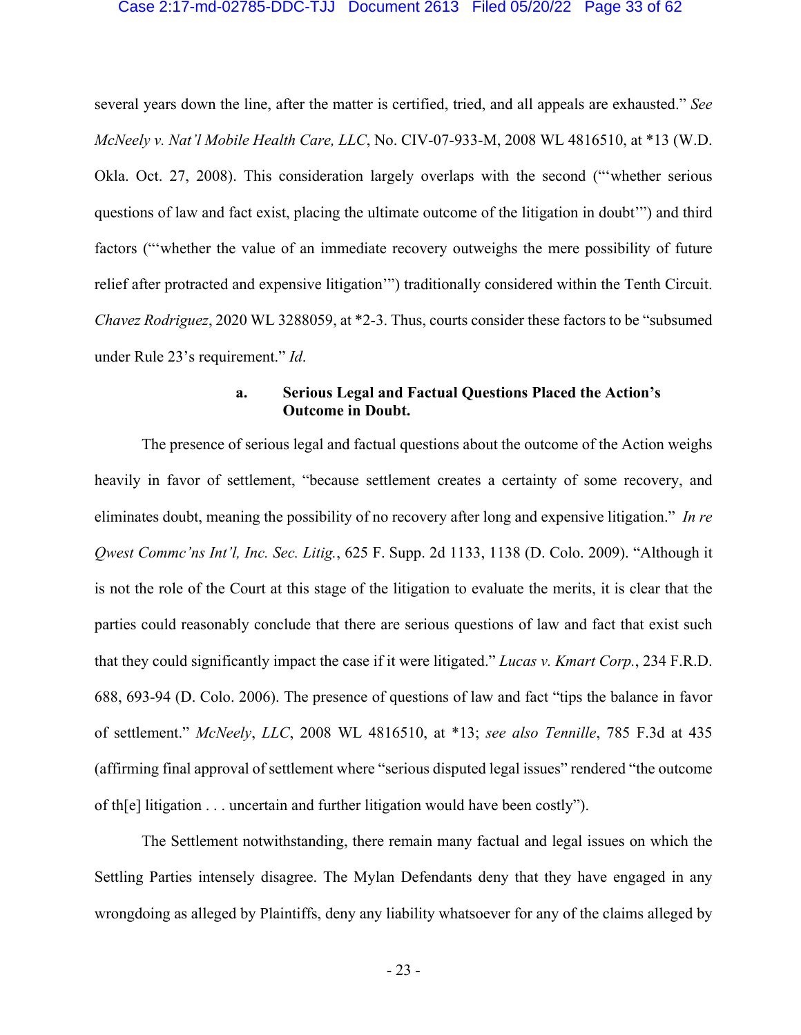several years down the line, after the matter is certified, tried, and all appeals are exhausted." *See McNeely v. Nat'l Mobile Health Care, LLC*, No. CIV-07-933-M, 2008 WL 4816510, at *13 (W.D. Okla. Oct. 27, 2008). This consideration largely overlaps with the second ("'whether serious questions of law and fact exist, placing the ultimate outcome of the litigation in doubt'") and third factors ("'whether the value of an immediate recovery outweighs the mere possibility of future relief after protracted and expensive litigation'") traditionally considered within the Tenth Circuit. *Chavez Rodriguez*, 2020 WL 3288059, at *2-3. Thus, courts consider these factors to be "subsumed under Rule 23's requirement." *Id*.

#### a. Serious Legal and Factual Questions Placed the Action's Outcome in Doubt.

The presence of serious legal and factual questions about the outcome of the Action weighs heavily in favor of settlement, "because settlement creates a certainty of some recovery, and eliminates doubt, meaning the possibility of no recovery after long and expensive litigation." *In re Qwest Commc'ns Int'l, Inc. Sec. Litig.*, 625 F. Supp. 2d 1133, 1138 (D. Colo. 2009). "Although it is not the role of the Court at this stage of the litigation to evaluate the merits, it is clear that the parties could reasonably conclude that there are serious questions of law and fact that exist such that they could significantly impact the case if it were litigated." *Lucas v. Kmart Corp.*, 234 F.R.D. 688, 693-94 (D. Colo. 2006). The presence of questions of law and fact "tips the balance in favor of settlement." *McNeely*, *LLC*, 2008 WL 4816510, at *13; *see also Tennille*, 785 F.3d at 435 (affirming final approval of settlement where "serious disputed legal issues" rendered "the outcome of th[e] litigation . . . uncertain and further litigation would have been costly").

The Settlement notwithstanding, there remain many factual and legal issues on which the Settling Parties intensely disagree. The Mylan Defendants deny that they have engaged in any wrongdoing as alleged by Plaintiffs, deny any liability whatsoever for any of the claims alleged by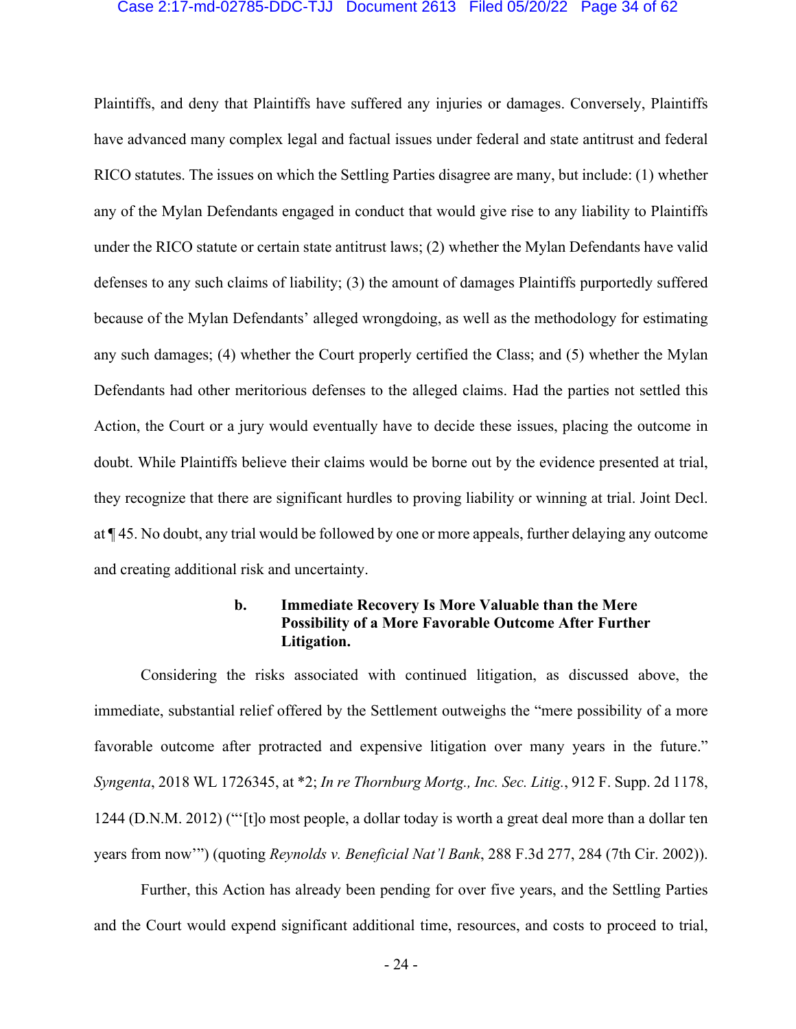Plaintiffs, and deny that Plaintiffs have suffered any injuries or damages. Conversely, Plaintiffs have advanced many complex legal and factual issues under federal and state antitrust and federal RICO statutes. The issues on which the Settling Parties disagree are many, but include: (1) whether any of the Mylan Defendants engaged in conduct that would give rise to any liability to Plaintiffs under the RICO statute or certain state antitrust laws; (2) whether the Mylan Defendants have valid defenses to any such claims of liability; (3) the amount of damages Plaintiffs purportedly suffered because of the Mylan Defendants' alleged wrongdoing, as well as the methodology for estimating any such damages; (4) whether the Court properly certified the Class; and (5) whether the Mylan Defendants had other meritorious defenses to the alleged claims. Had the parties not settled this Action, the Court or a jury would eventually have to decide these issues, placing the outcome in doubt. While Plaintiffs believe their claims would be borne out by the evidence presented at trial, they recognize that there are significant hurdles to proving liability or winning at trial. Joint Decl. at ¶ 45. No doubt, any trial would be followed by one or more appeals, further delaying any outcome and creating additional risk and uncertainty.

#### b. Immediate Recovery Is More Valuable than the Mere Possibility of a More Favorable Outcome After Further Litigation.

Considering the risks associated with continued litigation, as discussed above, the immediate, substantial relief offered by the Settlement outweighs the "mere possibility of a more favorable outcome after protracted and expensive litigation over many years in the future." *Syngenta*, 2018 WL 1726345, at *2; *In re Thornburg Mortg., Inc. Sec. Litig.*, 912 F. Supp. 2d 1178, 1244 (D.N.M. 2012) ("'[t]o most people, a dollar today is worth a great deal more than a dollar ten years from now'") (quoting *Reynolds v. Beneficial Nat'l Bank*, 288 F.3d 277, 284 (7th Cir. 2002)).

Further, this Action has already been pending for over five years, and the Settling Parties and the Court would expend significant additional time, resources, and costs to proceed to trial,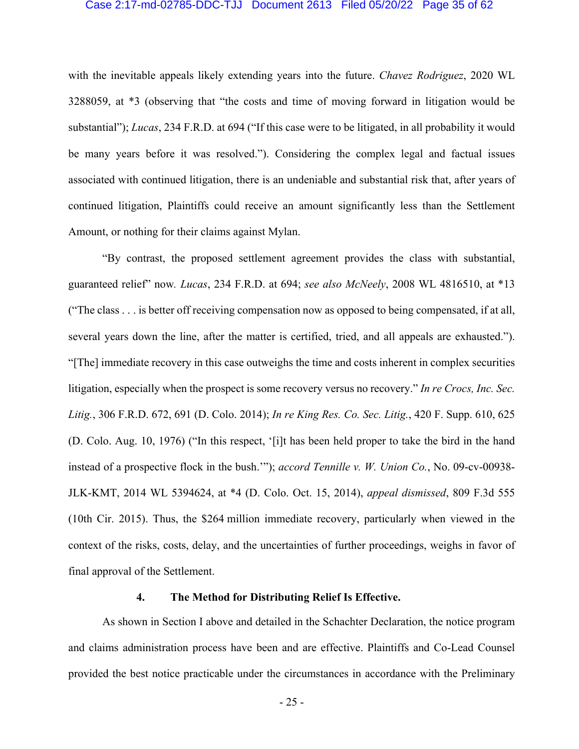with the inevitable appeals likely extending years into the future. *Chavez Rodriguez*, 2020 WL 3288059, at *3 (observing that "the costs and time of moving forward in litigation would be substantial"); *Lucas*, 234 F.R.D. at 694 ("If this case were to be litigated, in all probability it would be many years before it was resolved."). Considering the complex legal and factual issues associated with continued litigation, there is an undeniable and substantial risk that, after years of continued litigation, Plaintiffs could receive an amount significantly less than the Settlement Amount, or nothing for their claims against Mylan.

"By contrast, the proposed settlement agreement provides the class with substantial, guaranteed relief" now. *Lucas*, 234 F.R.D. at 694; *see also McNeely*, 2008 WL 4816510, at *13 ("The class . . . is better off receiving compensation now as opposed to being compensated, if at all, several years down the line, after the matter is certified, tried, and all appeals are exhausted."). "[The] immediate recovery in this case outweighs the time and costs inherent in complex securities litigation, especially when the prospect is some recovery versus no recovery." *In re Crocs, Inc. Sec. Litig.*, 306 F.R.D. 672, 691 (D. Colo. 2014); *In re King Res. Co. Sec. Litig.*, 420 F. Supp. 610, 625 (D. Colo. Aug. 10, 1976) ("In this respect, '[i]t has been held proper to take the bird in the hand instead of a prospective flock in the bush.'"); *accord Tennille v. W. Union Co.*, No. 09-cv-00938-JLK-KMT, 2014 WL 5394624, at *4 (D. Colo. Oct. 15, 2014), *appeal dismissed*, 809 F.3d 555 (10th Cir. 2015). Thus, the $264 million immediate recovery, particularly when viewed in the context of the risks, costs, delay, and the uncertainties of further proceedings, weighs in favor of final approval of the Settlement.

#### 4. The Method for Distributing Relief Is Effective.

As shown in Section I above and detailed in the Schachter Declaration, the notice program and claims administration process have been and are effective. Plaintiffs and Co-Lead Counsel provided the best notice practicable under the circumstances in accordance with the Preliminary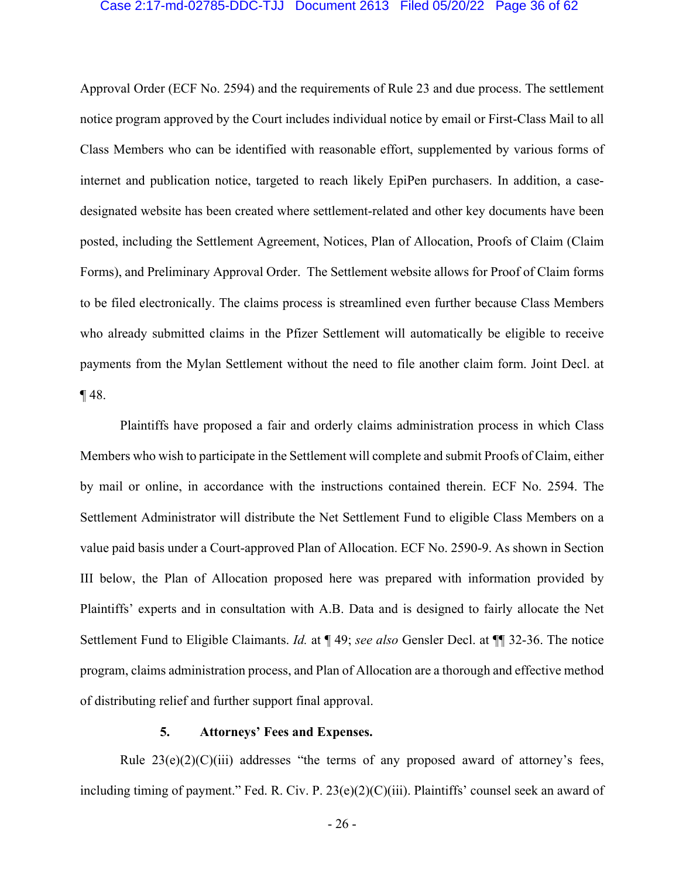Approval Order (ECF No. 2594) and the requirements of Rule 23 and due process. The settlement notice program approved by the Court includes individual notice by email or First-Class Mail to all Class Members who can be identified with reasonable effort, supplemented by various forms of internet and publication notice, targeted to reach likely EpiPen purchasers. In addition, a case-designated website has been created where settlement-related and other key documents have been posted, including the Settlement Agreement, Notices, Plan of Allocation, Proofs of Claim (Claim Forms), and Preliminary Approval Order. The Settlement website allows for Proof of Claim forms to be filed electronically. The claims process is streamlined even further because Class Members who already submitted claims in the Pfizer Settlement will automatically be eligible to receive payments from the Mylan Settlement without the need to file another claim form. Joint Decl. at ¶ 48.

Plaintiffs have proposed a fair and orderly claims administration process in which Class Members who wish to participate in the Settlement will complete and submit Proofs of Claim, either by mail or online, in accordance with the instructions contained therein. ECF No. 2594. The Settlement Administrator will distribute the Net Settlement Fund to eligible Class Members on a value paid basis under a Court-approved Plan of Allocation. ECF No. 2590-9. As shown in Section III below, the Plan of Allocation proposed here was prepared with information provided by Plaintiffs' experts and in consultation with A.B. Data and is designed to fairly allocate the Net Settlement Fund to Eligible Claimants. *Id.* at ¶ 49; *see also* Gensler Decl. at ¶¶ 32-36. The notice program, claims administration process, and Plan of Allocation are a thorough and effective method of distributing relief and further support final approval.

### 5. Attorneys' Fees and Expenses.

Rule 23(e)(2)(C)(iii) addresses "the terms of any proposed award of attorney's fees, including timing of payment." Fed. R. Civ. P. 23(e)(2)(C)(iii). Plaintiffs' counsel seek an award of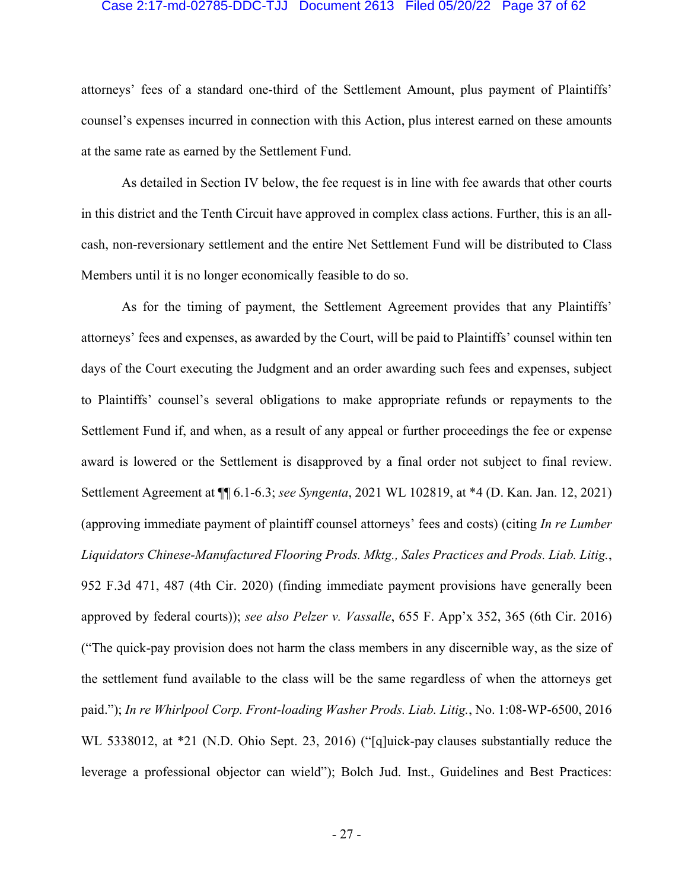attorneys' fees of a standard one-third of the Settlement Amount, plus payment of Plaintiffs' counsel's expenses incurred in connection with this Action, plus interest earned on these amounts at the same rate as earned by the Settlement Fund.

As detailed in Section IV below, the fee request is in line with fee awards that other courts in this district and the Tenth Circuit have approved in complex class actions. Further, this is an all-cash, non-reversionary settlement and the entire Net Settlement Fund will be distributed to Class Members until it is no longer economically feasible to do so.

As for the timing of payment, the Settlement Agreement provides that any Plaintiffs' attorneys' fees and expenses, as awarded by the Court, will be paid to Plaintiffs' counsel within ten days of the Court executing the Judgment and an order awarding such fees and expenses, subject to Plaintiffs' counsel's several obligations to make appropriate refunds or repayments to the Settlement Fund if, and when, as a result of any appeal or further proceedings the fee or expense award is lowered or the Settlement is disapproved by a final order not subject to final review. Settlement Agreement at ¶¶ 6.1-6.3; *see Syngenta*, 2021 WL 102819, at *4 (D. Kan. Jan. 12, 2021) (approving immediate payment of plaintiff counsel attorneys' fees and costs) (citing *In re Lumber Liquidators Chinese-Manufactured Flooring Prods. Mktg., Sales Practices and Prods. Liab. Litig.*, 952 F.3d 471, 487 (4th Cir. 2020) (finding immediate payment provisions have generally been approved by federal courts)); *see also Pelzer v. Vassalle*, 655 F. App'x 352, 365 (6th Cir. 2016) ("The quick-pay provision does not harm the class members in any discernible way, as the size of the settlement fund available to the class will be the same regardless of when the attorneys get paid."); *In re Whirlpool Corp. Front-loading Washer Prods. Liab. Litig.*, No. 1:08-WP-6500, 2016 WL 5338012, at *21 (N.D. Ohio Sept. 23, 2016) ("[q]uick-pay clauses substantially reduce the leverage a professional objector can wield"); Bolch Jud. Inst., Guidelines and Best Practices: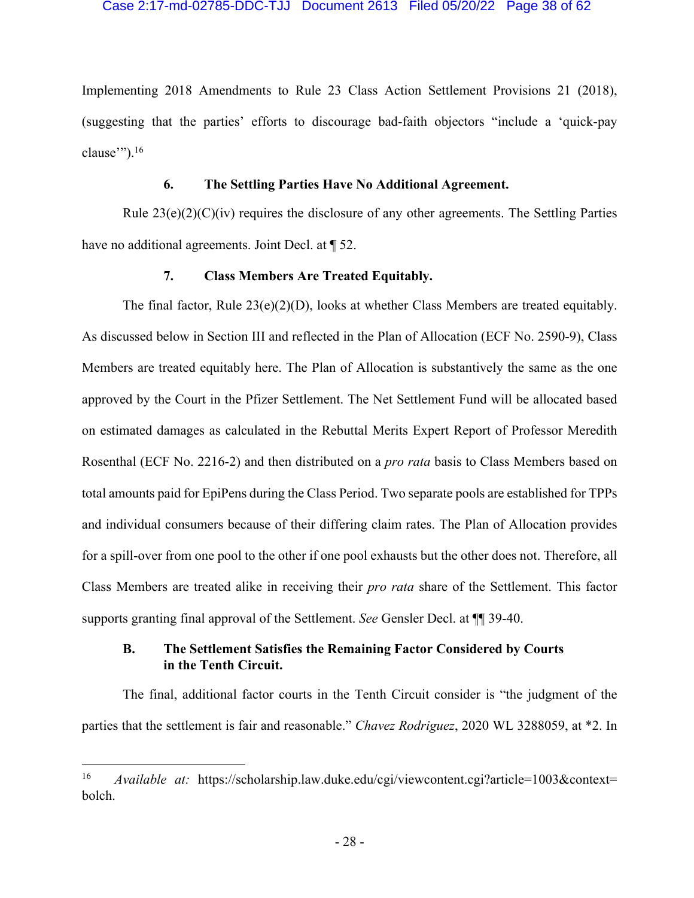Implementing 2018 Amendments to Rule 23 Class Action Settlement Provisions 21 (2018), (suggesting that the parties' efforts to discourage bad-faith objectors "include a 'quick-pay clause'").[16]

#### 6. The Settling Parties Have No Additional Agreement.

Rule 23(e)(2)(C)(iv) requires the disclosure of any other agreements. The Settling Parties have no additional agreements. Joint Decl. at ¶ 52.

#### 7. Class Members Are Treated Equitably.

The final factor, Rule 23(e)(2)(D), looks at whether Class Members are treated equitably. As discussed below in Section III and reflected in the Plan of Allocation (ECF No. 2590-9), Class Members are treated equitably here. The Plan of Allocation is substantively the same as the one approved by the Court in the Pfizer Settlement. The Net Settlement Fund will be allocated based on estimated damages as calculated in the Rebuttal Merits Expert Report of Professor Meredith Rosenthal (ECF No. 2216-2) and then distributed on a *pro rata* basis to Class Members based on total amounts paid for EpiPens during the Class Period. Two separate pools are established for TPPs and individual consumers because of their differing claim rates. The Plan of Allocation provides for a spill-over from one pool to the other if one pool exhausts but the other does not. Therefore, all Class Members are treated alike in receiving their *pro rata* share of the Settlement. This factor supports granting final approval of the Settlement. *See* Gensler Decl. at ¶¶ 39-40.

### B. The Settlement Satisfies the Remaining Factor Considered by Courts in the Tenth Circuit.

The final, additional factor courts in the Tenth Circuit consider is "the judgment of the parties that the settlement is fair and reasonable." *Chavez Rodriguez*, 2020 WL 3288059, at *2. In

---

[16] *Available at:* https://scholarship.law.duke.edu/cgi/viewcontent.cgi?article=1003&context=bolch.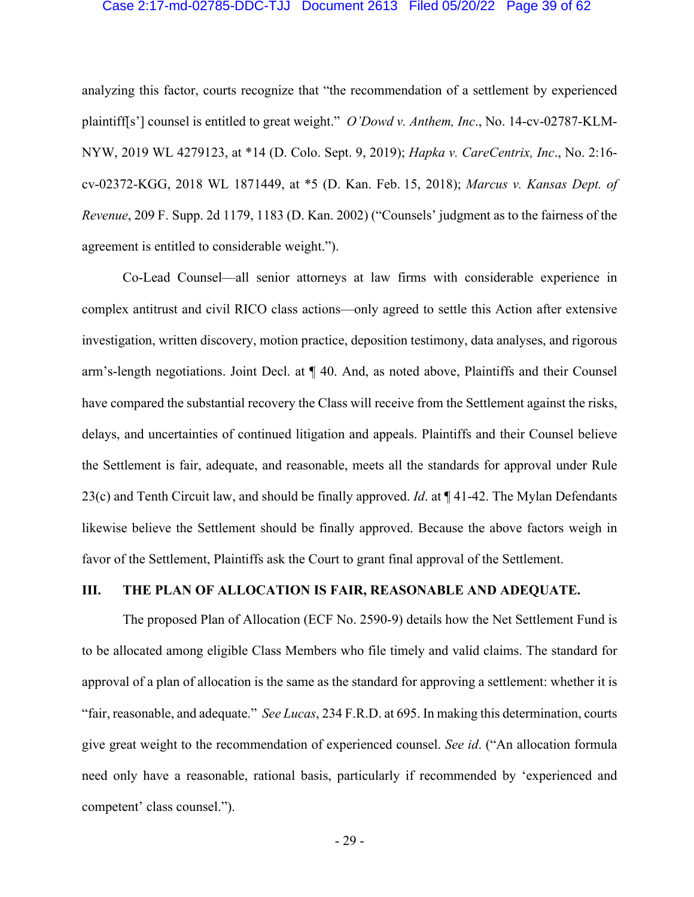analyzing this factor, courts recognize that "the recommendation of a settlement by experienced plaintiff[s'] counsel is entitled to great weight." *O'Dowd v. Anthem, Inc*., No. 14-cv-02787-KLM-NYW, 2019 WL 4279123, at *14 (D. Colo. Sept. 9, 2019); *Hapka v. CareCentrix, Inc*., No. 2:16-cv-02372-KGG, 2018 WL 1871449, at *5 (D. Kan. Feb. 15, 2018); *Marcus v. Kansas Dept. of Revenue*, 209 F. Supp. 2d 1179, 1183 (D. Kan. 2002) ("Counsels' judgment as to the fairness of the agreement is entitled to considerable weight.").

Co-Lead Counsel—all senior attorneys at law firms with considerable experience in complex antitrust and civil RICO class actions—only agreed to settle this Action after extensive investigation, written discovery, motion practice, deposition testimony, data analyses, and rigorous arm's-length negotiations. Joint Decl. at ¶ 40. And, as noted above, Plaintiffs and their Counsel have compared the substantial recovery the Class will receive from the Settlement against the risks, delays, and uncertainties of continued litigation and appeals. Plaintiffs and their Counsel believe the Settlement is fair, adequate, and reasonable, meets all the standards for approval under Rule 23(c) and Tenth Circuit law, and should be finally approved. *Id*. at ¶ 41-42. The Mylan Defendants likewise believe the Settlement should be finally approved. Because the above factors weigh in favor of the Settlement, Plaintiffs ask the Court to grant final approval of the Settlement.

## III. THE PLAN OF ALLOCATION IS FAIR, REASONABLE AND ADEQUATE.

The proposed Plan of Allocation (ECF No. 2590-9) details how the Net Settlement Fund is to be allocated among eligible Class Members who file timely and valid claims. The standard for approval of a plan of allocation is the same as the standard for approving a settlement: whether it is "fair, reasonable, and adequate." *See Lucas*, 234 F.R.D. at 695. In making this determination, courts give great weight to the recommendation of experienced counsel. *See id*. ("An allocation formula need only have a reasonable, rational basis, particularly if recommended by 'experienced and competent' class counsel.").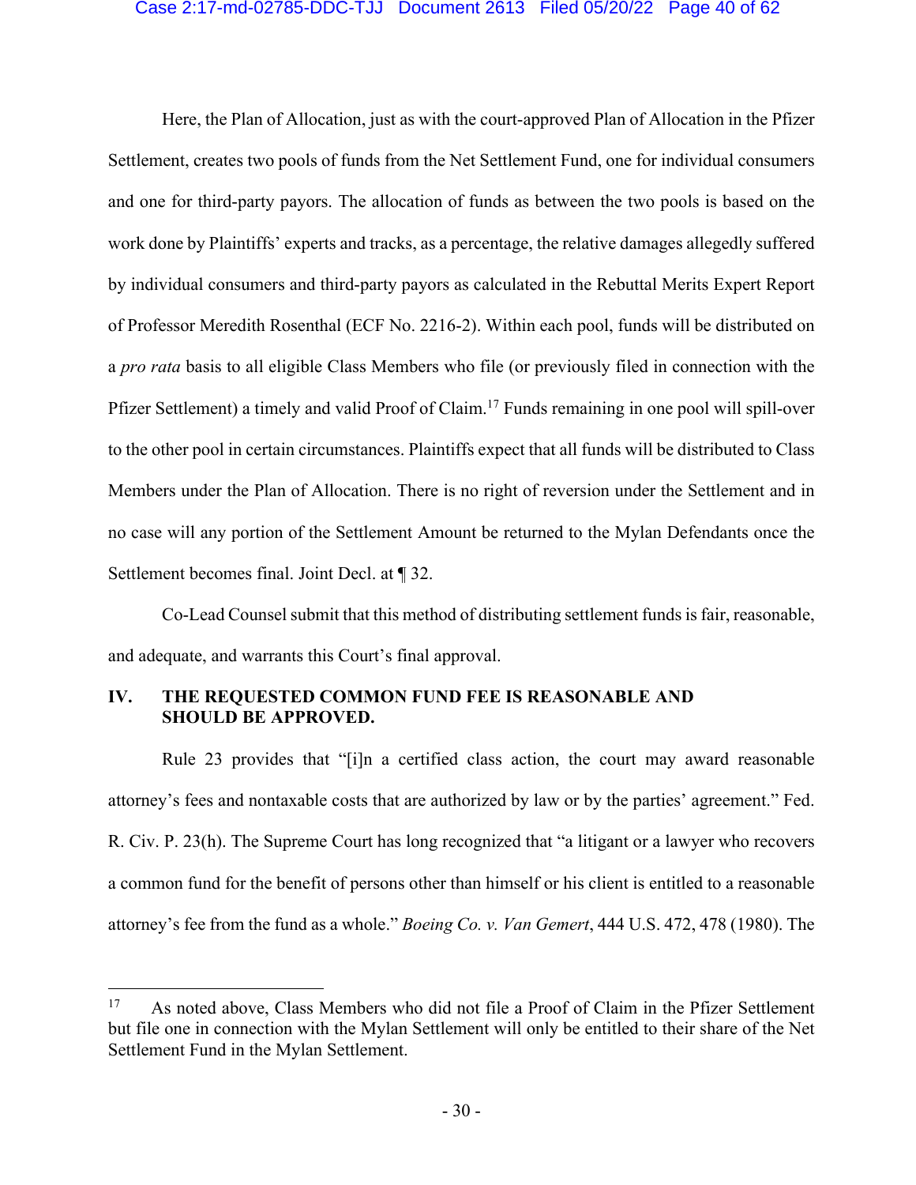Here, the Plan of Allocation, just as with the court-approved Plan of Allocation in the Pfizer Settlement, creates two pools of funds from the Net Settlement Fund, one for individual consumers and one for third-party payors. The allocation of funds as between the two pools is based on the work done by Plaintiffs' experts and tracks, as a percentage, the relative damages allegedly suffered by individual consumers and third-party payors as calculated in the Rebuttal Merits Expert Report of Professor Meredith Rosenthal (ECF No. 2216-2). Within each pool, funds will be distributed on a *pro rata* basis to all eligible Class Members who file (or previously filed in connection with the Pfizer Settlement) a timely and valid Proof of Claim.[17] Funds remaining in one pool will spill-over to the other pool in certain circumstances. Plaintiffs expect that all funds will be distributed to Class Members under the Plan of Allocation. There is no right of reversion under the Settlement and in no case will any portion of the Settlement Amount be returned to the Mylan Defendants once the Settlement becomes final. Joint Decl. at ¶ 32.

Co-Lead Counsel submit that this method of distributing settlement funds is fair, reasonable, and adequate, and warrants this Court's final approval.

## IV. THE REQUESTED COMMON FUND FEE IS REASONABLE AND SHOULD BE APPROVED.

Rule 23 provides that "[i]n a certified class action, the court may award reasonable attorney's fees and nontaxable costs that are authorized by law or by the parties' agreement." Fed. R. Civ. P. 23(h). The Supreme Court has long recognized that "a litigant or a lawyer who recovers a common fund for the benefit of persons other than himself or his client is entitled to a reasonable attorney's fee from the fund as a whole." *Boeing Co. v. Van Gemert*, 444 U.S. 472, 478 (1980). The

[17] As noted above, Class Members who did not file a Proof of Claim in the Pfizer Settlement but file one in connection with the Mylan Settlement will only be entitled to their share of the Net Settlement Fund in the Mylan Settlement.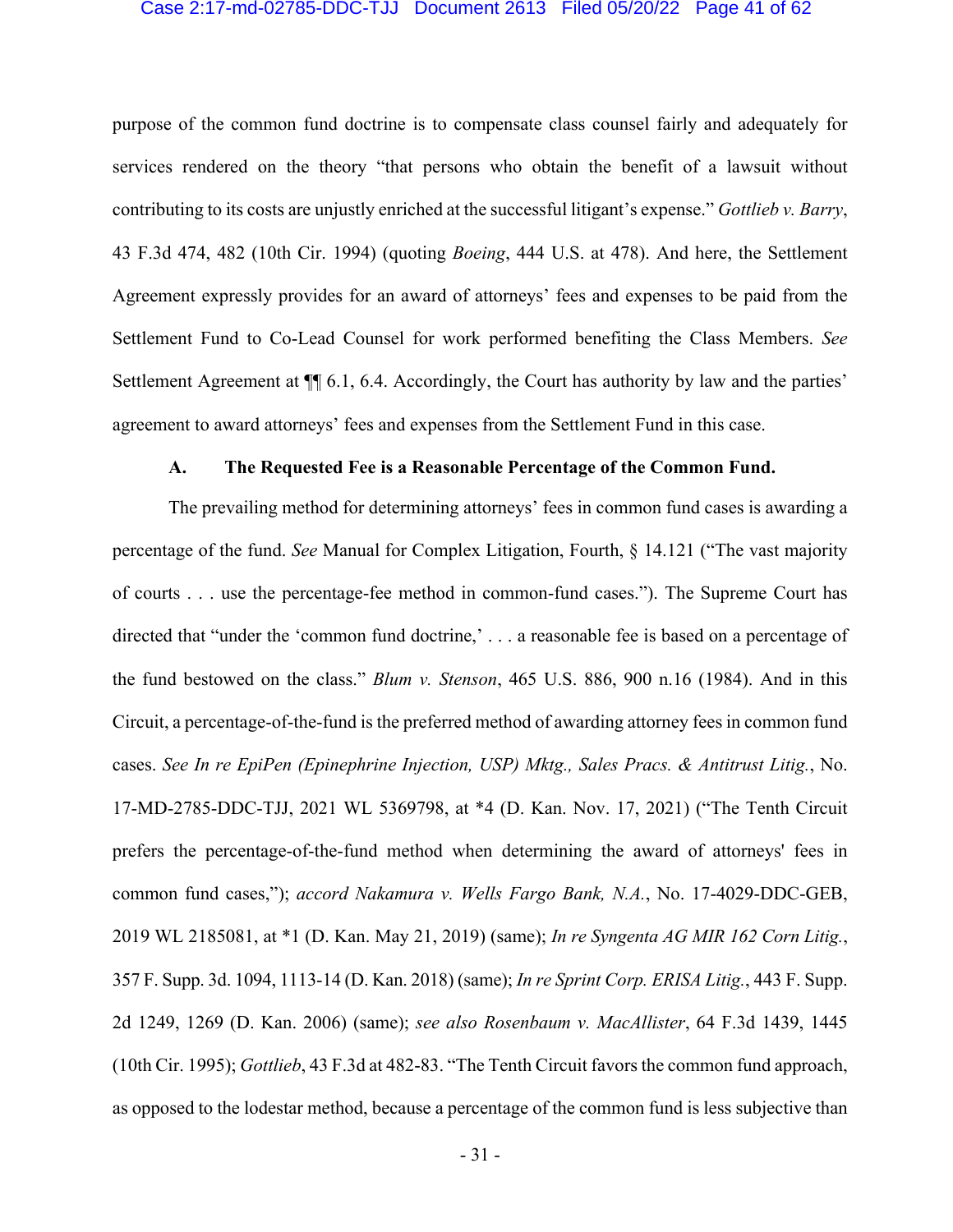purpose of the common fund doctrine is to compensate class counsel fairly and adequately for services rendered on the theory "that persons who obtain the benefit of a lawsuit without contributing to its costs are unjustly enriched at the successful litigant's expense." *Gottlieb v. Barry*, 43 F.3d 474, 482 (10th Cir. 1994) (quoting *Boeing*, 444 U.S. at 478). And here, the Settlement Agreement expressly provides for an award of attorneys' fees and expenses to be paid from the Settlement Fund to Co-Lead Counsel for work performed benefiting the Class Members. *See* Settlement Agreement at ¶¶ 6.1, 6.4. Accordingly, the Court has authority by law and the parties' agreement to award attorneys' fees and expenses from the Settlement Fund in this case.

### A. The Requested Fee is a Reasonable Percentage of the Common Fund.

The prevailing method for determining attorneys' fees in common fund cases is awarding a percentage of the fund. *See* Manual for Complex Litigation, Fourth, § 14.121 ("The vast majority of courts . . . use the percentage-fee method in common-fund cases."). The Supreme Court has directed that "under the 'common fund doctrine,' . . . a reasonable fee is based on a percentage of the fund bestowed on the class." *Blum v. Stenson*, 465 U.S. 886, 900 n.16 (1984). And in this Circuit, a percentage-of-the-fund is the preferred method of awarding attorney fees in common fund cases. *See In re EpiPen (Epinephrine Injection, USP) Mktg., Sales Pracs. & Antitrust Litig.*, No. 17-MD-2785-DDC-TJJ, 2021 WL 5369798, at *4 (D. Kan. Nov. 17, 2021) ("The Tenth Circuit prefers the percentage-of-the-fund method when determining the award of attorneys' fees in common fund cases,"); *accord Nakamura v. Wells Fargo Bank, N.A.*, No. 17-4029-DDC-GEB, 2019 WL 2185081, at *1 (D. Kan. May 21, 2019) (same); *In re Syngenta AG MIR 162 Corn Litig.*, 357 F. Supp. 3d. 1094, 1113-14 (D. Kan. 2018) (same); *In re Sprint Corp. ERISA Litig.*, 443 F. Supp. 2d 1249, 1269 (D. Kan. 2006) (same); *see also Rosenbaum v. MacAllister*, 64 F.3d 1439, 1445 (10th Cir. 1995); *Gottlieb*, 43 F.3d at 482-83. "The Tenth Circuit favors the common fund approach, as opposed to the lodestar method, because a percentage of the common fund is less subjective than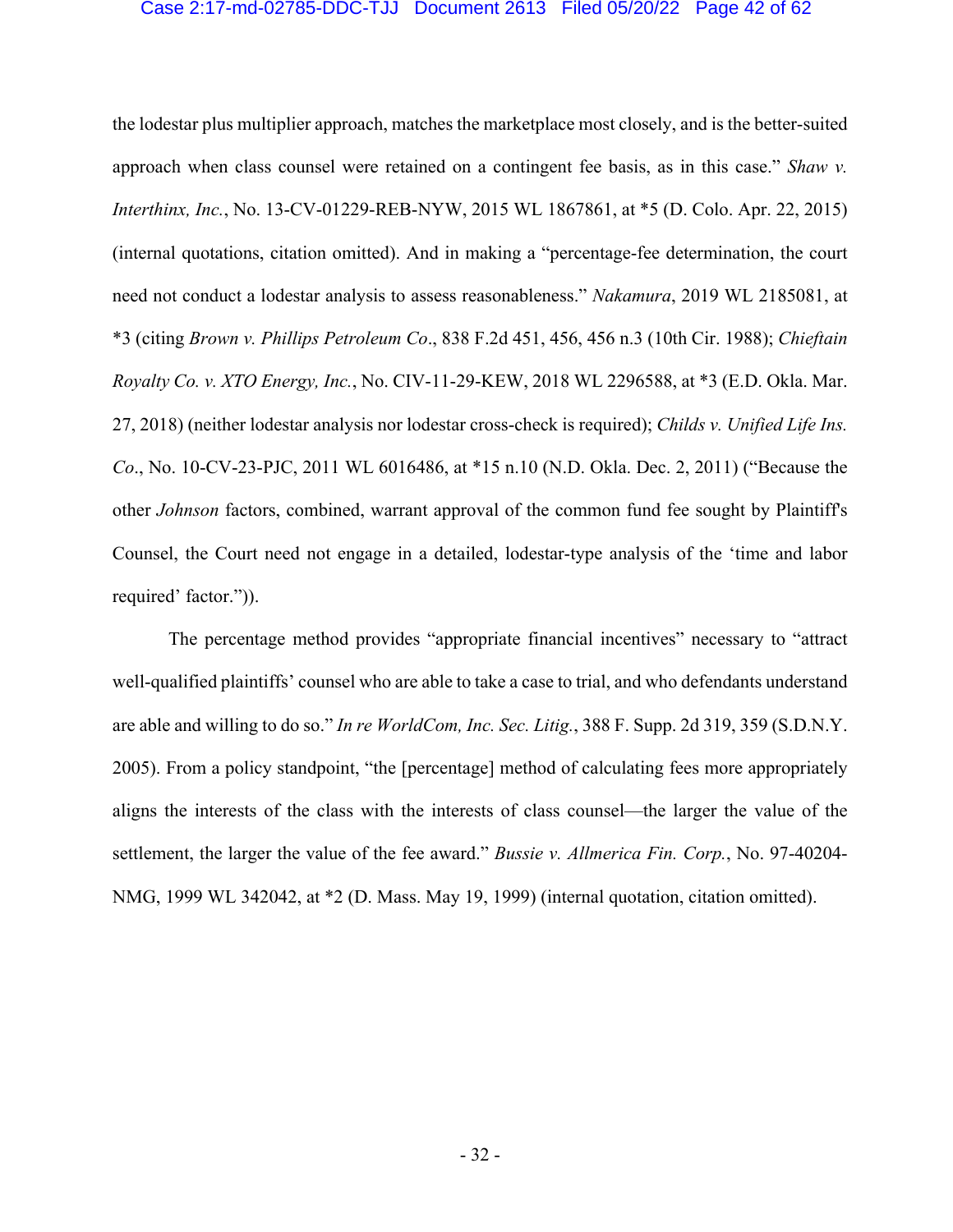the lodestar plus multiplier approach, matches the marketplace most closely, and is the better-suited approach when class counsel were retained on a contingent fee basis, as in this case." *Shaw v. Interthinx, Inc.*, No. 13-CV-01229-REB-NYW, 2015 WL 1867861, at *5 (D. Colo. Apr. 22, 2015) (internal quotations, citation omitted). And in making a "percentage-fee determination, the court need not conduct a lodestar analysis to assess reasonableness." *Nakamura*, 2019 WL 2185081, at *3 (citing *Brown v. Phillips Petroleum Co*., 838 F.2d 451, 456, 456 n.3 (10th Cir. 1988); *Chieftain Royalty Co. v. XTO Energy, Inc.*, No. CIV-11-29-KEW, 2018 WL 2296588, at *3 (E.D. Okla. Mar. 27, 2018) (neither lodestar analysis nor lodestar cross-check is required); *Childs v. Unified Life Ins. Co*., No. 10-CV-23-PJC, 2011 WL 6016486, at *15 n.10 (N.D. Okla. Dec. 2, 2011) ("Because the other *Johnson* factors, combined, warrant approval of the common fund fee sought by Plaintiff's Counsel, the Court need not engage in a detailed, lodestar-type analysis of the 'time and labor required' factor.")).

The percentage method provides "appropriate financial incentives" necessary to "attract well-qualified plaintiffs' counsel who are able to take a case to trial, and who defendants understand are able and willing to do so." *In re WorldCom, Inc. Sec. Litig.*, 388 F. Supp. 2d 319, 359 (S.D.N.Y. 2005). From a policy standpoint, "the [percentage] method of calculating fees more appropriately aligns the interests of the class with the interests of class counsel—the larger the value of the settlement, the larger the value of the fee award." *Bussie v. Allmerica Fin. Corp.*, No. 97-40204-NMG, 1999 WL 342042, at *2 (D. Mass. May 19, 1999) (internal quotation, citation omitted).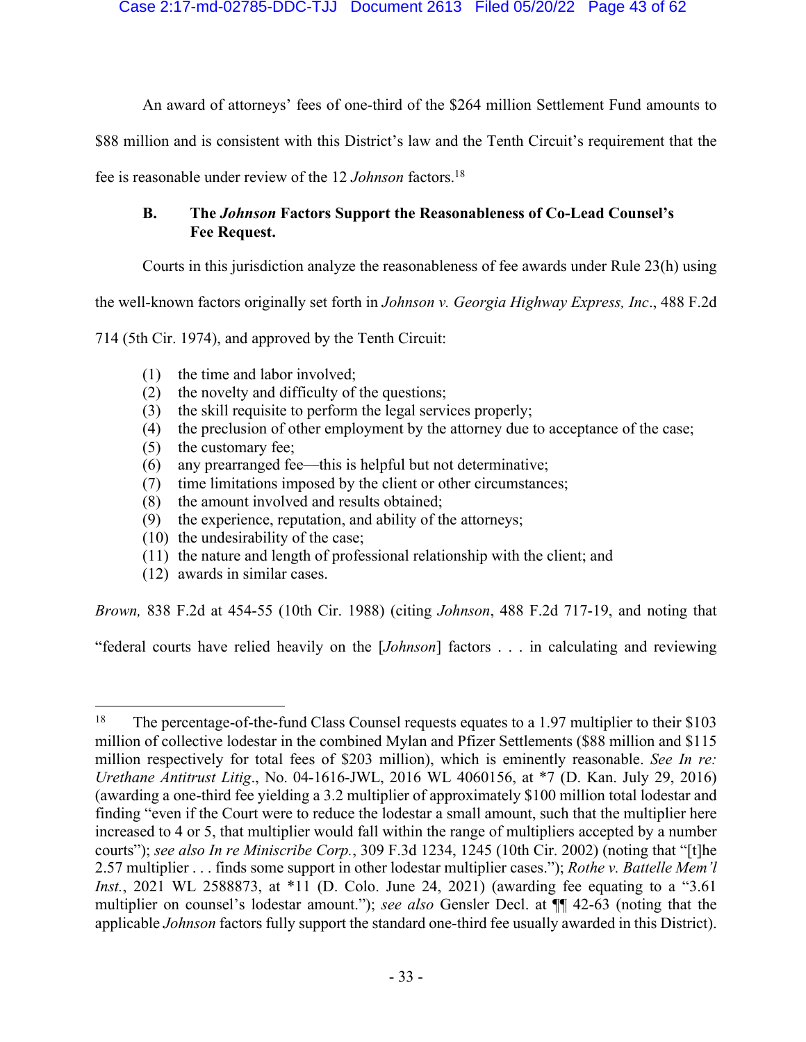An award of attorneys' fees of one-third of the $264 million Settlement Fund amounts to $88 million and is consistent with this District's law and the Tenth Circuit's requirement that the fee is reasonable under review of the 12 *Johnson* factors.[18]

### B. The *Johnson* Factors Support the Reasonableness of Co-Lead Counsel's Fee Request.

Courts in this jurisdiction analyze the reasonableness of fee awards under Rule 23(h) using the well-known factors originally set forth in *Johnson v. Georgia Highway Express, Inc*., 488 F.2d 714 (5th Cir. 1974), and approved by the Tenth Circuit:

(1) the time and labor involved;
(2) the novelty and difficulty of the questions;
(3) the skill requisite to perform the legal services properly;
(4) the preclusion of other employment by the attorney due to acceptance of the case;
(5) the customary fee;
(6) any prearranged fee—this is helpful but not determinative;
(7) time limitations imposed by the client or other circumstances;
(8) the amount involved and results obtained;
(9) the experience, reputation, and ability of the attorneys;
(10) the undesirability of the case;
(11) the nature and length of professional relationship with the client; and
(12) awards in similar cases.

*Brown,* 838 F.2d at 454-55 (10th Cir. 1988) (citing *Johnson*, 488 F.2d 717-19, and noting that "federal courts have relied heavily on the [*Johnson*] factors . . . in calculating and reviewing

---

[18] The percentage-of-the-fund Class Counsel requests equates to a 1.97 multiplier to their $103 million of collective lodestar in the combined Mylan and Pfizer Settlements ($88 million and $115 million respectively for total fees of $203 million), which is eminently reasonable. *See In re: Urethane Antitrust Litig*., No. 04-1616-JWL, 2016 WL 4060156, at *7 (D. Kan. July 29, 2016) (awarding a one-third fee yielding a 3.2 multiplier of approximately $100 million total lodestar and finding "even if the Court were to reduce the lodestar a small amount, such that the multiplier here increased to 4 or 5, that multiplier would fall within the range of multipliers accepted by a number courts"); *see also In re Miniscribe Corp.*, 309 F.3d 1234, 1245 (10th Cir. 2002) (noting that "[t]he 2.57 multiplier . . . finds some support in other lodestar multiplier cases."); *Rothe v. Battelle Mem'l Inst.*, 2021 WL 2588873, at *11 (D. Colo. June 24, 2021) (awarding fee equating to a "3.61 multiplier on counsel's lodestar amount."); *see also* Gensler Decl. at ¶¶ 42-63 (noting that the applicable *Johnson* factors fully support the standard one-third fee usually awarded in this District).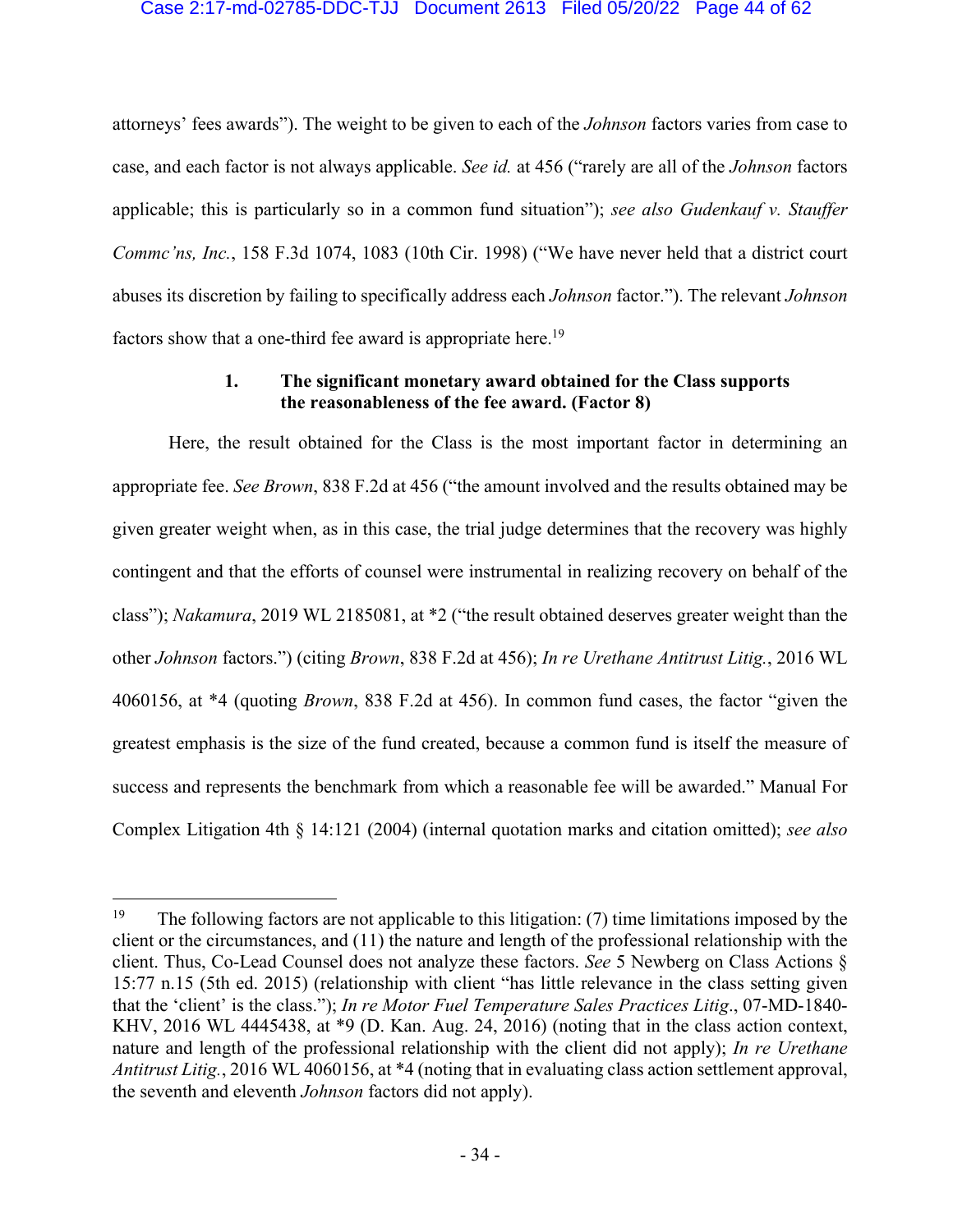attorneys' fees awards"). The weight to be given to each of the *Johnson* factors varies from case to case, and each factor is not always applicable. *See id.* at 456 ("rarely are all of the *Johnson* factors applicable; this is particularly so in a common fund situation"); *see also Gudenkauf v. Stauffer Commc'ns, Inc.*, 158 F.3d 1074, 1083 (10th Cir. 1998) ("We have never held that a district court abuses its discretion by failing to specifically address each *Johnson* factor."). The relevant *Johnson* factors show that a one-third fee award is appropriate here.[19]

### 1. The significant monetary award obtained for the Class supports the reasonableness of the fee award. (Factor 8)

Here, the result obtained for the Class is the most important factor in determining an appropriate fee. *See Brown*, 838 F.2d at 456 ("the amount involved and the results obtained may be given greater weight when, as in this case, the trial judge determines that the recovery was highly contingent and that the efforts of counsel were instrumental in realizing recovery on behalf of the class"); *Nakamura*, 2019 WL 2185081, at *2 ("the result obtained deserves greater weight than the other *Johnson* factors.") (citing *Brown*, 838 F.2d at 456); *In re Urethane Antitrust Litig.*, 2016 WL 4060156, at *4 (quoting *Brown*, 838 F.2d at 456). In common fund cases, the factor "given the greatest emphasis is the size of the fund created, because a common fund is itself the measure of success and represents the benchmark from which a reasonable fee will be awarded." Manual For Complex Litigation 4th § 14:121 (2004) (internal quotation marks and citation omitted); *see also*

---

[19] The following factors are not applicable to this litigation: (7) time limitations imposed by the client or the circumstances, and (11) the nature and length of the professional relationship with the client. Thus, Co-Lead Counsel does not analyze these factors. *See* 5 Newberg on Class Actions § 15:77 n.15 (5th ed. 2015) (relationship with client "has little relevance in the class setting given that the 'client' is the class."); *In re Motor Fuel Temperature Sales Practices Litig*., 07-MD-1840-KHV, 2016 WL 4445438, at *9 (D. Kan. Aug. 24, 2016) (noting that in the class action context, nature and length of the professional relationship with the client did not apply); *In re Urethane Antitrust Litig.*, 2016 WL 4060156, at *4 (noting that in evaluating class action settlement approval, the seventh and eleventh *Johnson* factors did not apply).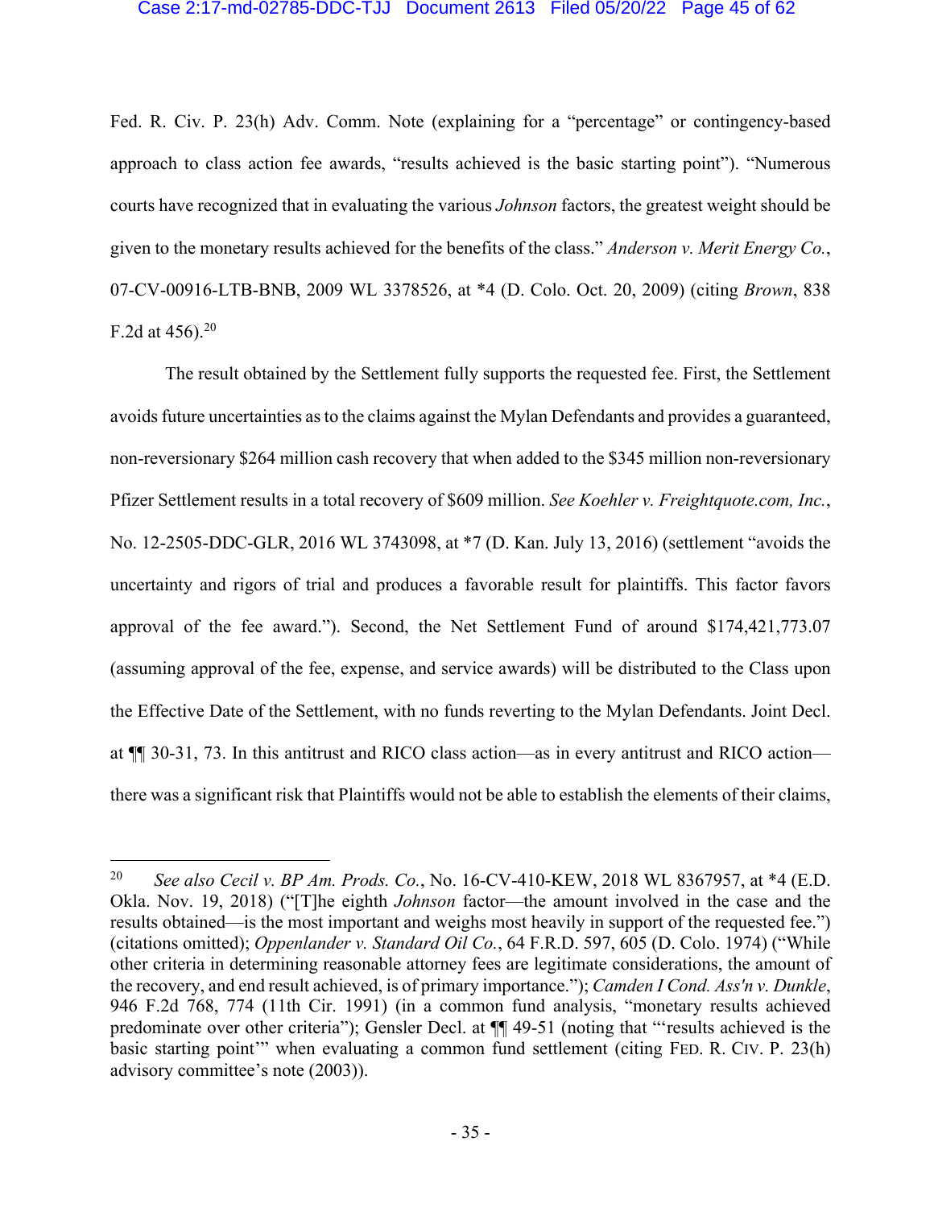Fed. R. Civ. P. 23(h) Adv. Comm. Note (explaining for a "percentage" or contingency-based approach to class action fee awards, "results achieved is the basic starting point"). "Numerous courts have recognized that in evaluating the various *Johnson* factors, the greatest weight should be given to the monetary results achieved for the benefits of the class." *Anderson v. Merit Energy Co.*, 07-CV-00916-LTB-BNB, 2009 WL 3378526, at *4 (D. Colo. Oct. 20, 2009) (citing *Brown*, 838 F.2d at 456).[20]

The result obtained by the Settlement fully supports the requested fee. First, the Settlement avoids future uncertainties as to the claims against the Mylan Defendants and provides a guaranteed, non-reversionary $264 million cash recovery that when added to the $345 million non-reversionary Pfizer Settlement results in a total recovery of $609 million. *See Koehler v. Freightquote.com, Inc.*, No. 12-2505-DDC-GLR, 2016 WL 3743098, at *7 (D. Kan. July 13, 2016) (settlement "avoids the uncertainty and rigors of trial and produces a favorable result for plaintiffs. This factor favors approval of the fee award."). Second, the Net Settlement Fund of around $174,421,773.07 (assuming approval of the fee, expense, and service awards) will be distributed to the Class upon the Effective Date of the Settlement, with no funds reverting to the Mylan Defendants. Joint Decl. at ¶¶ 30-31, 73. In this antitrust and RICO class action—as in every antitrust and RICO action—there was a significant risk that Plaintiffs would not be able to establish the elements of their claims,

---

[20] *See also Cecil v. BP Am. Prods. Co.*, No. 16-CV-410-KEW, 2018 WL 8367957, at *4 (E.D. Okla. Nov. 19, 2018) ("[T]he eighth *Johnson* factor—the amount involved in the case and the results obtained—is the most important and weighs most heavily in support of the requested fee.") (citations omitted); *Oppenlander v. Standard Oil Co.*, 64 F.R.D. 597, 605 (D. Colo. 1974) ("While other criteria in determining reasonable attorney fees are legitimate considerations, the amount of the recovery, and end result achieved, is of primary importance."); *Camden I Cond. Ass'n v. Dunkle*, 946 F.2d 768, 774 (11th Cir. 1991) (in a common fund analysis, "monetary results achieved predominate over other criteria"); Gensler Decl. at ¶¶ 49-51 (noting that "'results achieved is the basic starting point'" when evaluating a common fund settlement (citing FED. R. CIV. P. 23(h) advisory committee's note (2003)).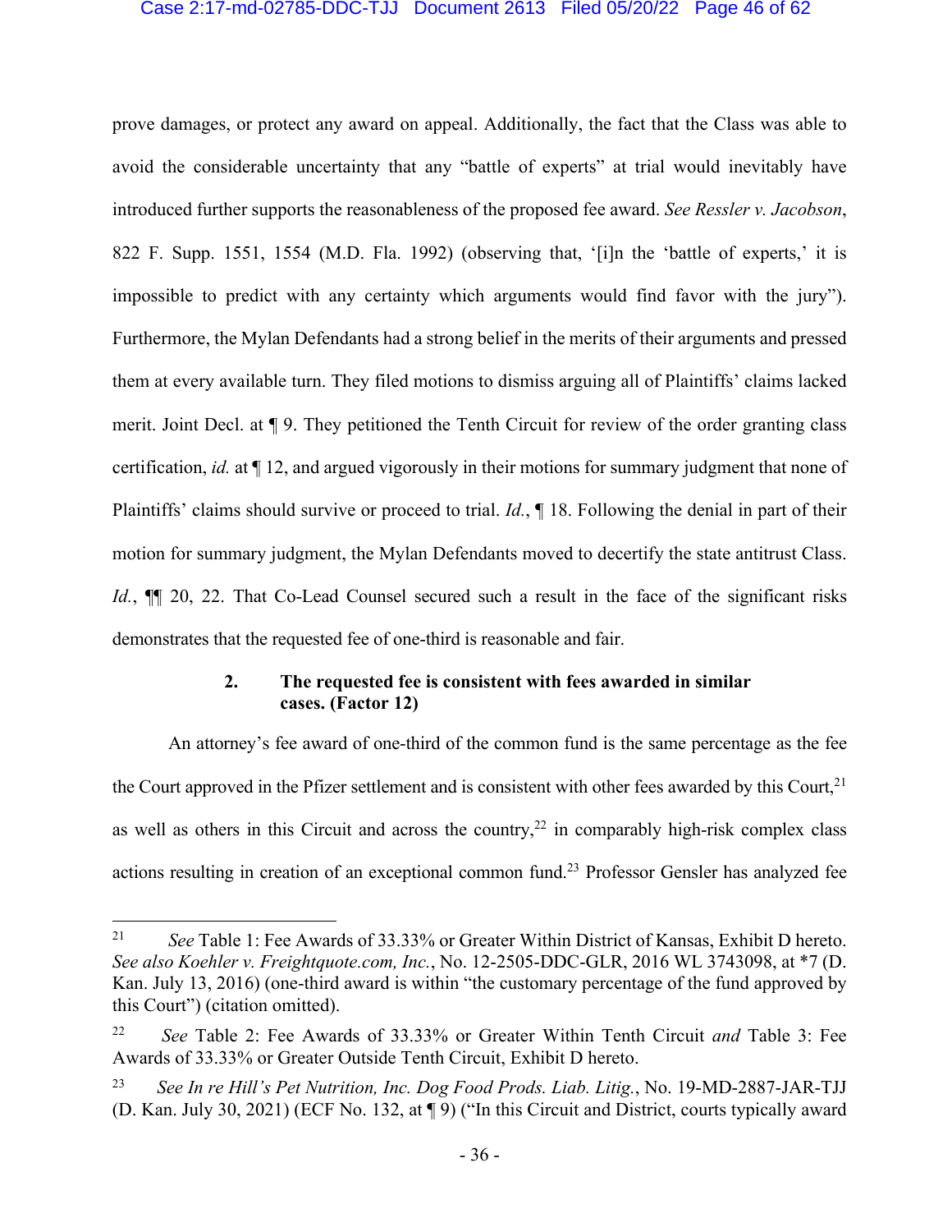prove damages, or protect any award on appeal. Additionally, the fact that the Class was able to avoid the considerable uncertainty that any "battle of experts" at trial would inevitably have introduced further supports the reasonableness of the proposed fee award. *See Ressler v. Jacobson*, 822 F. Supp. 1551, 1554 (M.D. Fla. 1992) (observing that, '[i]n the 'battle of experts,' it is impossible to predict with any certainty which arguments would find favor with the jury"). Furthermore, the Mylan Defendants had a strong belief in the merits of their arguments and pressed them at every available turn. They filed motions to dismiss arguing all of Plaintiffs' claims lacked merit. Joint Decl. at ¶ 9. They petitioned the Tenth Circuit for review of the order granting class certification, *id.* at ¶ 12, and argued vigorously in their motions for summary judgment that none of Plaintiffs' claims should survive or proceed to trial. *Id.*, ¶ 18. Following the denial in part of their motion for summary judgment, the Mylan Defendants moved to decertify the state antitrust Class. *Id.*, ¶¶ 20, 22. That Co-Lead Counsel secured such a result in the face of the significant risks demonstrates that the requested fee of one-third is reasonable and fair.

### 2. The requested fee is consistent with fees awarded in similar cases. (Factor 12)

An attorney's fee award of one-third of the common fund is the same percentage as the fee the Court approved in the Pfizer settlement and is consistent with other fees awarded by this Court,[21] as well as others in this Circuit and across the country,[22] in comparably high-risk complex class actions resulting in creation of an exceptional common fund.[23] Professor Gensler has analyzed fee

---

[21] *See* Table 1: Fee Awards of 33.33% or Greater Within District of Kansas, Exhibit D hereto. *See also Koehler v. Freightquote.com, Inc.*, No. 12-2505-DDC-GLR, 2016 WL 3743098, at *7 (D. Kan. July 13, 2016) (one-third award is within "the customary percentage of the fund approved by this Court") (citation omitted).

[22] *See* Table 2: Fee Awards of 33.33% or Greater Within Tenth Circuit *and* Table 3: Fee Awards of 33.33% or Greater Outside Tenth Circuit, Exhibit D hereto.

[23] *See In re Hill's Pet Nutrition, Inc. Dog Food Prods. Liab. Litig.*, No. 19-MD-2887-JAR-TJJ (D. Kan. July 30, 2021) (ECF No. 132, at ¶ 9) ("In this Circuit and District, courts typically award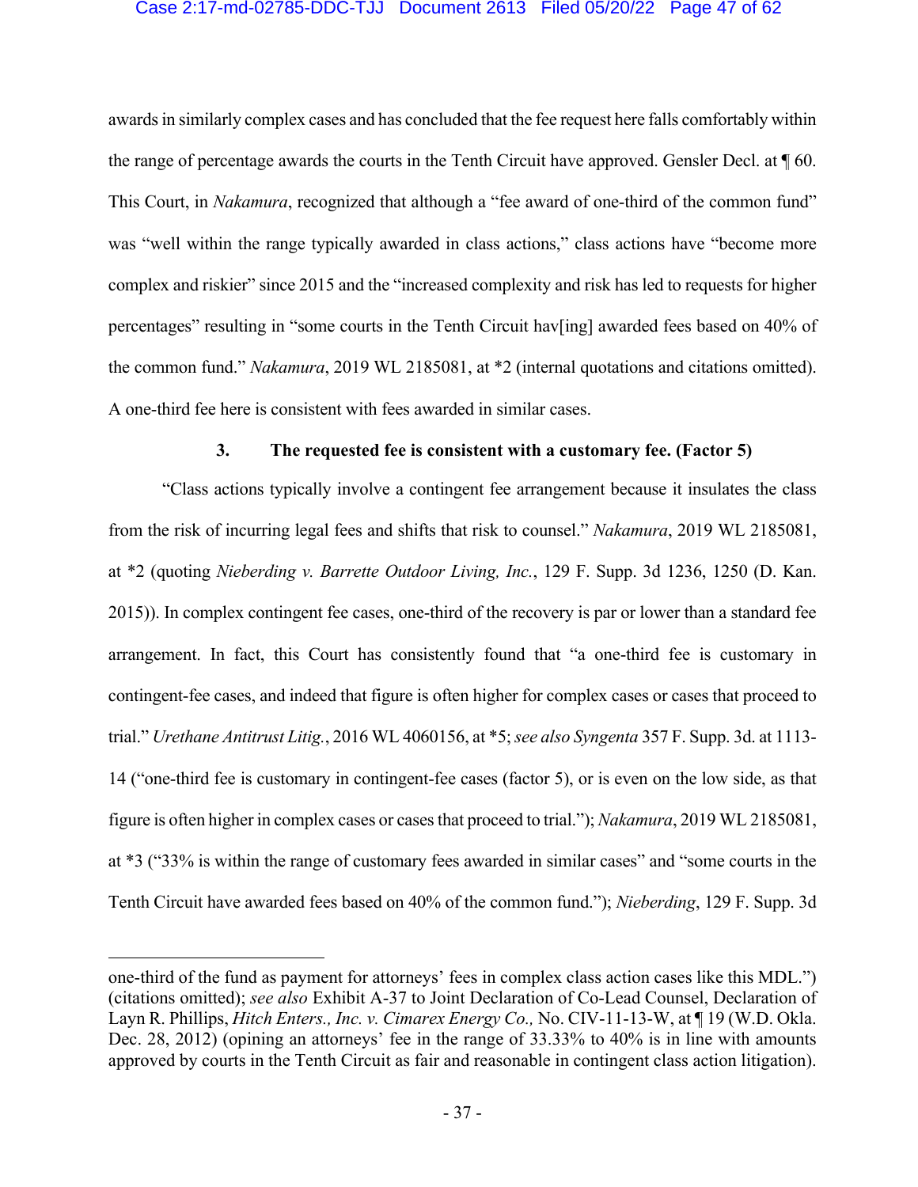awards in similarly complex cases and has concluded that the fee request here falls comfortably within the range of percentage awards the courts in the Tenth Circuit have approved. Gensler Decl. at ¶ 60. This Court, in *Nakamura*, recognized that although a "fee award of one-third of the common fund" was "well within the range typically awarded in class actions," class actions have "become more complex and riskier" since 2015 and the "increased complexity and risk has led to requests for higher percentages" resulting in "some courts in the Tenth Circuit hav[ing] awarded fees based on 40% of the common fund." *Nakamura*, 2019 WL 2185081, at *2 (internal quotations and citations omitted). A one-third fee here is consistent with fees awarded in similar cases.

### 3. The requested fee is consistent with a customary fee. (Factor 5)

"Class actions typically involve a contingent fee arrangement because it insulates the class from the risk of incurring legal fees and shifts that risk to counsel." *Nakamura*, 2019 WL 2185081, at *2 (quoting *Nieberding v. Barrette Outdoor Living, Inc.*, 129 F. Supp. 3d 1236, 1250 (D. Kan. 2015)). In complex contingent fee cases, one-third of the recovery is par or lower than a standard fee arrangement. In fact, this Court has consistently found that "a one-third fee is customary in contingent-fee cases, and indeed that figure is often higher for complex cases or cases that proceed to trial." *Urethane Antitrust Litig.*, 2016 WL 4060156, at *5; *see also Syngenta* 357 F. Supp. 3d. at 1113-14 ("one-third fee is customary in contingent-fee cases (factor 5), or is even on the low side, as that figure is often higher in complex cases or cases that proceed to trial."); *Nakamura*, 2019 WL 2185081, at *3 ("33% is within the range of customary fees awarded in similar cases" and "some courts in the Tenth Circuit have awarded fees based on 40% of the common fund."); *Nieberding*, 129 F. Supp. 3d

---

one-third of the fund as payment for attorneys' fees in complex class action cases like this MDL.") (citations omitted); *see also* Exhibit A-37 to Joint Declaration of Co-Lead Counsel, Declaration of Layn R. Phillips, *Hitch Enters., Inc. v. Cimarex Energy Co.,* No. CIV-11-13-W, at ¶ 19 (W.D. Okla. Dec. 28, 2012) (opining an attorneys' fee in the range of 33.33% to 40% is in line with amounts approved by courts in the Tenth Circuit as fair and reasonable in contingent class action litigation).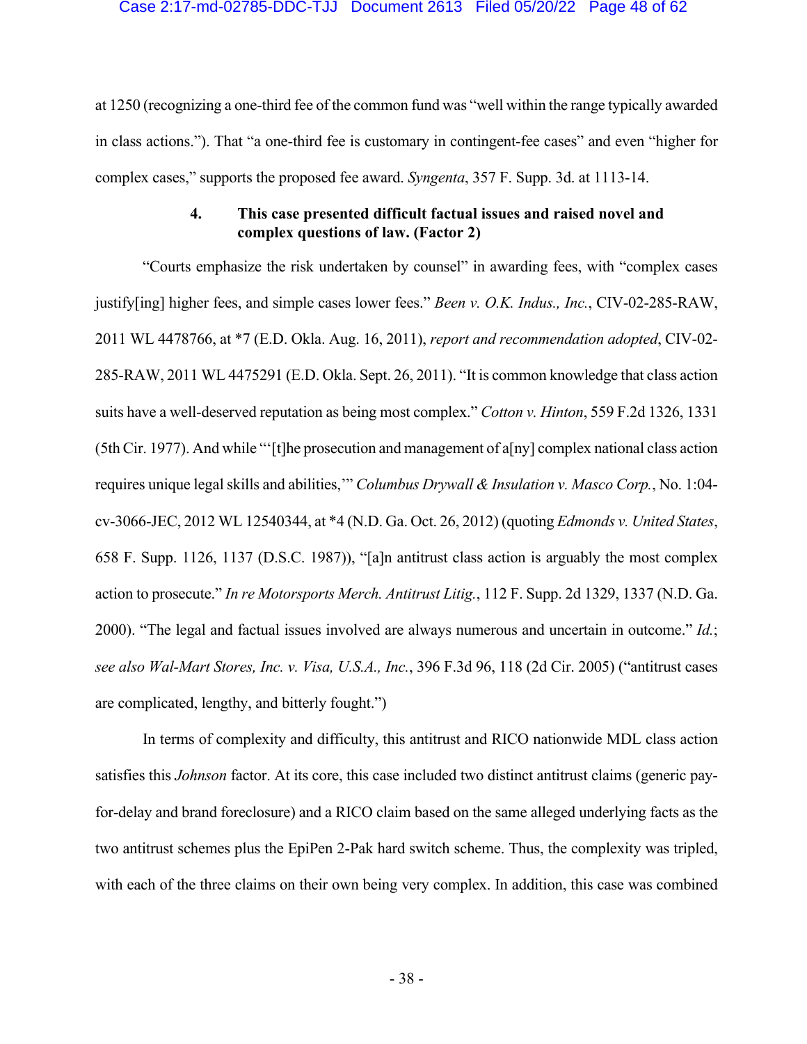at 1250 (recognizing a one-third fee of the common fund was "well within the range typically awarded in class actions."). That "a one-third fee is customary in contingent-fee cases" and even "higher for complex cases," supports the proposed fee award. *Syngenta*, 357 F. Supp. 3d. at 1113-14.

### 4. This case presented difficult factual issues and raised novel and complex questions of law. (Factor 2)

"Courts emphasize the risk undertaken by counsel" in awarding fees, with "complex cases justify[ing] higher fees, and simple cases lower fees." *Been v. O.K. Indus., Inc.*, CIV-02-285-RAW, 2011 WL 4478766, at *7 (E.D. Okla. Aug. 16, 2011), *report and recommendation adopted*, CIV-02-285-RAW, 2011 WL 4475291 (E.D. Okla. Sept. 26, 2011). "It is common knowledge that class action suits have a well-deserved reputation as being most complex." *Cotton v. Hinton*, 559 F.2d 1326, 1331 (5th Cir. 1977). And while "'[t]he prosecution and management of a[ny] complex national class action requires unique legal skills and abilities,'" *Columbus Drywall & Insulation v. Masco Corp.*, No. 1:04-cv-3066-JEC, 2012 WL 12540344, at *4 (N.D. Ga. Oct. 26, 2012) (quoting *Edmonds v. United States*, 658 F. Supp. 1126, 1137 (D.S.C. 1987)), "[a]n antitrust class action is arguably the most complex action to prosecute." *In re Motorsports Merch. Antitrust Litig.*, 112 F. Supp. 2d 1329, 1337 (N.D. Ga. 2000). "The legal and factual issues involved are always numerous and uncertain in outcome." *Id.*; *see also Wal-Mart Stores, Inc. v. Visa, U.S.A., Inc.*, 396 F.3d 96, 118 (2d Cir. 2005) ("antitrust cases are complicated, lengthy, and bitterly fought.")

In terms of complexity and difficulty, this antitrust and RICO nationwide MDL class action satisfies this *Johnson* factor. At its core, this case included two distinct antitrust claims (generic pay-for-delay and brand foreclosure) and a RICO claim based on the same alleged underlying facts as the two antitrust schemes plus the EpiPen 2-Pak hard switch scheme. Thus, the complexity was tripled, with each of the three claims on their own being very complex. In addition, this case was combined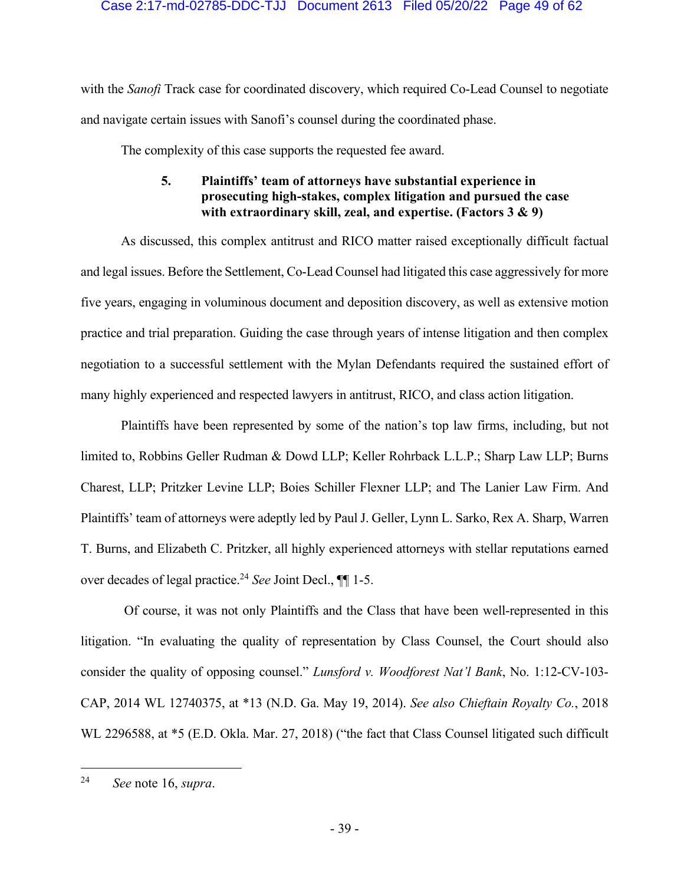with the *Sanofi* Track case for coordinated discovery, which required Co-Lead Counsel to negotiate and navigate certain issues with Sanofi's counsel during the coordinated phase.

The complexity of this case supports the requested fee award.

**5. Plaintiffs' team of attorneys have substantial experience in prosecuting high-stakes, complex litigation and pursued the case with extraordinary skill, zeal, and expertise. (Factors 3 & 9)**

As discussed, this complex antitrust and RICO matter raised exceptionally difficult factual and legal issues. Before the Settlement, Co-Lead Counsel had litigated this case aggressively for more five years, engaging in voluminous document and deposition discovery, as well as extensive motion practice and trial preparation. Guiding the case through years of intense litigation and then complex negotiation to a successful settlement with the Mylan Defendants required the sustained effort of many highly experienced and respected lawyers in antitrust, RICO, and class action litigation.

Plaintiffs have been represented by some of the nation's top law firms, including, but not limited to, Robbins Geller Rudman & Dowd LLP; Keller Rohrback L.L.P.; Sharp Law LLP; Burns Charest, LLP; Pritzker Levine LLP; Boies Schiller Flexner LLP; and The Lanier Law Firm. And Plaintiffs' team of attorneys were adeptly led by Paul J. Geller, Lynn L. Sarko, Rex A. Sharp, Warren T. Burns, and Elizabeth C. Pritzker, all highly experienced attorneys with stellar reputations earned over decades of legal practice.[24] *See* Joint Decl., ¶¶ 1-5.

Of course, it was not only Plaintiffs and the Class that have been well-represented in this litigation. "In evaluating the quality of representation by Class Counsel, the Court should also consider the quality of opposing counsel." *Lunsford v. Woodforest Nat'l Bank*, No. 1:12-CV-103-CAP, 2014 WL 12740375, at *13 (N.D. Ga. May 19, 2014). *See also Chieftain Royalty Co.*, 2018 WL 2296588, at *5 (E.D. Okla. Mar. 27, 2018) ("the fact that Class Counsel litigated such difficult

---

[24] *See* note 16, *supra*.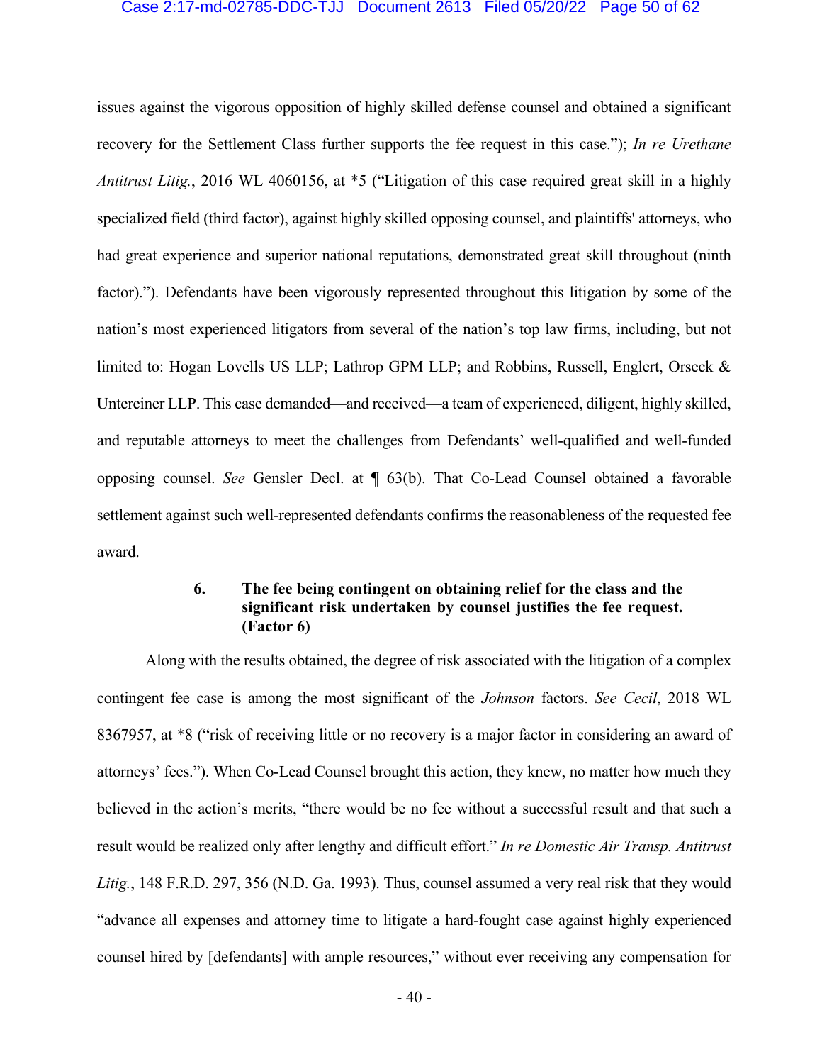issues against the vigorous opposition of highly skilled defense counsel and obtained a significant recovery for the Settlement Class further supports the fee request in this case."); *In re Urethane Antitrust Litig.*, 2016 WL 4060156, at *5 ("Litigation of this case required great skill in a highly specialized field (third factor), against highly skilled opposing counsel, and plaintiffs' attorneys, who had great experience and superior national reputations, demonstrated great skill throughout (ninth factor)."). Defendants have been vigorously represented throughout this litigation by some of the nation's most experienced litigators from several of the nation's top law firms, including, but not limited to: Hogan Lovells US LLP; Lathrop GPM LLP; and Robbins, Russell, Englert, Orseck & Untereiner LLP. This case demanded—and received—a team of experienced, diligent, highly skilled, and reputable attorneys to meet the challenges from Defendants' well-qualified and well-funded opposing counsel. *See* Gensler Decl. at ¶ 63(b). That Co-Lead Counsel obtained a favorable settlement against such well-represented defendants confirms the reasonableness of the requested fee award.

#### 6. The fee being contingent on obtaining relief for the class and the significant risk undertaken by counsel justifies the fee request. (Factor 6)

Along with the results obtained, the degree of risk associated with the litigation of a complex contingent fee case is among the most significant of the *Johnson* factors. *See Cecil*, 2018 WL 8367957, at *8 ("risk of receiving little or no recovery is a major factor in considering an award of attorneys' fees."). When Co-Lead Counsel brought this action, they knew, no matter how much they believed in the action's merits, "there would be no fee without a successful result and that such a result would be realized only after lengthy and difficult effort." *In re Domestic Air Transp. Antitrust Litig.*, 148 F.R.D. 297, 356 (N.D. Ga. 1993). Thus, counsel assumed a very real risk that they would "advance all expenses and attorney time to litigate a hard-fought case against highly experienced counsel hired by [defendants] with ample resources," without ever receiving any compensation for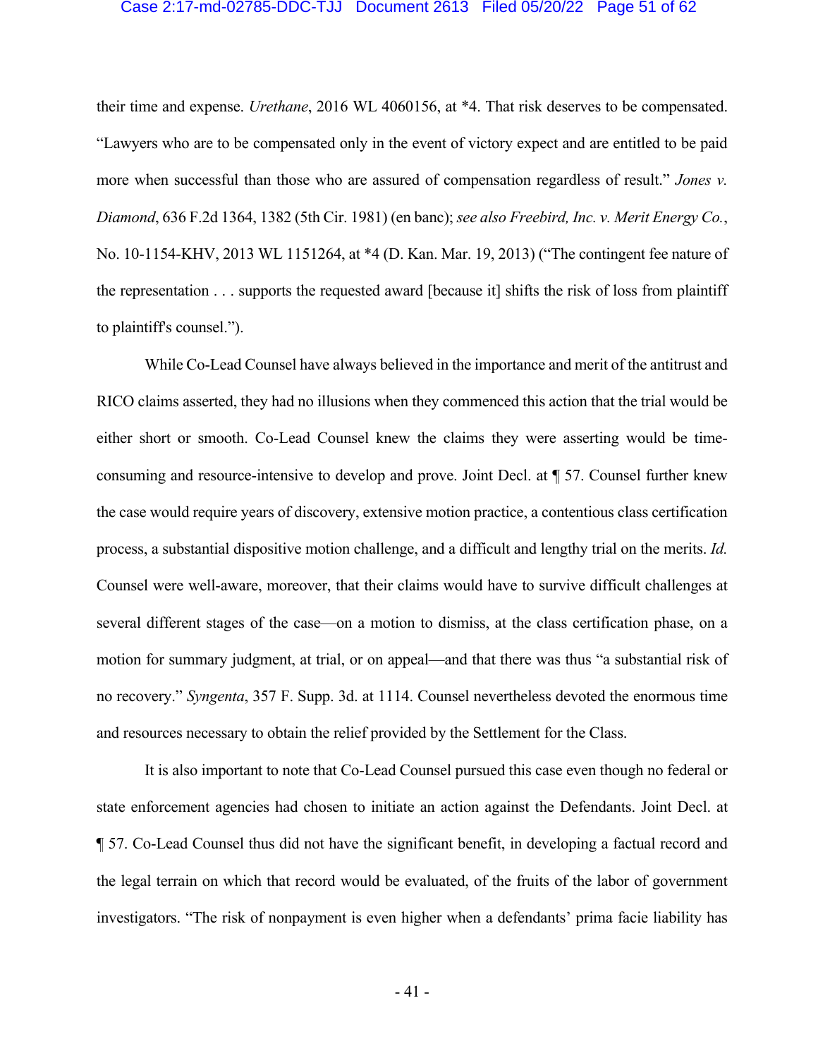their time and expense. *Urethane*, 2016 WL 4060156, at *4. That risk deserves to be compensated. "Lawyers who are to be compensated only in the event of victory expect and are entitled to be paid more when successful than those who are assured of compensation regardless of result." *Jones v. Diamond*, 636 F.2d 1364, 1382 (5th Cir. 1981) (en banc); *see also Freebird, Inc. v. Merit Energy Co.*, No. 10-1154-KHV, 2013 WL 1151264, at *4 (D. Kan. Mar. 19, 2013) ("The contingent fee nature of the representation . . . supports the requested award [because it] shifts the risk of loss from plaintiff to plaintiff's counsel.").

While Co-Lead Counsel have always believed in the importance and merit of the antitrust and RICO claims asserted, they had no illusions when they commenced this action that the trial would be either short or smooth. Co-Lead Counsel knew the claims they were asserting would be time-consuming and resource-intensive to develop and prove. Joint Decl. at ¶ 57. Counsel further knew the case would require years of discovery, extensive motion practice, a contentious class certification process, a substantial dispositive motion challenge, and a difficult and lengthy trial on the merits. *Id.* Counsel were well-aware, moreover, that their claims would have to survive difficult challenges at several different stages of the case—on a motion to dismiss, at the class certification phase, on a motion for summary judgment, at trial, or on appeal—and that there was thus "a substantial risk of no recovery." *Syngenta*, 357 F. Supp. 3d. at 1114. Counsel nevertheless devoted the enormous time and resources necessary to obtain the relief provided by the Settlement for the Class.

It is also important to note that Co-Lead Counsel pursued this case even though no federal or state enforcement agencies had chosen to initiate an action against the Defendants. Joint Decl. at ¶ 57. Co-Lead Counsel thus did not have the significant benefit, in developing a factual record and the legal terrain on which that record would be evaluated, of the fruits of the labor of government investigators. "The risk of nonpayment is even higher when a defendants' prima facie liability has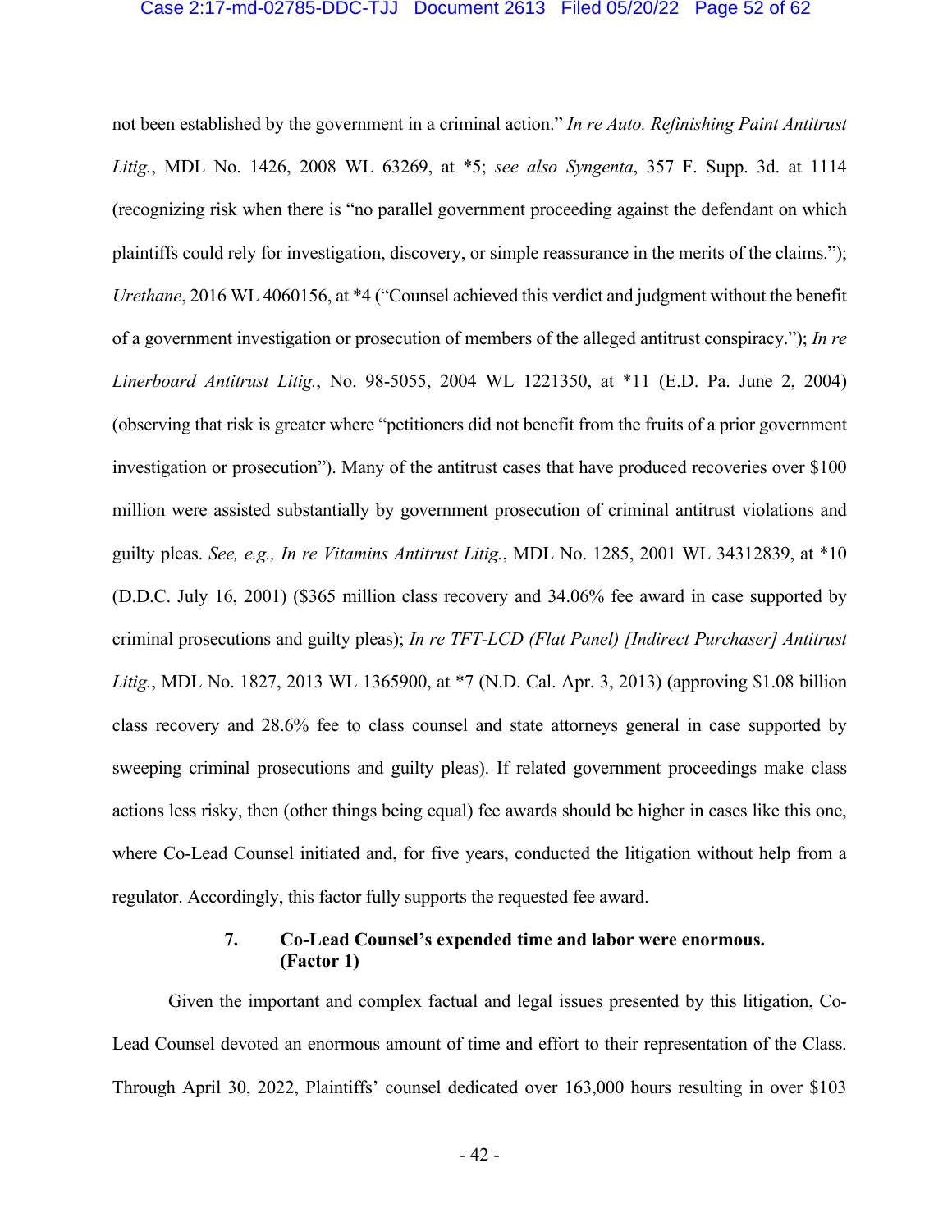not been established by the government in a criminal action." *In re Auto. Refinishing Paint Antitrust Litig.*, MDL No. 1426, 2008 WL 63269, at *5; *see also Syngenta*, 357 F. Supp. 3d. at 1114 (recognizing risk when there is "no parallel government proceeding against the defendant on which plaintiffs could rely for investigation, discovery, or simple reassurance in the merits of the claims."); *Urethane*, 2016 WL 4060156, at *4 ("Counsel achieved this verdict and judgment without the benefit of a government investigation or prosecution of members of the alleged antitrust conspiracy."); *In re Linerboard Antitrust Litig.*, No. 98-5055, 2004 WL 1221350, at *11 (E.D. Pa. June 2, 2004) (observing that risk is greater where "petitioners did not benefit from the fruits of a prior government investigation or prosecution"). Many of the antitrust cases that have produced recoveries over $100 million were assisted substantially by government prosecution of criminal antitrust violations and guilty pleas. *See, e.g., In re Vitamins Antitrust Litig.*, MDL No. 1285, 2001 WL 34312839, at *10 (D.D.C. July 16, 2001) ($365 million class recovery and 34.06% fee award in case supported by criminal prosecutions and guilty pleas); *In re TFT-LCD (Flat Panel) [Indirect Purchaser] Antitrust Litig.*, MDL No. 1827, 2013 WL 1365900, at *7 (N.D. Cal. Apr. 3, 2013) (approving $1.08 billion class recovery and 28.6% fee to class counsel and state attorneys general in case supported by sweeping criminal prosecutions and guilty pleas). If related government proceedings make class actions less risky, then (other things being equal) fee awards should be higher in cases like this one, where Co-Lead Counsel initiated and, for five years, conducted the litigation without help from a regulator. Accordingly, this factor fully supports the requested fee award.

### 7. Co-Lead Counsel's expended time and labor were enormous. (Factor 1)

Given the important and complex factual and legal issues presented by this litigation, Co-Lead Counsel devoted an enormous amount of time and effort to their representation of the Class. Through April 30, 2022, Plaintiffs' counsel dedicated over 163,000 hours resulting in over $103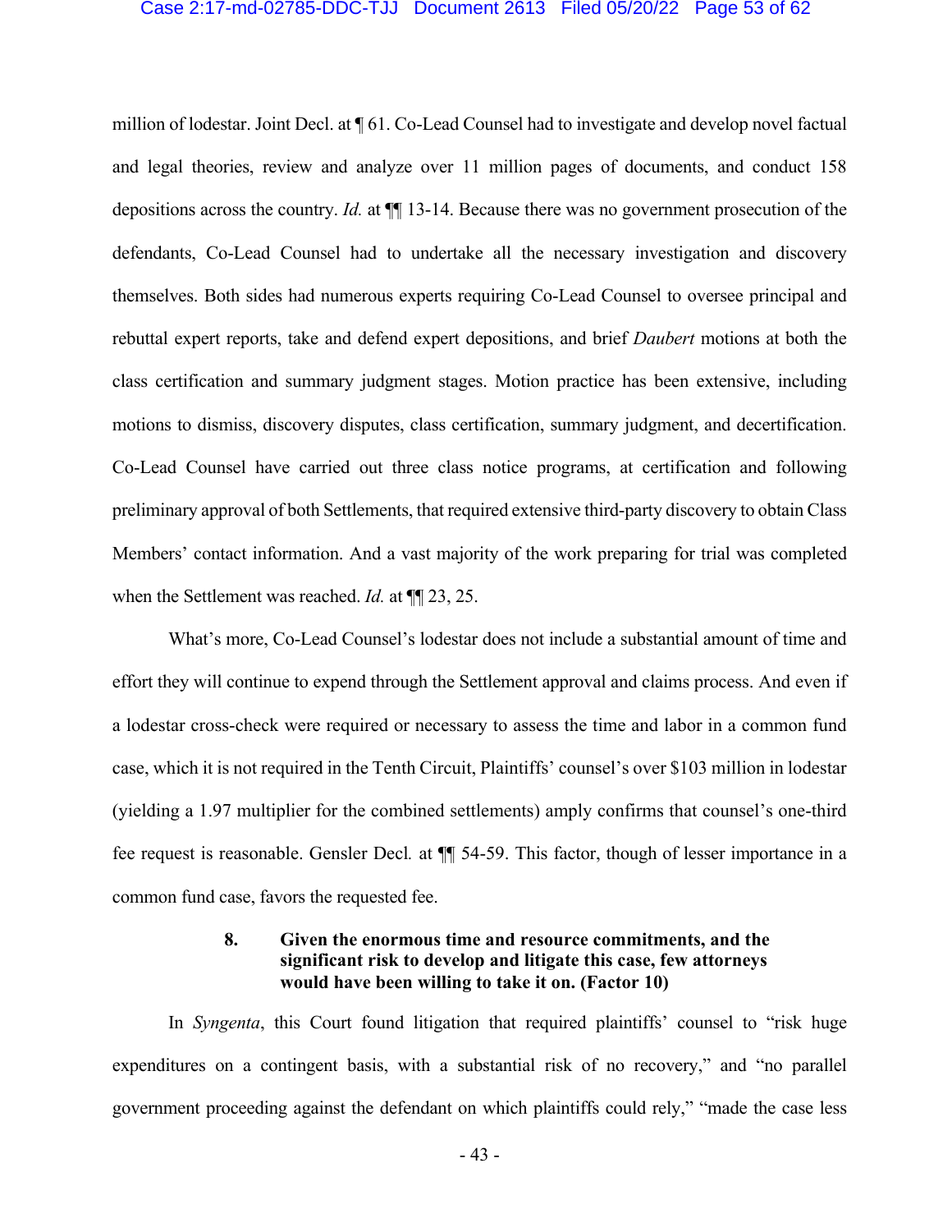million of lodestar. Joint Decl. at ¶ 61. Co-Lead Counsel had to investigate and develop novel factual and legal theories, review and analyze over 11 million pages of documents, and conduct 158 depositions across the country. *Id.* at ¶¶ 13-14. Because there was no government prosecution of the defendants, Co-Lead Counsel had to undertake all the necessary investigation and discovery themselves. Both sides had numerous experts requiring Co-Lead Counsel to oversee principal and rebuttal expert reports, take and defend expert depositions, and brief *Daubert* motions at both the class certification and summary judgment stages. Motion practice has been extensive, including motions to dismiss, discovery disputes, class certification, summary judgment, and decertification. Co-Lead Counsel have carried out three class notice programs, at certification and following preliminary approval of both Settlements, that required extensive third-party discovery to obtain Class Members' contact information. And a vast majority of the work preparing for trial was completed when the Settlement was reached. *Id.* at ¶¶ 23, 25.

What's more, Co-Lead Counsel's lodestar does not include a substantial amount of time and effort they will continue to expend through the Settlement approval and claims process. And even if a lodestar cross-check were required or necessary to assess the time and labor in a common fund case, which it is not required in the Tenth Circuit, Plaintiffs' counsel's over $103 million in lodestar (yielding a 1.97 multiplier for the combined settlements) amply confirms that counsel's one-third fee request is reasonable. Gensler Decl. at ¶¶ 54-59. This factor, though of lesser importance in a common fund case, favors the requested fee.

### 8. Given the enormous time and resource commitments, and the significant risk to develop and litigate this case, few attorneys would have been willing to take it on. (Factor 10)

In *Syngenta*, this Court found litigation that required plaintiffs' counsel to "risk huge expenditures on a contingent basis, with a substantial risk of no recovery," and "no parallel government proceeding against the defendant on which plaintiffs could rely," "made the case less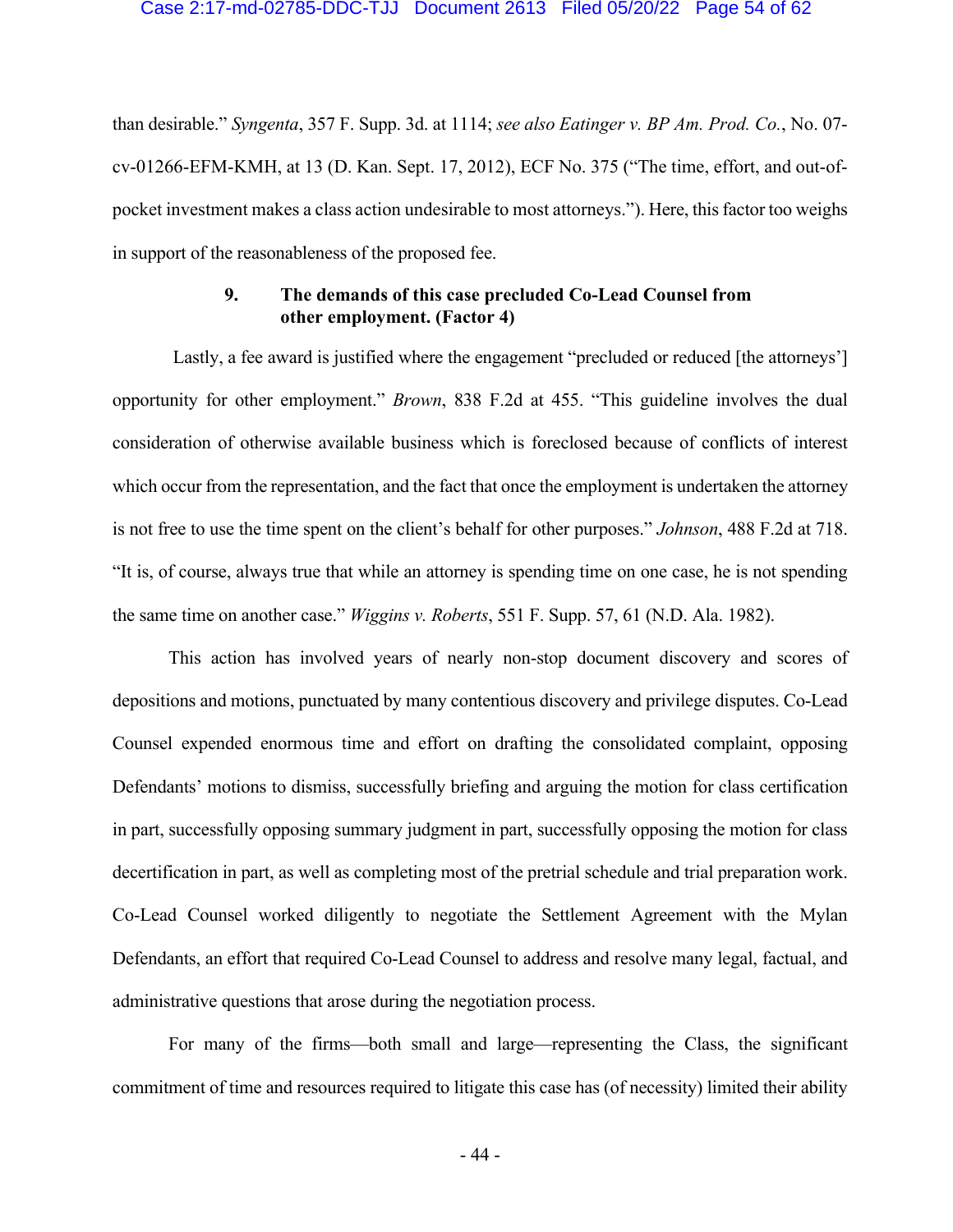than desirable." *Syngenta*, 357 F. Supp. 3d. at 1114; *see also Eatinger v. BP Am. Prod. Co.*, No. 07-cv-01266-EFM-KMH, at 13 (D. Kan. Sept. 17, 2012), ECF No. 375 ("The time, effort, and out-of-pocket investment makes a class action undesirable to most attorneys."). Here, this factor too weighs in support of the reasonableness of the proposed fee.

### 9. The demands of this case precluded Co-Lead Counsel from other employment. (Factor 4)

Lastly, a fee award is justified where the engagement "precluded or reduced [the attorneys'] opportunity for other employment." *Brown*, 838 F.2d at 455. "This guideline involves the dual consideration of otherwise available business which is foreclosed because of conflicts of interest which occur from the representation, and the fact that once the employment is undertaken the attorney is not free to use the time spent on the client's behalf for other purposes." *Johnson*, 488 F.2d at 718. "It is, of course, always true that while an attorney is spending time on one case, he is not spending the same time on another case." *Wiggins v. Roberts*, 551 F. Supp. 57, 61 (N.D. Ala. 1982).

This action has involved years of nearly non-stop document discovery and scores of depositions and motions, punctuated by many contentious discovery and privilege disputes. Co-Lead Counsel expended enormous time and effort on drafting the consolidated complaint, opposing Defendants' motions to dismiss, successfully briefing and arguing the motion for class certification in part, successfully opposing summary judgment in part, successfully opposing the motion for class decertification in part, as well as completing most of the pretrial schedule and trial preparation work. Co-Lead Counsel worked diligently to negotiate the Settlement Agreement with the Mylan Defendants, an effort that required Co-Lead Counsel to address and resolve many legal, factual, and administrative questions that arose during the negotiation process.

For many of the firms—both small and large—representing the Class, the significant commitment of time and resources required to litigate this case has (of necessity) limited their ability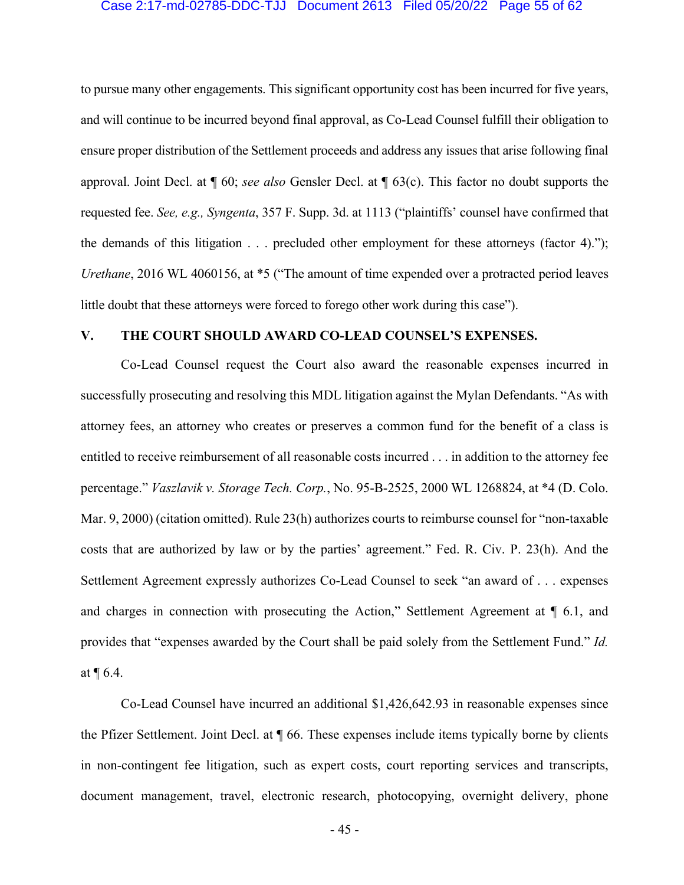to pursue many other engagements. This significant opportunity cost has been incurred for five years, and will continue to be incurred beyond final approval, as Co-Lead Counsel fulfill their obligation to ensure proper distribution of the Settlement proceeds and address any issues that arise following final approval. Joint Decl. at ¶ 60; *see also* Gensler Decl. at ¶ 63(c). This factor no doubt supports the requested fee. *See, e.g., Syngenta*, 357 F. Supp. 3d. at 1113 ("plaintiffs' counsel have confirmed that the demands of this litigation . . . precluded other employment for these attorneys (factor 4)."); *Urethane*, 2016 WL 4060156, at *5 ("The amount of time expended over a protracted period leaves little doubt that these attorneys were forced to forego other work during this case").

## V. THE COURT SHOULD AWARD CO-LEAD COUNSEL'S EXPENSES.

Co-Lead Counsel request the Court also award the reasonable expenses incurred in successfully prosecuting and resolving this MDL litigation against the Mylan Defendants. "As with attorney fees, an attorney who creates or preserves a common fund for the benefit of a class is entitled to receive reimbursement of all reasonable costs incurred . . . in addition to the attorney fee percentage." *Vaszlavik v. Storage Tech. Corp.*, No. 95-B-2525, 2000 WL 1268824, at *4 (D. Colo. Mar. 9, 2000) (citation omitted). Rule 23(h) authorizes courts to reimburse counsel for "non-taxable costs that are authorized by law or by the parties' agreement." Fed. R. Civ. P. 23(h). And the Settlement Agreement expressly authorizes Co-Lead Counsel to seek "an award of . . . expenses and charges in connection with prosecuting the Action," Settlement Agreement at ¶ 6.1, and provides that "expenses awarded by the Court shall be paid solely from the Settlement Fund." *Id.* at ¶ 6.4.

Co-Lead Counsel have incurred an additional $1,426,642.93 in reasonable expenses since the Pfizer Settlement. Joint Decl. at ¶ 66. These expenses include items typically borne by clients in non-contingent fee litigation, such as expert costs, court reporting services and transcripts, document management, travel, electronic research, photocopying, overnight delivery, phone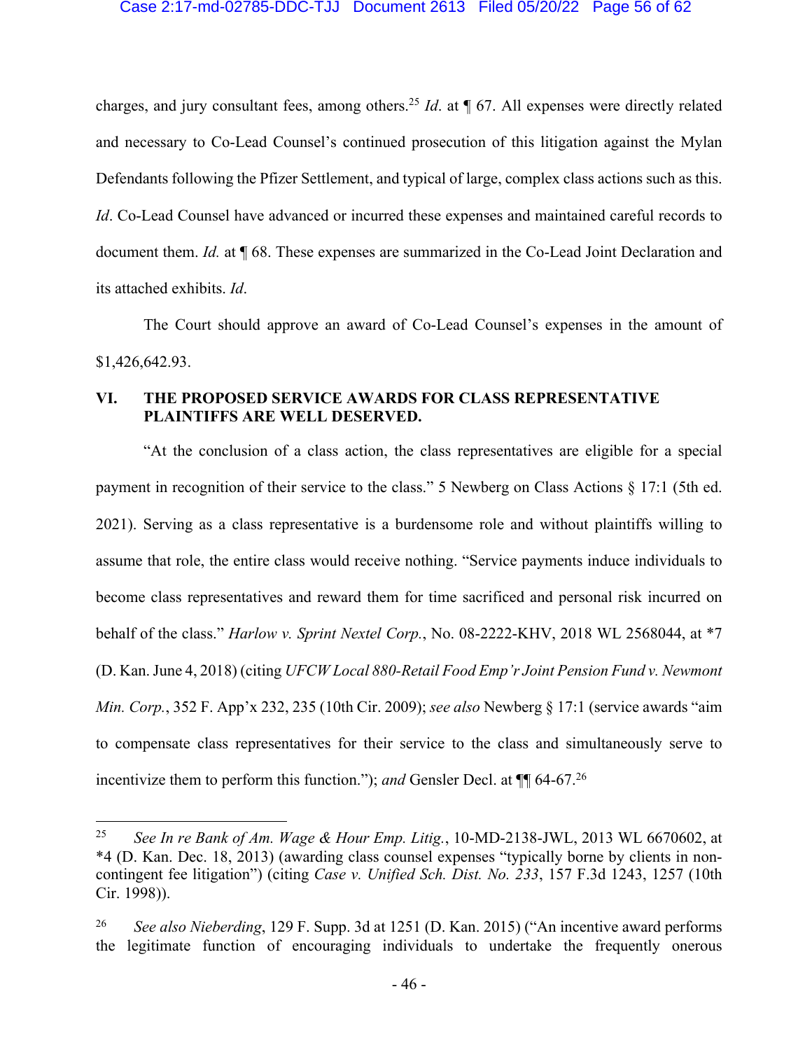charges, and jury consultant fees, among others.[25] *Id*. at ¶ 67. All expenses were directly related and necessary to Co-Lead Counsel's continued prosecution of this litigation against the Mylan Defendants following the Pfizer Settlement, and typical of large, complex class actions such as this. *Id*. Co-Lead Counsel have advanced or incurred these expenses and maintained careful records to document them. *Id.* at ¶ 68. These expenses are summarized in the Co-Lead Joint Declaration and its attached exhibits. *Id*.

The Court should approve an award of Co-Lead Counsel's expenses in the amount of $1,426,642.93.

## VI. THE PROPOSED SERVICE AWARDS FOR CLASS REPRESENTATIVE PLAINTIFFS ARE WELL DESERVED.

"At the conclusion of a class action, the class representatives are eligible for a special payment in recognition of their service to the class." 5 Newberg on Class Actions § 17:1 (5th ed. 2021). Serving as a class representative is a burdensome role and without plaintiffs willing to assume that role, the entire class would receive nothing. "Service payments induce individuals to become class representatives and reward them for time sacrificed and personal risk incurred on behalf of the class." *Harlow v. Sprint Nextel Corp.*, No. 08-2222-KHV, 2018 WL 2568044, at *7 (D. Kan. June 4, 2018) (citing *UFCW Local 880-Retail Food Emp'r Joint Pension Fund v. Newmont Min. Corp.*, 352 F. App'x 232, 235 (10th Cir. 2009); *see also* Newberg § 17:1 (service awards "aim to compensate class representatives for their service to the class and simultaneously serve to incentivize them to perform this function."); *and* Gensler Decl. at ¶¶ 64-67.[26]

---

[25] *See In re Bank of Am. Wage & Hour Emp. Litig.*, 10-MD-2138-JWL, 2013 WL 6670602, at *4 (D. Kan. Dec. 18, 2013) (awarding class counsel expenses "typically borne by clients in non-contingent fee litigation") (citing *Case v. Unified Sch. Dist. No. 233*, 157 F.3d 1243, 1257 (10th Cir. 1998)).

[26] *See also Nieberding*, 129 F. Supp. 3d at 1251 (D. Kan. 2015) ("An incentive award performs the legitimate function of encouraging individuals to undertake the frequently onerous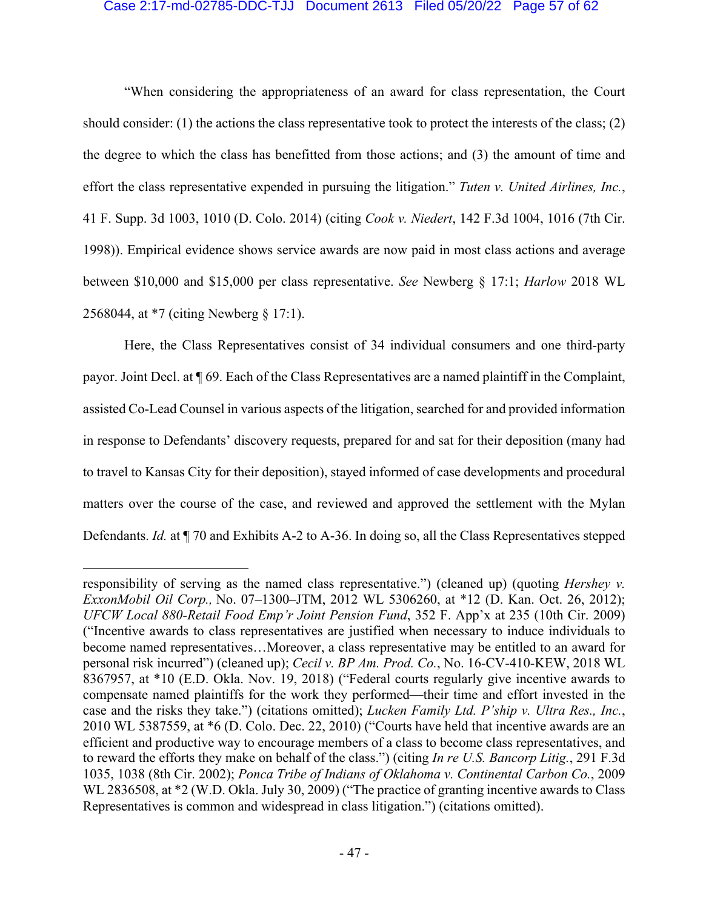"When considering the appropriateness of an award for class representation, the Court should consider: (1) the actions the class representative took to protect the interests of the class; (2) the degree to which the class has benefitted from those actions; and (3) the amount of time and effort the class representative expended in pursuing the litigation." *Tuten v. United Airlines, Inc.*, 41 F. Supp. 3d 1003, 1010 (D. Colo. 2014) (citing *Cook v. Niedert*, 142 F.3d 1004, 1016 (7th Cir. 1998)). Empirical evidence shows service awards are now paid in most class actions and average between $10,000 and $15,000 per class representative. *See* Newberg § 17:1; *Harlow* 2018 WL 2568044, at *7 (citing Newberg § 17:1).

Here, the Class Representatives consist of 34 individual consumers and one third-party payor. Joint Decl. at ¶ 69. Each of the Class Representatives are a named plaintiff in the Complaint, assisted Co-Lead Counsel in various aspects of the litigation, searched for and provided information in response to Defendants' discovery requests, prepared for and sat for their deposition (many had to travel to Kansas City for their deposition), stayed informed of case developments and procedural matters over the course of the case, and reviewed and approved the settlement with the Mylan Defendants. *Id.* at ¶ 70 and Exhibits A-2 to A-36. In doing so, all the Class Representatives stepped

---

responsibility of serving as the named class representative.") (cleaned up) (quoting *Hershey v. ExxonMobil Oil Corp.,* No. 07–1300–JTM, 2012 WL 5306260, at *12 (D. Kan. Oct. 26, 2012); *UFCW Local 880-Retail Food Emp'r Joint Pension Fund*, 352 F. App'x at 235 (10th Cir. 2009) ("Incentive awards to class representatives are justified when necessary to induce individuals to become named representatives…Moreover, a class representative may be entitled to an award for personal risk incurred") (cleaned up); *Cecil v. BP Am. Prod. Co.*, No. 16-CV-410-KEW, 2018 WL 8367957, at *10 (E.D. Okla. Nov. 19, 2018) ("Federal courts regularly give incentive awards to compensate named plaintiffs for the work they performed—their time and effort invested in the case and the risks they take.") (citations omitted); *Lucken Family Ltd. P'ship v. Ultra Res., Inc.*, 2010 WL 5387559, at *6 (D. Colo. Dec. 22, 2010) ("Courts have held that incentive awards are an efficient and productive way to encourage members of a class to become class representatives, and to reward the efforts they make on behalf of the class.") (citing *In re U.S. Bancorp Litig.*, 291 F.3d 1035, 1038 (8th Cir. 2002); *Ponca Tribe of Indians of Oklahoma v. Continental Carbon Co.*, 2009 WL 2836508, at *2 (W.D. Okla. July 30, 2009) ("The practice of granting incentive awards to Class Representatives is common and widespread in class litigation.") (citations omitted).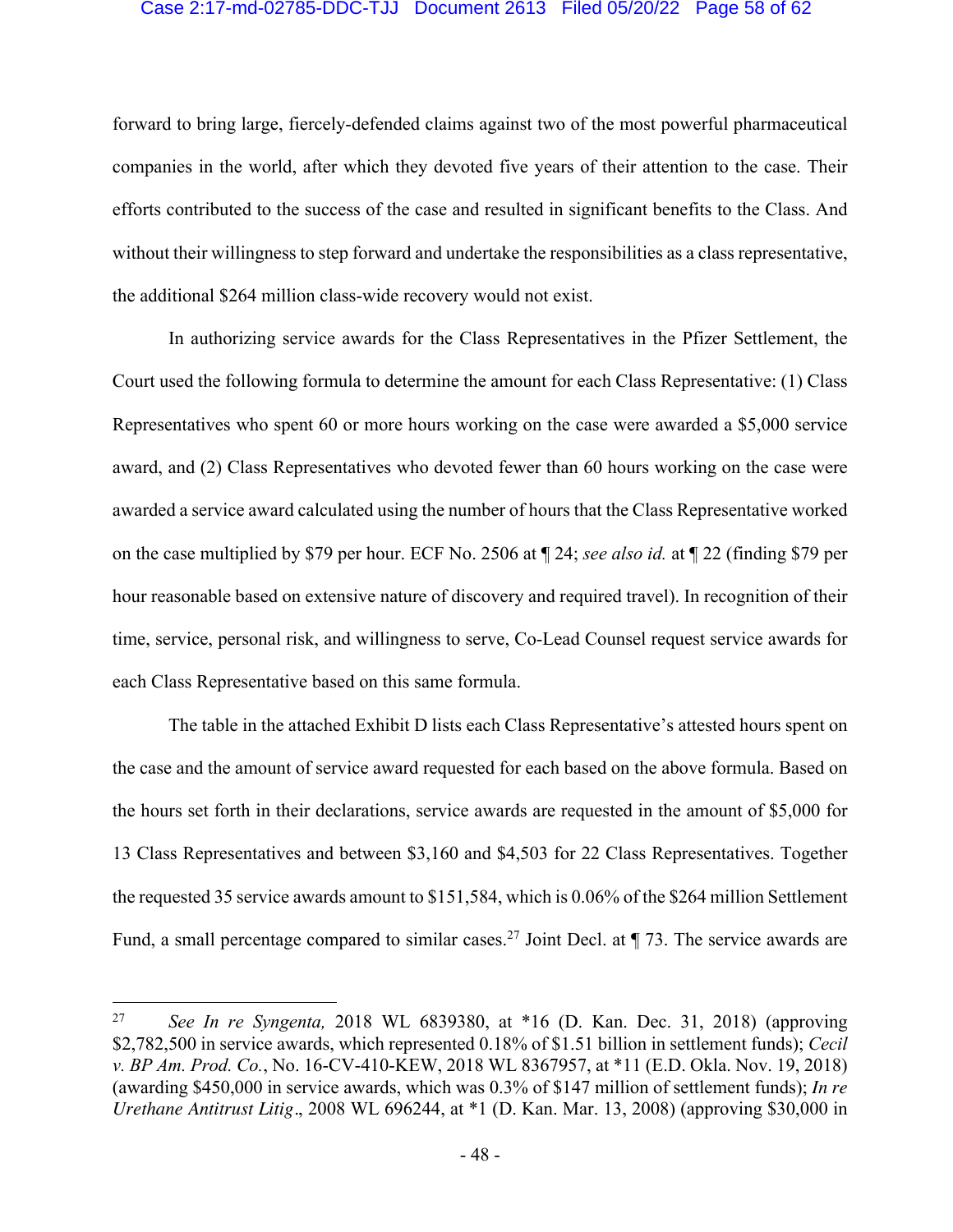forward to bring large, fiercely-defended claims against two of the most powerful pharmaceutical companies in the world, after which they devoted five years of their attention to the case. Their efforts contributed to the success of the case and resulted in significant benefits to the Class. And without their willingness to step forward and undertake the responsibilities as a class representative, the additional $264 million class-wide recovery would not exist.

In authorizing service awards for the Class Representatives in the Pfizer Settlement, the Court used the following formula to determine the amount for each Class Representative: (1) Class Representatives who spent 60 or more hours working on the case were awarded a $5,000 service award, and (2) Class Representatives who devoted fewer than 60 hours working on the case were awarded a service award calculated using the number of hours that the Class Representative worked on the case multiplied by $79 per hour. ECF No. 2506 at ¶ 24; *see also id.* at ¶ 22 (finding $79 per hour reasonable based on extensive nature of discovery and required travel). In recognition of their time, service, personal risk, and willingness to serve, Co-Lead Counsel request service awards for each Class Representative based on this same formula.

The table in the attached Exhibit D lists each Class Representative's attested hours spent on the case and the amount of service award requested for each based on the above formula. Based on the hours set forth in their declarations, service awards are requested in the amount of $5,000 for 13 Class Representatives and between $3,160 and $4,503 for 22 Class Representatives. Together the requested 35 service awards amount to $151,584, which is 0.06% of the $264 million Settlement Fund, a small percentage compared to similar cases.[27] Joint Decl. at ¶ 73. The service awards are

---

[27] *See In re Syngenta,* 2018 WL 6839380, at *16 (D. Kan. Dec. 31, 2018) (approving $2,782,500 in service awards, which represented 0.18% of $1.51 billion in settlement funds); *Cecil v. BP Am. Prod. Co.*, No. 16-CV-410-KEW, 2018 WL 8367957, at *11 (E.D. Okla. Nov. 19, 2018) (awarding $450,000 in service awards, which was 0.3% of $147 million of settlement funds); *In re Urethane Antitrust Litig*., 2008 WL 696244, at *1 (D. Kan. Mar. 13, 2008) (approving $30,000 in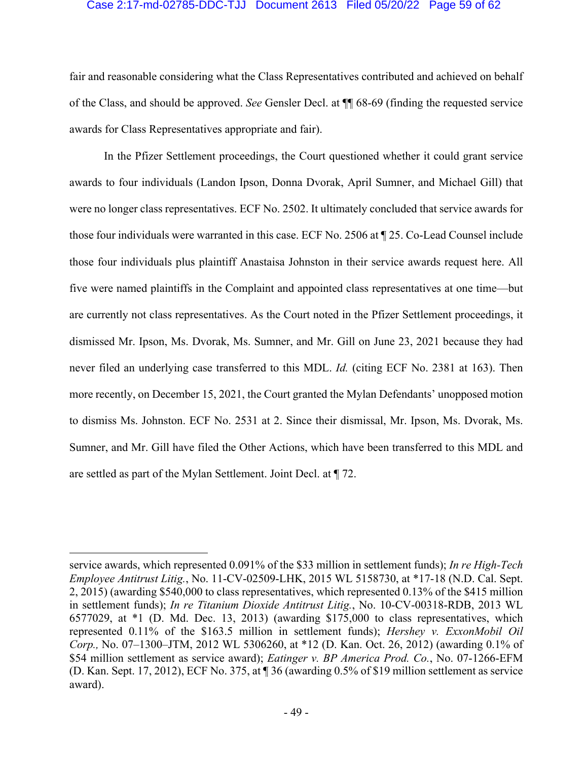fair and reasonable considering what the Class Representatives contributed and achieved on behalf of the Class, and should be approved. *See* Gensler Decl. at ¶¶ 68-69 (finding the requested service awards for Class Representatives appropriate and fair).

In the Pfizer Settlement proceedings, the Court questioned whether it could grant service awards to four individuals (Landon Ipson, Donna Dvorak, April Sumner, and Michael Gill) that were no longer class representatives. ECF No. 2502. It ultimately concluded that service awards for those four individuals were warranted in this case. ECF No. 2506 at ¶ 25. Co-Lead Counsel include those four individuals plus plaintiff Anastaisa Johnston in their service awards request here. All five were named plaintiffs in the Complaint and appointed class representatives at one time—but are currently not class representatives. As the Court noted in the Pfizer Settlement proceedings, it dismissed Mr. Ipson, Ms. Dvorak, Ms. Sumner, and Mr. Gill on June 23, 2021 because they had never filed an underlying case transferred to this MDL. *Id.* (citing ECF No. 2381 at 163). Then more recently, on December 15, 2021, the Court granted the Mylan Defendants' unopposed motion to dismiss Ms. Johnston. ECF No. 2531 at 2. Since their dismissal, Mr. Ipson, Ms. Dvorak, Ms. Sumner, and Mr. Gill have filed the Other Actions, which have been transferred to this MDL and are settled as part of the Mylan Settlement. Joint Decl. at ¶ 72.

---

service awards, which represented 0.091% of the $33 million in settlement funds); *In re High-Tech Employee Antitrust Litig.*, No. 11-CV-02509-LHK, 2015 WL 5158730, at *17-18 (N.D. Cal. Sept. 2, 2015) (awarding $540,000 to class representatives, which represented 0.13% of the $415 million in settlement funds); *In re Titanium Dioxide Antitrust Litig.*, No. 10-CV-00318-RDB, 2013 WL 6577029, at *1 (D. Md. Dec. 13, 2013) (awarding $175,000 to class representatives, which represented 0.11% of the $163.5 million in settlement funds); *Hershey v. ExxonMobil Oil Corp.,* No. 07–1300–JTM, 2012 WL 5306260, at *12 (D. Kan. Oct. 26, 2012) (awarding 0.1% of $54 million settlement as service award); *Eatinger v. BP America Prod. Co.*, No. 07-1266-EFM (D. Kan. Sept. 17, 2012), ECF No. 375, at ¶ 36 (awarding 0.5% of $19 million settlement as service award).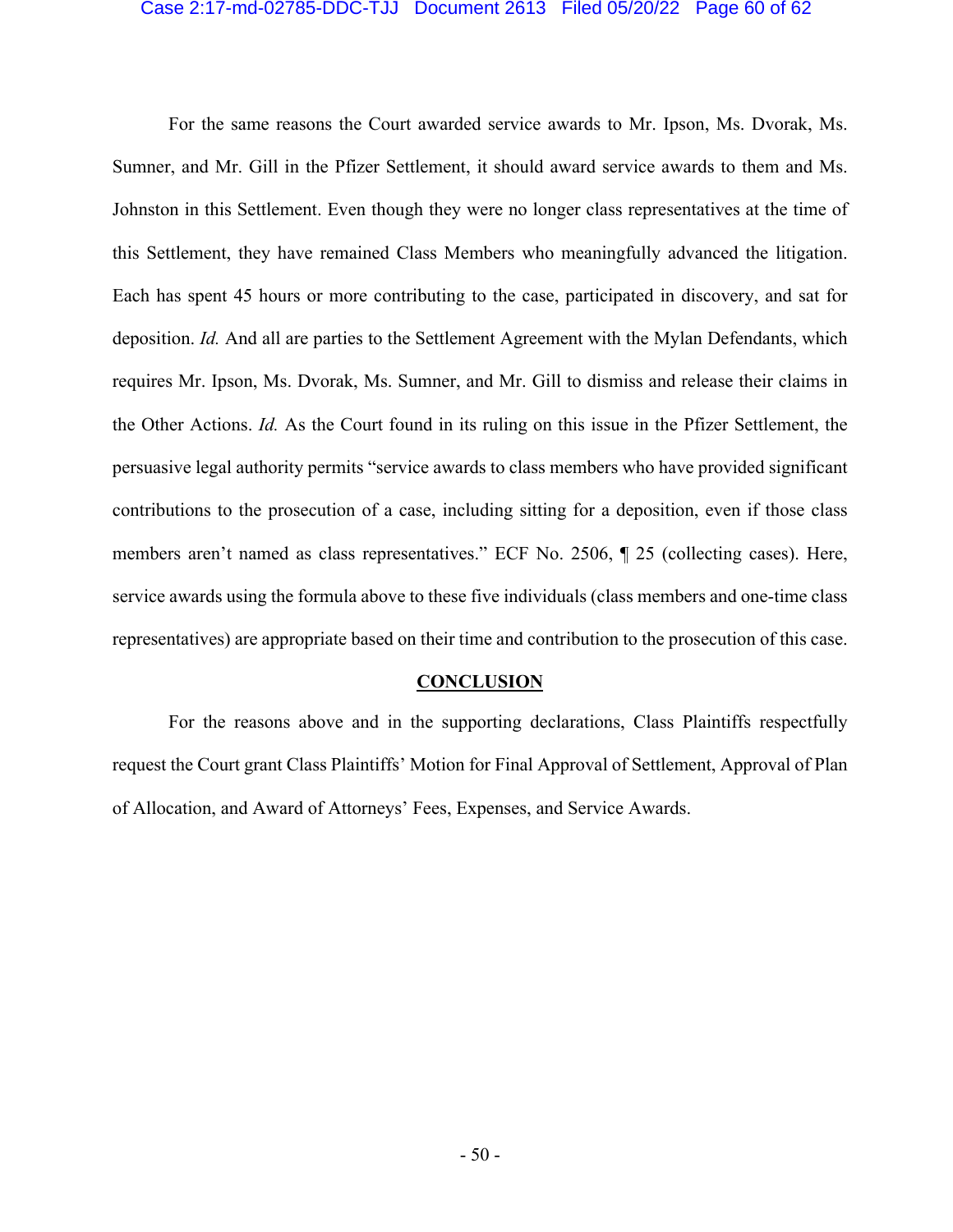For the same reasons the Court awarded service awards to Mr. Ipson, Ms. Dvorak, Ms. Sumner, and Mr. Gill in the Pfizer Settlement, it should award service awards to them and Ms. Johnston in this Settlement. Even though they were no longer class representatives at the time of this Settlement, they have remained Class Members who meaningfully advanced the litigation. Each has spent 45 hours or more contributing to the case, participated in discovery, and sat for deposition. *Id.* And all are parties to the Settlement Agreement with the Mylan Defendants, which requires Mr. Ipson, Ms. Dvorak, Ms. Sumner, and Mr. Gill to dismiss and release their claims in the Other Actions. *Id.* As the Court found in its ruling on this issue in the Pfizer Settlement, the persuasive legal authority permits "service awards to class members who have provided significant contributions to the prosecution of a case, including sitting for a deposition, even if those class members aren't named as class representatives." ECF No. 2506, ¶ 25 (collecting cases). Here, service awards using the formula above to these five individuals (class members and one-time class representatives) are appropriate based on their time and contribution to the prosecution of this case.

## CONCLUSION

For the reasons above and in the supporting declarations, Class Plaintiffs respectfully request the Court grant Class Plaintiffs' Motion for Final Approval of Settlement, Approval of Plan of Allocation, and Award of Attorneys' Fees, Expenses, and Service Awards.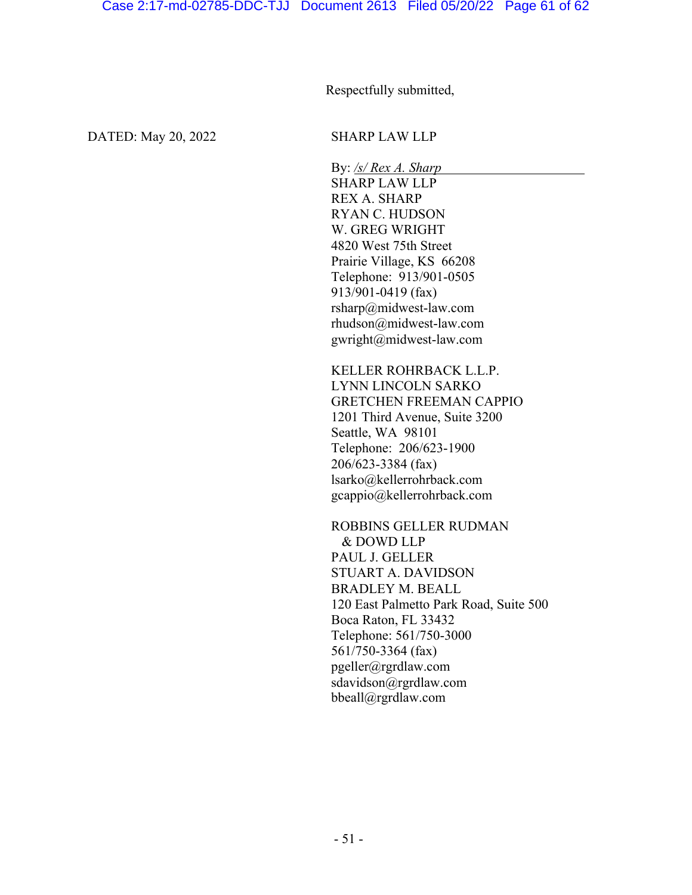Respectfully submitted,

DATED: May 20, 2022

SHARP LAW LLP

By: */s/ Rex A. Sharp*
SHARP LAW LLP
REX A. SHARP
RYAN C. HUDSON
W. GREG WRIGHT
4820 West 75th Street
Prairie Village, KS 66208
Telephone: 913/901-0505
913/901-0419 (fax)
rsharp@midwest-law.com
rhudson@midwest-law.com
gwright@midwest-law.com

KELLER ROHRBACK L.L.P.
LYNN LINCOLN SARKO
GRETCHEN FREEMAN CAPPIO
1201 Third Avenue, Suite 3200
Seattle, WA 98101
Telephone: 206/623-1900
206/623-3384 (fax)
lsarko@kellerrohrback.com
gcappio@kellerrohrback.com

ROBBINS GELLER RUDMAN
& DOWD LLP
PAUL J. GELLER
STUART A. DAVIDSON
BRADLEY M. BEALL
120 East Palmetto Park Road, Suite 500
Boca Raton, FL 33432
Telephone: 561/750-3000
561/750-3364 (fax)
pgeller@rgrdlaw.com
sdavidson@rgrdlaw.com
bbeall@rgrdlaw.com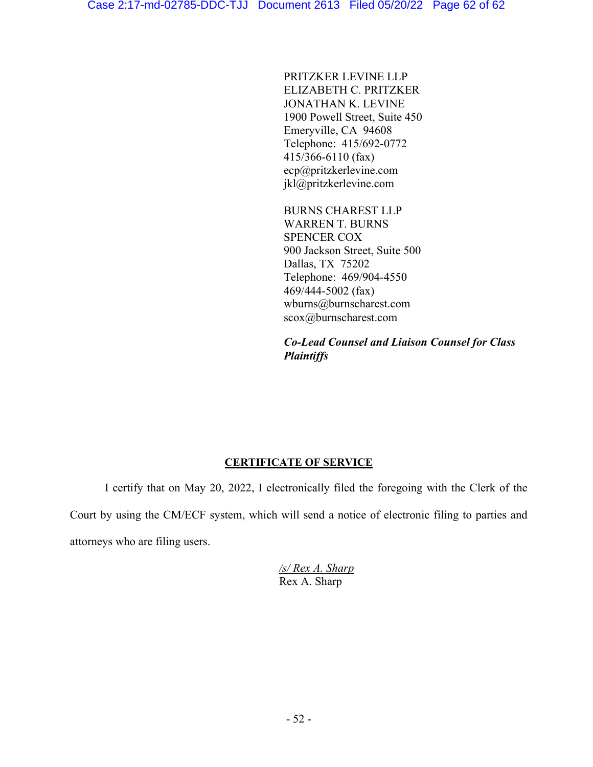PRITZKER LEVINE LLP
ELIZABETH C. PRITZKER
JONATHAN K. LEVINE
1900 Powell Street, Suite 450
Emeryville, CA 94608
Telephone: 415/692-0772
415/366-6110 (fax)
ecp@pritzkerlevine.com
jkl@pritzkerlevine.com

BURNS CHAREST LLP
WARREN T. BURNS
SPENCER COX
900 Jackson Street, Suite 500
Dallas, TX 75202
Telephone: 469/904-4550
469/444-5002 (fax)
wburns@burnscharest.com
scox@burnscharest.com

***Co-Lead Counsel and Liaison Counsel for Class Plaintiffs***

## CERTIFICATE OF SERVICE

I certify that on May 20, 2022, I electronically filed the foregoing with the Clerk of the Court by using the CM/ECF system, which will send a notice of electronic filing to parties and attorneys who are filing users.

*/s/ Rex A. Sharp*
Rex A. Sharp